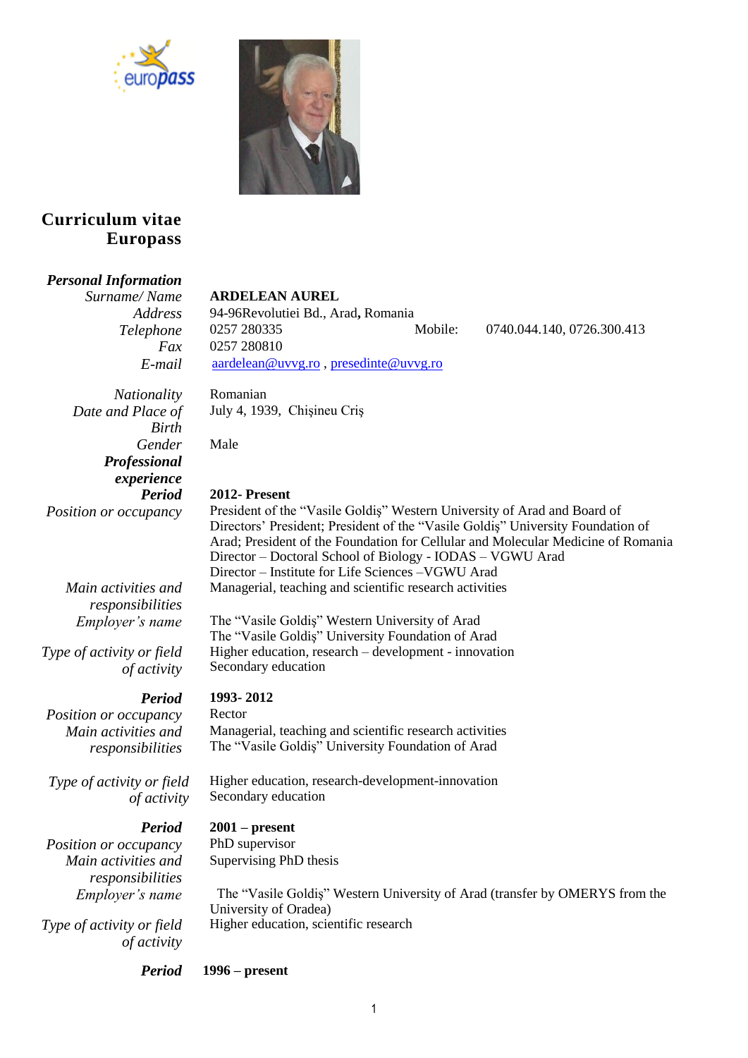# Curriculum vitae Europass

## Personal Information

| | |
|---|---|
| *Surname/ Name* | **ARDELEAN AUREL** |
| *Address* | 94-96Revolutiei Bd., Arad**,** Romania |
| *Telephone* | 0257 280335 Mobile: 0740.044.140, 0726.300.413 |
| *Fax* | 0257 280810 |
| *E-mail* | aardelean@uvvg.ro , presedinte@uvvg.ro |
| *Nationality* | Romanian |
| *Date and Place of Birth* | July 4, 1939, Chişineu Criş |
| *Gender* | Male |

## Professional experience

| | |
|---|---|
| ***Period*** | **2012- Present** |
| *Position or occupancy* | President of the "Vasile Goldiş" Western University of Arad and Board of Directors' President; President of the "Vasile Goldiş" University Foundation of Arad; President of the Foundation for Cellular and Molecular Medicine of Romania<br>Director – Doctoral School of Biology - IODAS – VGWU Arad<br>Director – Institute for Life Sciences –VGWU Arad |
| *Main activities and responsibilities* | Managerial, teaching and scientific research activities |
| *Employer's name* | The "Vasile Goldiş" Western University of Arad<br>The "Vasile Goldiş" University Foundation of Arad |
| *Type of activity or field of activity* | Higher education, research – development - innovation<br>Secondary education |
| ***Period*** | **1993- 2012** |
| *Position or occupancy* | Rector |
| *Main activities and responsibilities* | Managerial, teaching and scientific research activities<br>The "Vasile Goldiş" University Foundation of Arad |
| *Type of activity or field of activity* | Higher education, research-development-innovation<br>Secondary education |
| ***Period*** | **2001 – present** |
| *Position or occupancy* | PhD supervisor |
| *Main activities and responsibilities* | Supervising PhD thesis |
| *Employer's name* | The "Vasile Goldiş" Western University of Arad (transfer by OMERYS from the University of Oradea) |
| *Type of activity or field of activity* | Higher education, scientific research |
| ***Period*** | **1996 – present** |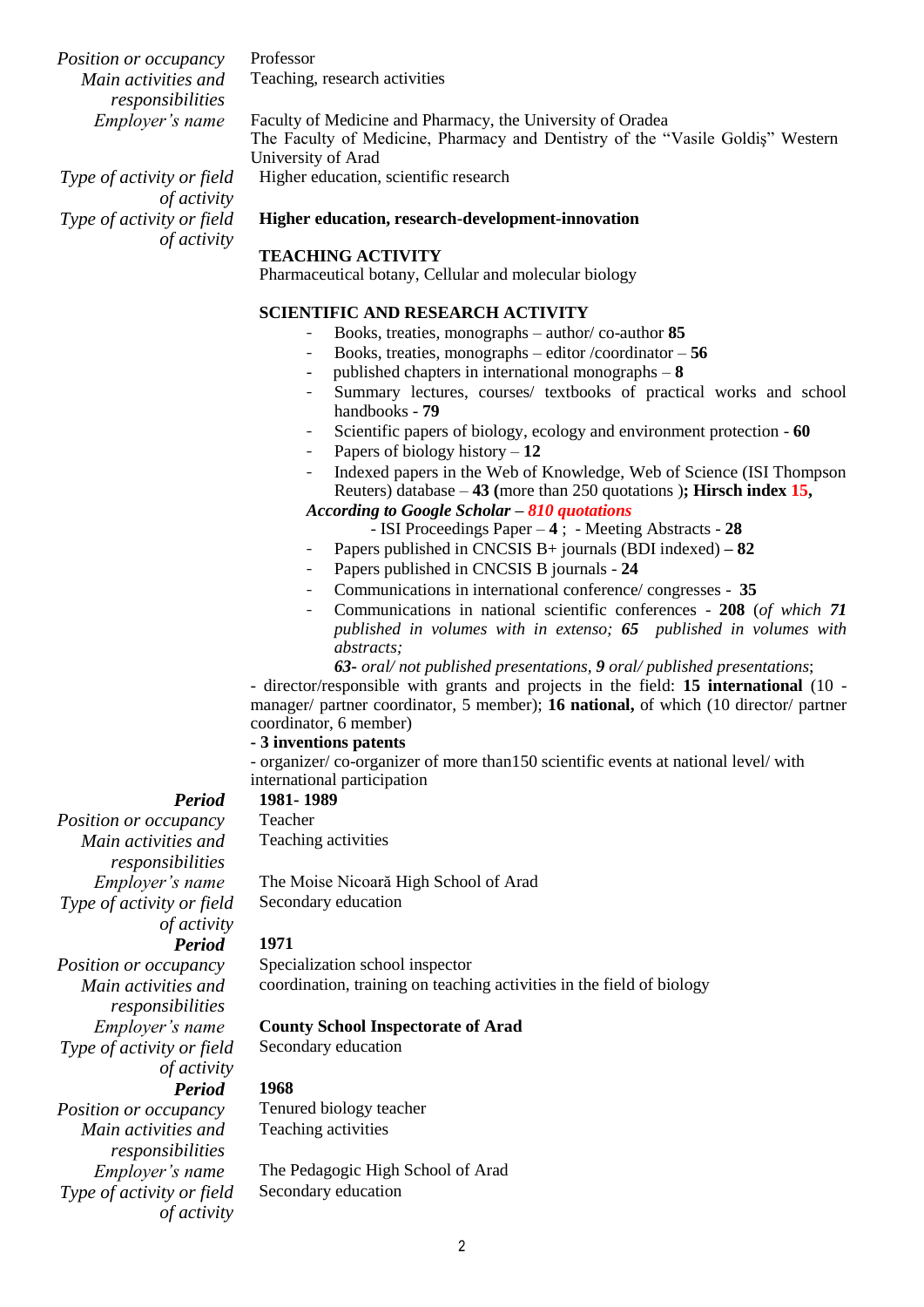*Position or occupancy* Professor

*Main activities and responsibilities* Teaching, research activities

*Employer's name* Faculty of Medicine and Pharmacy, the University of Oradea
The Faculty of Medicine, Pharmacy and Dentistry of the "Vasile Goldiş" Western University of Arad

*Type of activity or field of activity* Higher education, scientific research

*Type of activity or field of activity* **Higher education, research-development-innovation**

**TEACHING ACTIVITY**

Pharmaceutical botany, Cellular and molecular biology

**SCIENTIFIC AND RESEARCH ACTIVITY**

- Books, treaties, monographs – author/ co-author **85**
- Books, treaties, monographs – editor /coordinator – **56**
- published chapters in international monographs – **8**
- Summary lectures, courses/ textbooks of practical works and school handbooks - **79**
- Scientific papers of biology, ecology and environment protection - **60**
- Papers of biology history – **12**
- Indexed papers in the Web of Knowledge, Web of Science (ISI Thompson Reuters) database – **43 (**more than 250 quotations )**; Hirsch index 15,**

***According to Google Scholar – 810 quotations***

- ISI Proceedings Paper – **4** ; - Meeting Abstracts - **28**
- Papers published in CNCSIS B+ journals (BDI indexed) **– 82**
- Papers published in CNCSIS B journals - **24**
- Communications in international conference/ congresses - **35**
- Communications in national scientific conferences - **208** (*of which **71** published in volumes with in extenso; **65** published in volumes with abstracts;*
  ***63****- oral/ not published presentations,* ***9*** *oral/ published presentations*;

- director/responsible with grants and projects in the field: **15 international** (10 - manager/ partner coordinator, 5 member); **16 national,** of which (10 director/ partner coordinator, 6 member)

**- 3 inventions patents**

- organizer/ co-organizer of more than150 scientific events at national level/ with international participation

***Period*** **1981- 1989**

*Position or occupancy* Teacher

*Main activities and responsibilities* Teaching activities

*Employer's name* The Moise Nicoară High School of Arad

*Type of activity or field of activity* Secondary education

***Period*** **1971**

*Position or occupancy* Specialization school inspector

*Main activities and responsibilities* coordination, training on teaching activities in the field of biology

*Employer's name* **County School Inspectorate of Arad**

*Type of activity or field of activity* Secondary education

***Period*** **1968**

*Position or occupancy* Tenured biology teacher

*Main activities and responsibilities* Teaching activities

*Employer's name* The Pedagogic High School of Arad

*Type of activity or field of activity* Secondary education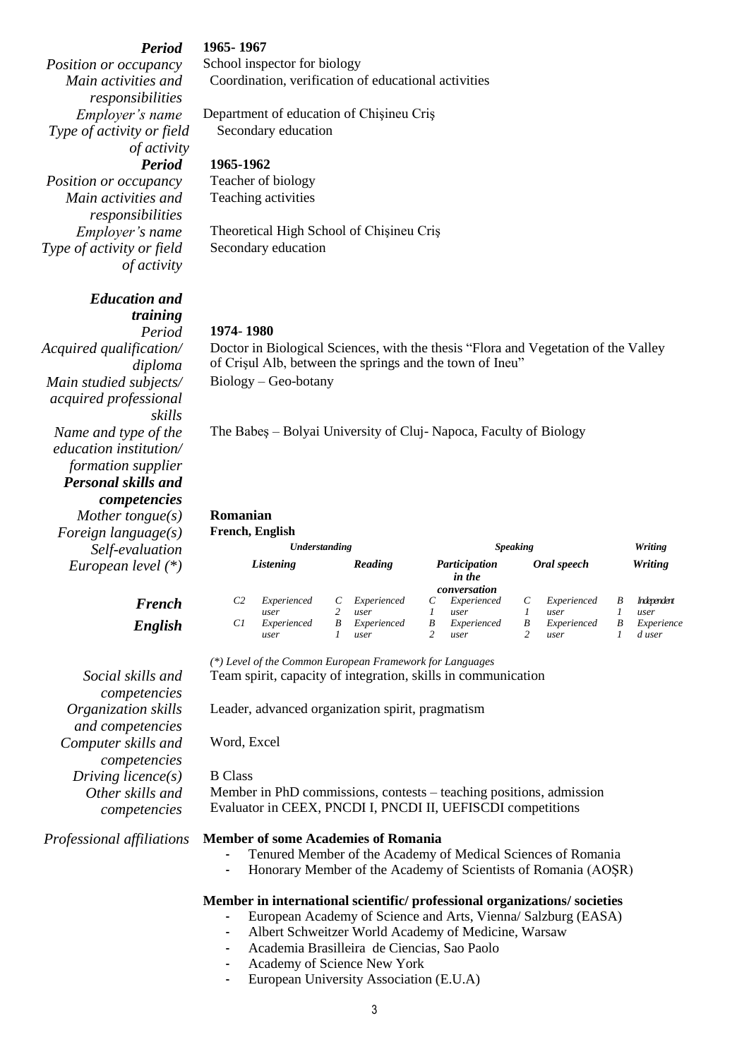*Period* **1965- 1967**

*Position or occupancy* School inspector for biology

*Main activities and responsibilities* Coordination, verification of educational activities

*Employer's name* Department of education of Chişineu Criş

*Type of activity or field of activity* Secondary education

*Period* **1965-1962**

*Position or occupancy* Teacher of biology

*Main activities and responsibilities* Teaching activities

*Employer's name* Theoretical High School of Chişineu Criş

*Type of activity or field of activity* Secondary education

***Education and training***

*Period* **1974- 1980**

*Acquired qualification/ diploma* Doctor in Biological Sciences, with the thesis "Flora and Vegetation of the Valley of Crişul Alb, between the springs and the town of Ineu"

*Main studied subjects/ acquired professional skills* Biology – Geo-botany

*Name and type of the education institution/ formation supplier* The Babeş – Bolyai University of Cluj- Napoca, Faculty of Biology

***Personal skills and competencies***

*Mother tongue(s)* **Romanian**

*Foreign language(s)* **French, English**

*Self-evaluation*

| *European level (\*)* | *Understanding* | | | | *Speaking* | | | | *Writing* | |
|---|---|---|---|---|---|---|---|---|---|---|
| | *Listening* | | *Reading* | | *Participation in the conversation* | | *Oral speech* | | *Writing* | |
| ***French*** | C2 | Experienced user | C2 | Experienced user | C1 | Experienced user | C1 | Experienced user | B1 | Independent user |
| ***English*** | C1 | Experienced user | B1 | Experienced user | B2 | Experienced user | B2 | Experienced user | B1 | Experienced user |

*(\*) Level of the Common European Framework for Languages*

*Social skills and competencies* Team spirit, capacity of integration, skills in communication

*Organization skills and competencies* Leader, advanced organization spirit, pragmatism

*Computer skills and competencies* Word, Excel

*Driving licence(s)* B Class

*Other skills and competencies* Member in PhD commissions, contests – teaching positions, admission
Evaluator in CEEX, PNCDI I, PNCDI II, UEFISCDI competitions

*Professional affiliations* **Member of some Academies of Romania**

- Tenured Member of the Academy of Medical Sciences of Romania
- Honorary Member of the Academy of Scientists of Romania (AOŞR)

**Member in international scientific/ professional organizations/ societies**

- European Academy of Science and Arts, Vienna/ Salzburg (EASA)
- Albert Schweitzer World Academy of Medicine, Warsaw
- Academia Brasilleira de Ciencias, Sao Paolo
- Academy of Science New York
- European University Association (E.U.A)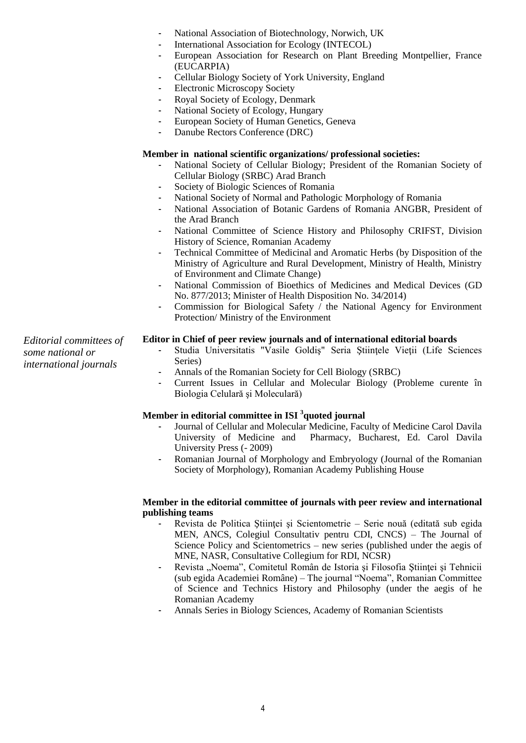- National Association of Biotechnology, Norwich, UK
- International Association for Ecology (INTECOL)
- European Association for Research on Plant Breeding Montpellier, France (EUCARPIA)
- Cellular Biology Society of York University, England
- Electronic Microscopy Society
- Royal Society of Ecology, Denmark
- National Society of Ecology, Hungary
- European Society of Human Genetics, Geneva
- Danube Rectors Conference (DRC)

**Member in national scientific organizations/ professional societies:**

- National Society of Cellular Biology; President of the Romanian Society of Cellular Biology (SRBC) Arad Branch
- Society of Biologic Sciences of Romania
- National Society of Normal and Pathologic Morphology of Romania
- National Association of Botanic Gardens of Romania ANGBR, President of the Arad Branch
- National Committee of Science History and Philosophy CRIFST, Division History of Science, Romanian Academy
- Technical Committee of Medicinal and Aromatic Herbs (by Disposition of the Ministry of Agriculture and Rural Development, Ministry of Health, Ministry of Environment and Climate Change)
- National Commission of Bioethics of Medicines and Medical Devices (GD No. 877/2013; Minister of Health Disposition No. 34/2014)
- Commission for Biological Safety / the National Agency for Environment Protection/ Ministry of the Environment

*Editorial committees of some national or international journals*

**Editor in Chief of peer review journals and of international editorial boards**

- Studia Universitatis "Vasile Goldiş" Seria Ştiinţele Vieţii (Life Sciences Series)
- Annals of the Romanian Society for Cell Biology (SRBC)
- Current Issues in Cellular and Molecular Biology (Probleme curente în Biologia Celulară şi Moleculară)

**Member in editorial committee in ISI [3] quoted journal**

- Journal of Cellular and Molecular Medicine, Faculty of Medicine Carol Davila University of Medicine and Pharmacy, Bucharest, Ed. Carol Davila University Press (- 2009)
- Romanian Journal of Morphology and Embryology (Journal of the Romanian Society of Morphology), Romanian Academy Publishing House

**Member in the editorial committee of journals with peer review and international publishing teams**

- Revista de Politica Științei şi Scientometrie – Serie nouă (editată sub egida MEN, ANCS, Colegiul Consultativ pentru CDI, CNCS) – The Journal of Science Policy and Scientometrics – new series (published under the aegis of MNE, NASR, Consultative Collegium for RDI, NCSR)
- Revista „Noema", Comitetul Român de Istoria şi Filosofia Ştiinţei şi Tehnicii (sub egida Academiei Române) – The journal "Noema", Romanian Committee of Science and Technics History and Philosophy (under the aegis of he Romanian Academy
- Annals Series in Biology Sciences, Academy of Romanian Scientists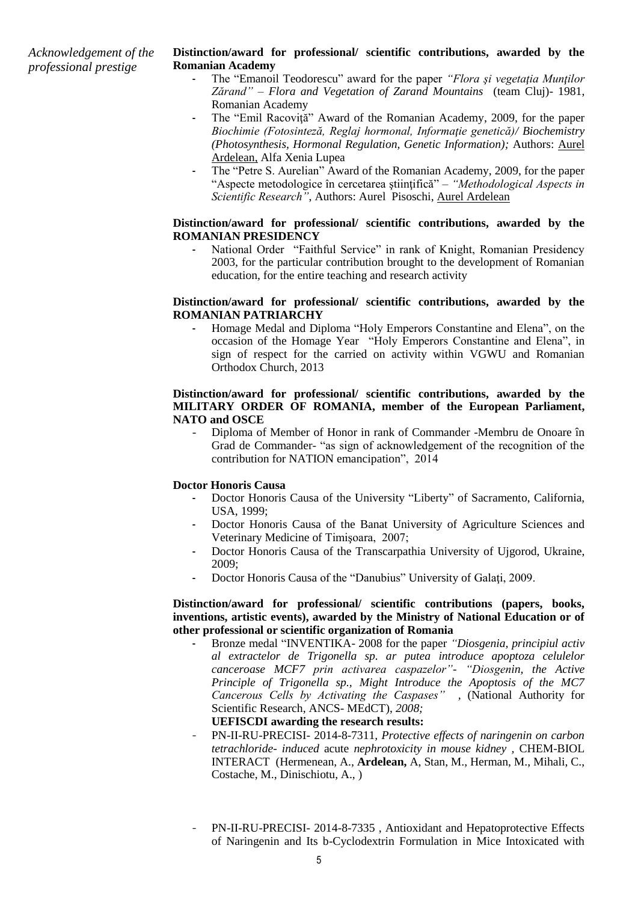*Acknowledgement of the professional prestige*

**Distinction/award for professional/ scientific contributions, awarded by the Romanian Academy**

- The "Emanoil Teodorescu" award for the paper *"Flora şi vegetaţia Munţilor Zărand" – Flora and Vegetation of Zarand Mountains* (team Cluj)- 1981, Romanian Academy
- The "Emil Racoviţă" Award of the Romanian Academy, 2009, for the paper *Biochimie (Fotosinteză, Reglaj hormonal, Informaţie genetică)/ Biochemistry (Photosynthesis, Hormonal Regulation, Genetic Information);* Authors: Aurel Ardelean, Alfa Xenia Lupea
- The "Petre S. Aurelian" Award of the Romanian Academy, 2009, for the paper "Aspecte metodologice în cercetarea ştiinţifică" – *"Methodological Aspects in Scientific Research"*, Authors: Aurel Pisoschi, Aurel Ardelean

**Distinction/award for professional/ scientific contributions, awarded by the ROMANIAN PRESIDENCY**

- National Order "Faithful Service" in rank of Knight, Romanian Presidency 2003, for the particular contribution brought to the development of Romanian education, for the entire teaching and research activity

**Distinction/award for professional/ scientific contributions, awarded by the ROMANIAN PATRIARCHY**

- Homage Medal and Diploma "Holy Emperors Constantine and Elena", on the occasion of the Homage Year "Holy Emperors Constantine and Elena", in sign of respect for the carried on activity within VGWU and Romanian Orthodox Church, 2013

**Distinction/award for professional/ scientific contributions, awarded by the MILITARY ORDER OF ROMANIA, member of the European Parliament, NATO and OSCE**

- Diploma of Member of Honor in rank of Commander -Membru de Onoare în Grad de Commander- "as sign of acknowledgement of the recognition of the contribution for NATION emancipation", 2014

**Doctor Honoris Causa**

- Doctor Honoris Causa of the University "Liberty" of Sacramento, California, USA, 1999;
- Doctor Honoris Causa of the Banat University of Agriculture Sciences and Veterinary Medicine of Timişoara, 2007;
- Doctor Honoris Causa of the Transcarpathia University of Ujgorod, Ukraine, 2009;
- Doctor Honoris Causa of the "Danubius" University of Galaţi, 2009.

**Distinction/award for professional/ scientific contributions (papers, books, inventions, artistic events), awarded by the Ministry of National Education or of other professional or scientific organization of Romania**

- Bronze medal "INVENTIKA- 2008 for the paper *"Diosgenia, principiul activ al extractelor de Trigonella sp. ar putea introduce apoptoza celulelor canceroase MCF7 prin activarea caspazelor"- "Diosgenin, the Active Principle of Trigonella sp., Might Introduce the Apoptosis of the MC7 Cancerous Cells by Activating the Caspases"* , (National Authority for Scientific Research, ANCS- MEdCT), *2008;*

**UEFISCDI awarding the research results:**

- PN-II-RU-PRECISI- 2014-8-7311, *Protective effects of naringenin on carbon tetrachloride- induced* acute *nephrotoxicity in mouse kidney* , CHEM-BIOL INTERACT (Hermenean, A., **Ardelean,** A, Stan, M., Herman, M., Mihali, C., Costache, M., Dinischiotu, A., )
- PN-II-RU-PRECISI- 2014-8-7335 , Antioxidant and Hepatoprotective Effects of Naringenin and Its b-Cyclodextrin Formulation in Mice Intoxicated with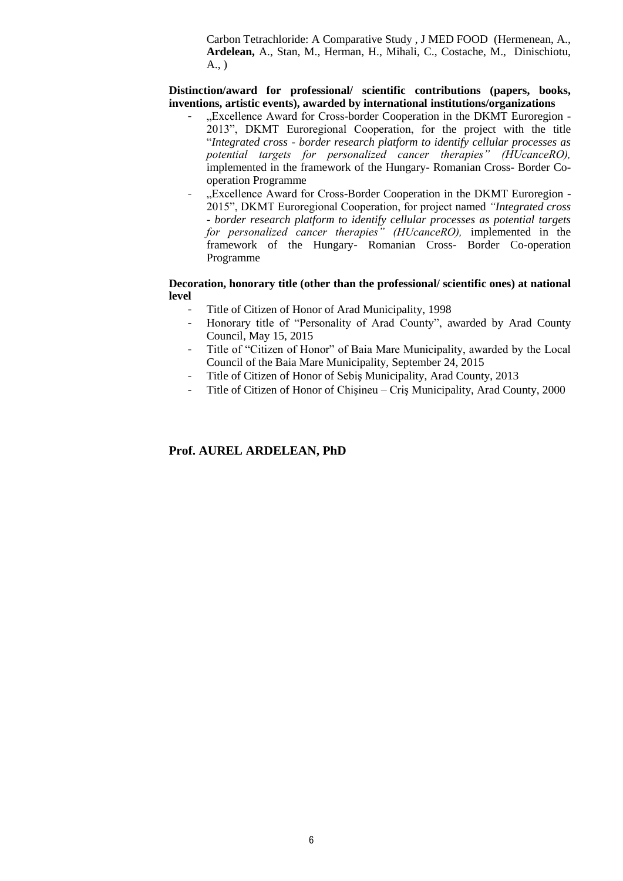Carbon Tetrachloride: A Comparative Study , J MED FOOD (Hermenean, A., **Ardelean,** A., Stan, M., Herman, H., Mihali, C., Costache, M., Dinischiotu, A., )

**Distinction/award for professional/ scientific contributions (papers, books, inventions, artistic events), awarded by international institutions/organizations**

- „Excellence Award for Cross-border Cooperation in the DKMT Euroregion - 2013", DKMT Euroregional Cooperation, for the project with the title "*Integrated cross - border research platform to identify cellular processes as potential targets for personalized cancer therapies" (HUcanceRO),* implemented in the framework of the Hungary- Romanian Cross- Border Co-operation Programme
- „Excellence Award for Cross-Border Cooperation in the DKMT Euroregion - 2015", DKMT Euroregional Cooperation, for project named *"Integrated cross - border research platform to identify cellular processes as potential targets for personalized cancer therapies" (HUcanceRO),* implemented in the framework of the Hungary- Romanian Cross- Border Co-operation Programme

**Decoration, honorary title (other than the professional/ scientific ones) at national level**

- Title of Citizen of Honor of Arad Municipality, 1998
- Honorary title of "Personality of Arad County", awarded by Arad County Council, May 15, 2015
- Title of "Citizen of Honor" of Baia Mare Municipality, awarded by the Local Council of the Baia Mare Municipality, September 24, 2015
- Title of Citizen of Honor of Sebiș Municipality, Arad County, 2013
- Title of Citizen of Honor of Chișineu – Criş Municipality, Arad County, 2000

**Prof. AUREL ARDELEAN, PhD**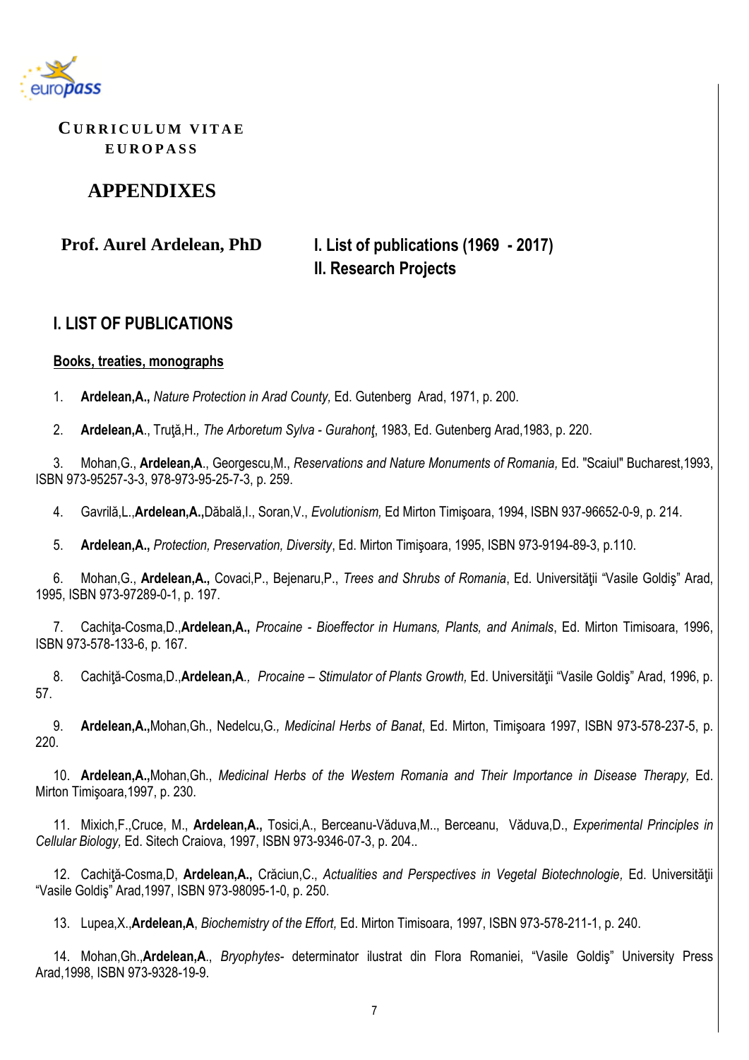europass

**CURRICULUM VITAE**
**EUROPASS**

# APPENDIXES

**Prof. Aurel Ardelean, PhD**

**I. List of publications (1969 - 2017)**
**II. Research Projects**

## I. LIST OF PUBLICATIONS

### Books, treaties, monographs

1. **Ardelean,A.,** *Nature Protection in Arad County,* Ed. Gutenberg Arad, 1971, p. 200.

2. **Ardelean,A**., Truţă,H.*, The Arboretum Sylva - Gurahonţ*, 1983, Ed. Gutenberg Arad,1983, p. 220.

3. Mohan,G., **Ardelean,A**., Georgescu,M., *Reservations and Nature Monuments of Romania,* Ed. "Scaiul" Bucharest,1993, ISBN 973-95257-3-3, 978-973-95-25-7-3, p. 259.

4. Gavrilă,L.,**Ardelean,A.,**Dăbală,I., Soran,V., *Evolutionism,* Ed Mirton Timişoara, 1994, ISBN 937-96652-0-9, p. 214.

5. **Ardelean,A.,** *Protection, Preservation, Diversity*, Ed. Mirton Timişoara, 1995, ISBN 973-9194-89-3, p.110.

6. Mohan,G., **Ardelean,A.,** Covaci,P., Bejenaru,P., *Trees and Shrubs of Romania*, Ed. Universităţii "Vasile Goldiş" Arad, 1995, ISBN 973-97289-0-1, p. 197.

7. Cachiţa-Cosma,D.,**Ardelean,A.,** *Procaine - Bioeffector in Humans, Plants, and Animals*, Ed. Mirton Timisoara, 1996, ISBN 973-578-133-6, p. 167.

8. Cachiţă-Cosma,D.,**Ardelean,A**.*, Procaine – Stimulator of Plants Growth,* Ed. Universităţii "Vasile Goldiş" Arad, 1996, p. 57.

9. **Ardelean,A.,**Mohan,Gh., Nedelcu,G.*, Medicinal Herbs of Banat*, Ed. Mirton, Timişoara 1997, ISBN 973-578-237-5, p. 220.

10. **Ardelean,A.,**Mohan,Gh., *Medicinal Herbs of the Western Romania and Their Importance in Disease Therapy,* Ed. Mirton Timişoara,1997, p. 230.

11. Mixich,F.,Cruce, M., **Ardelean,A.,** Tosici,A., Berceanu-Văduva,M.., Berceanu, Văduva,D., *Experimental Principles in Cellular Biology,* Ed. Sitech Craiova, 1997, ISBN 973-9346-07-3, p. 204..

12. Cachiţă-Cosma,D, **Ardelean,A.,** Crăciun,C., *Actualities and Perspectives in Vegetal Biotechnologie,* Ed. Universităţii "Vasile Goldiş" Arad,1997, ISBN 973-98095-1-0, p. 250.

13. Lupea,X.,**Ardelean,A**, *Biochemistry of the Effort,* Ed. Mirton Timisoara, 1997, ISBN 973-578-211-1, p. 240.

14. Mohan,Gh.,**Ardelean,A**., *Bryophytes*- determinator ilustrat din Flora Romaniei, "Vasile Goldiş" University Press Arad,1998, ISBN 973-9328-19-9.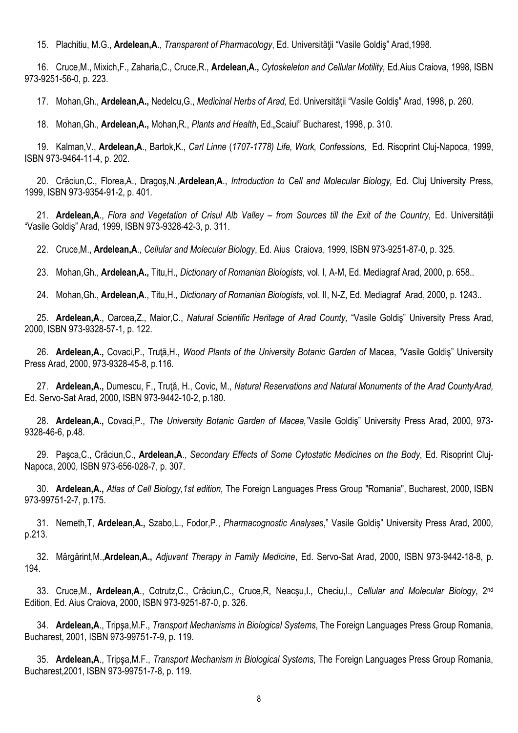15. Plachitiu, M.G., **Ardelean,A**., *Transparent of Pharmacology*, Ed. Universităţii "Vasile Goldiş" Arad,1998.

16. Cruce,M., Mixich,F., Zaharia,C., Cruce,R., **Ardelean,A.,** *Cytoskeleton and Cellular Motility,* Ed.Aius Craiova, 1998, ISBN 973-9251-56-0, p. 223.

17. Mohan,Gh., **Ardelean,A.,** Nedelcu,G., *Medicinal Herbs of Arad,* Ed. Universităţii "Vasile Goldiş" Arad, 1998, p. 260.

18. Mohan,Gh., **Ardelean,A.,** Mohan,R., *Plants and Health*, Ed.„Scaiul" Bucharest, 1998, p. 310.

19. Kalman,V., **Ardelean,A**., Bartok,K., *Carl Linne* (*1707-1778) Life, Work, Confessions,* Ed. Risoprint Cluj-Napoca, 1999, ISBN 973-9464-11-4, p. 202.

20. Crăciun,C., Florea,A., Dragoş,N.,**Ardelean,A**., *Introduction to Cell and Molecular Biology,* Ed. Cluj University Press, 1999, ISBN 973-9354-91-2, p. 401.

21. **Ardelean,A**., *Flora and Vegetation of Crisul Alb Valley – from Sources till the Exit of the Country,* Ed. Universităţii "Vasile Goldiş" Arad, 1999, ISBN 973-9328-42-3, p. 311.

22. Cruce,M., **Ardelean,A**., *Cellular and Molecular Biology*, Ed. Aius Craiova, 1999, ISBN 973-9251-87-0, p. 325.

23. Mohan,Gh., **Ardelean,A.,** Titu,H., *Dictionary of Romanian Biologists,* vol. I, A-M, Ed. Mediagraf Arad, 2000, p. 658..

24. Mohan,Gh., **Ardelean,A**., Titu,H*., Dictionary of Romanian Biologists,* vol. II, N-Z, Ed. Mediagraf Arad, 2000, p. 1243..

25. **Ardelean,A**., Oarcea,Z., Maior,C., *Natural Scientific Heritage of Arad County,* "Vasile Goldiş" University Press Arad, 2000, ISBN 973-9328-57-1, p. 122.

26. **Ardelean,A.,** Covaci,P., Truţă,H., *Wood Plants of the University Botanic Garden of* Macea, "Vasile Goldiş" University Press Arad, 2000, 973-9328-45-8, p.116.

27. **Ardelean,A.,** Dumescu, F., Truţă, H., Covic, M., *Natural Reservations and Natural Monuments of the Arad CountyArad,* Ed. Servo-Sat Arad, 2000, ISBN 973-9442-10-2, p.180.

28. **Ardelean,A.,** Covaci,P., *The University Botanic Garden of Macea,"*Vasile Goldiş" University Press Arad, 2000, 973-9328-46-6, p.48.

29. Paşca,C., Crăciun,C., **Ardelean,A**., *Secondary Effects of Some Cytostatic Medicines on the Body,* Ed. Risoprint Cluj-Napoca, 2000, ISBN 973-656-028-7, p. 307.

30. **Ardelean,A.,** *Atlas of Cell Biology,1st edition,* The Foreign Languages Press Group "Romania", Bucharest, 2000, ISBN 973-99751-2-7, p.175.

31. Nemeth,T, **Ardelean,A.,** Szabo,L., Fodor,P., *Pharmacognostic Analyses*," Vasile Goldiş" University Press Arad, 2000, p.213.

32. Mărgărint,M.,**Ardelean,A.,** *Adjuvant Therapy in Family Medicine*, Ed. Servo-Sat Arad, 2000, ISBN 973-9442-18-8, p. 194.

33. Cruce,M., **Ardelean,A**., Cotrutz,C., Crăciun,C., Cruce,R, Neacşu,I., Checiu,I., *Cellular and Molecular Biology*, 2nd Edition, Ed. Aius Craiova, 2000, ISBN 973-9251-87-0, p. 326.

34. **Ardelean,A**., Tripşa,M.F., *Transport Mechanisms in Biological Systems*, The Foreign Languages Press Group Romania, Bucharest, 2001, ISBN 973-99751-7-9, p. 119.

35. **Ardelean,A**., Tripşa,M.F., *Transport Mechanism in Biological Systems*, The Foreign Languages Press Group Romania, Bucharest,2001, ISBN 973-99751-7-8, p. 119.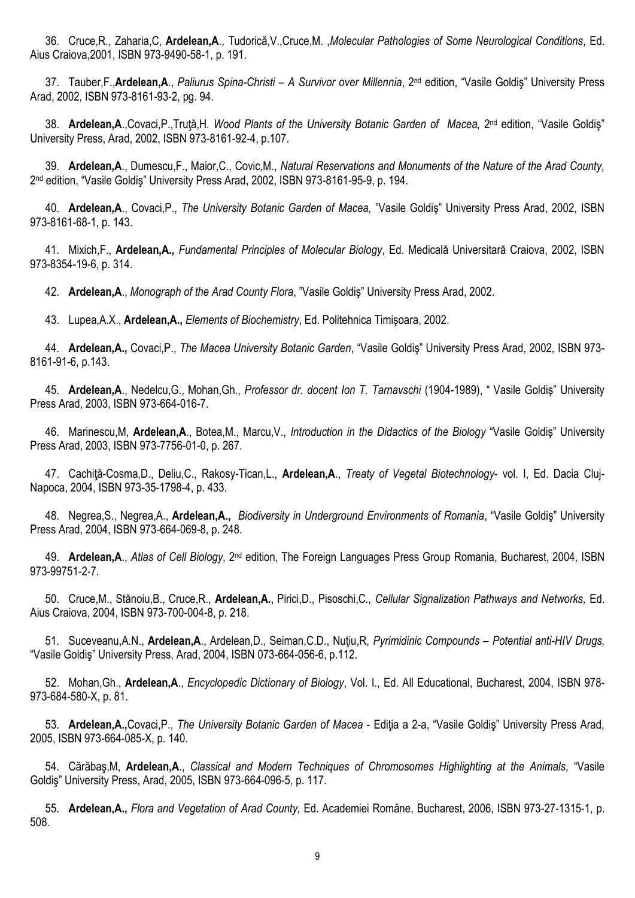36. Cruce,R., Zaharia,C, **Ardelean,A**., Tudorică,V.,Cruce,M. ,*Molecular Pathologies of Some Neurological Conditions*, Ed. Aius Craiova,2001, ISBN 973-9490-58-1, p. 191.

37. Tauber,F.,**Ardelean,A**., *Paliurus Spina-Christi – A Survivor over Millennia*, 2nd edition, "Vasile Goldiş" University Press Arad, 2002, ISBN 973-8161-93-2, pg. 94.

38. **Ardelean,A**.,Covaci,P.,Truţă,H. *Wood Plants of the University Botanic Garden of Macea,* 2nd edition, "Vasile Goldiş" University Press, Arad, 2002, ISBN 973-8161-92-4, p.107.

39. **Ardelean,A**., Dumescu,F., Maior,C., Covic,M., *Natural Reservations and Monuments of the Nature of the Arad County,* 2nd edition, "Vasile Goldiş" University Press Arad, 2002, ISBN 973-8161-95-9, p. 194.

40. **Ardelean,A**., Covaci,P., *The University Botanic Garden of Macea,* "Vasile Goldiş" University Press Arad, 2002, ISBN 973-8161-68-1, p. 143.

41. Mixich,F., **Ardelean,A.,** *Fundamental Principles of Molecular Biology*, Ed. Medicală Universitară Craiova, 2002, ISBN 973-8354-19-6, p. 314.

42. **Ardelean,A**., *Monograph of the Arad County Flora*, "Vasile Goldiş" University Press Arad, 2002.

43. Lupea,A.X., **Ardelean,A.,** *Elements of Biochemistry*, Ed. Politehnica Timişoara, 2002.

44. **Ardelean,A.,** Covaci,P., *The Macea University Botanic Garden*, "Vasile Goldiş" University Press Arad, 2002, ISBN 973-8161-91-6, p.143.

45. **Ardelean,A**., Nedelcu,G., Mohan,Gh., *Professor dr. docent Ion T. Tarnavschi* (1904-1989), " Vasile Goldiş" University Press Arad, 2003, ISBN 973-664-016-7.

46. Marinescu,M, **Ardelean,A**., Botea,M., Marcu,V., *Introduction in the Didactics of the Biology* "Vasile Goldiş" University Press Arad, 2003, ISBN 973-7756-01-0, p. 267.

47. Cachiţă-Cosma,D., Deliu,C., Rakosy-Tican,L., **Ardelean,A**., *Treaty of Vegetal Biotechnology*- vol. I, Ed. Dacia Cluj-Napoca, 2004, ISBN 973-35-1798-4, p. 433.

48. Negrea,S., Negrea,A., **Ardelean,A.,** *Biodiversity in Underground Environments of Romania*, "Vasile Goldiş" University Press Arad, 2004, ISBN 973-664-069-8, p. 248.

49. **Ardelean,A**., *Atlas of Cell Biology*, 2nd edition, The Foreign Languages Press Group Romania, Bucharest, 2004, ISBN 973-99751-2-7.

50. Cruce,M., Stănoiu,B., Cruce,R., **Ardelean,A.**, Pirici,D., Pisoschi,C.*, Cellular Signalization Pathways and Networks,* Ed. Aius Craiova, 2004, ISBN 973-700-004-8, p. 218.

51. Suceveanu,A.N., **Ardelean,A**., Ardelean,D., Seiman,C.D., Nuţiu,R, *Pyrimidinic Compounds – Potential anti-HIV Drugs,* "Vasile Goldiş" University Press, Arad, 2004, ISBN 073-664-056-6, p.112.

52. Mohan,Gh., **Ardelean,A**., *Encyclopedic Dictionary of Biology*, Vol. I., Ed. All Educational, Bucharest, 2004, ISBN 978-973-684-580-X, p. 81.

53. **Ardelean,A.,**Covaci,P., *The University Botanic Garden of Macea* - Ediţia a 2-a, "Vasile Goldiş" University Press Arad, 2005, ISBN 973-664-085-X, p. 140.

54. Cărăbaş,M, **Ardelean,A**., *Classical and Modern Techniques of Chromosomes Highlighting at the Animals,* "Vasile Goldiş" University Press, Arad, 2005, ISBN 973-664-096-5, p. 117.

55. **Ardelean,A.,** *Flora and Vegetation of Arad County,* Ed. Academiei Române, Bucharest, 2006, ISBN 973-27-1315-1, p. 508.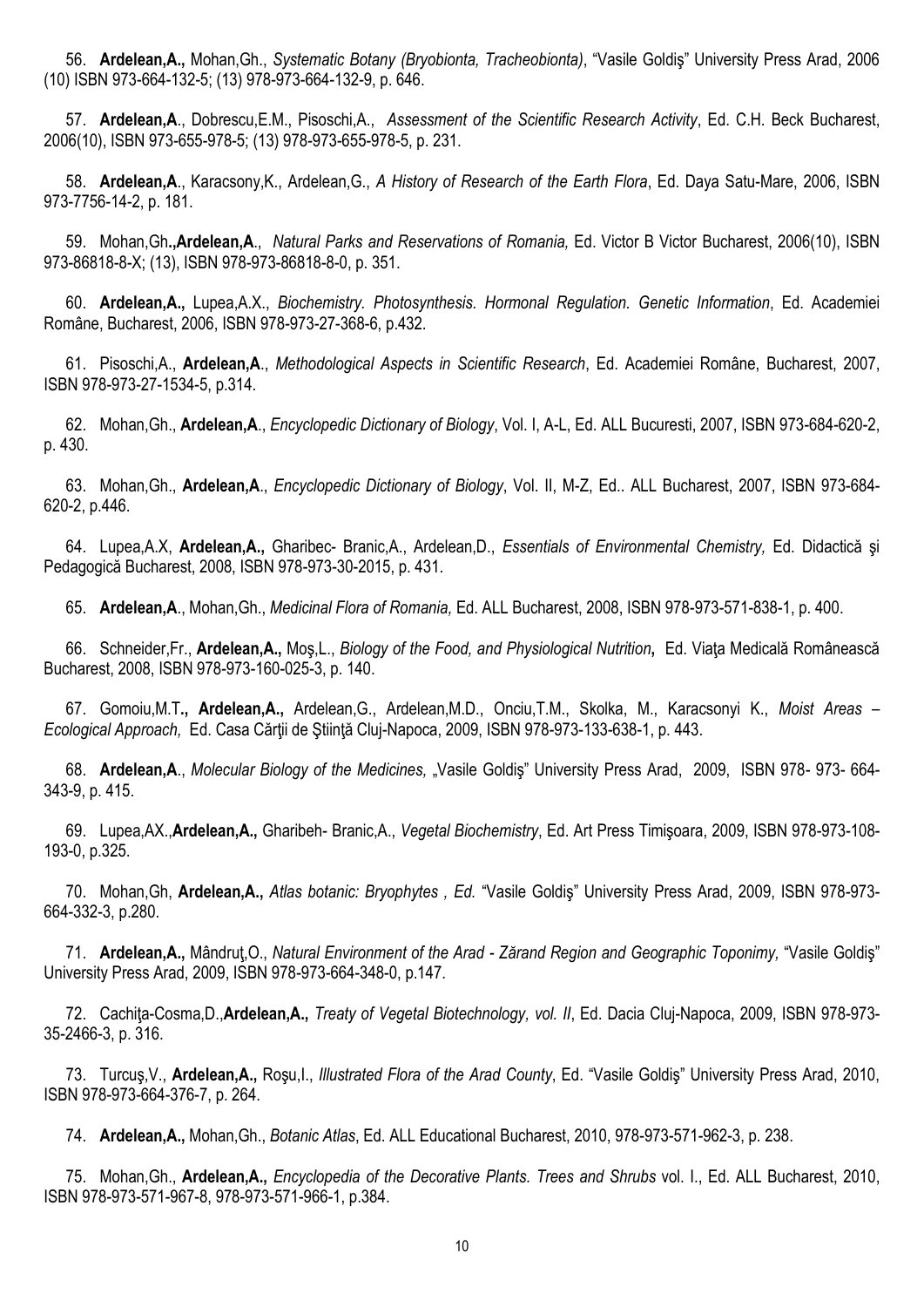56. **Ardelean,A.,** Mohan,Gh., *Systematic Botany (Bryobionta, Tracheobionta)*, "Vasile Goldiş" University Press Arad, 2006 (10) ISBN 973-664-132-5; (13) 978-973-664-132-9, p. 646.

57. **Ardelean,A**., Dobrescu,E.M., Pisoschi,A., *Assessment of the Scientific Research Activity*, Ed. C.H. Beck Bucharest, 2006(10), ISBN 973-655-978-5; (13) 978-973-655-978-5, p. 231.

58. **Ardelean,A**., Karacsony,K., Ardelean,G., *A History of Research of the Earth Flora*, Ed. Daya Satu-Mare, 2006, ISBN 973-7756-14-2, p. 181.

59. Mohan,Gh**.,Ardelean,A**., *Natural Parks and Reservations of Romania,* Ed. Victor B Victor Bucharest, 2006(10), ISBN 973-86818-8-X; (13), ISBN 978-973-86818-8-0, p. 351.

60. **Ardelean,A.,** Lupea,A.X., *Biochemistry. Photosynthesis. Hormonal Regulation. Genetic Information*, Ed. Academiei Române, Bucharest, 2006, ISBN 978-973-27-368-6, p.432.

61. Pisoschi,A., **Ardelean,A**., *Methodological Aspects in Scientific Research*, Ed. Academiei Române, Bucharest, 2007, ISBN 978-973-27-1534-5, p.314.

62. Mohan,Gh., **Ardelean,A**., *Encyclopedic Dictionary of Biology*, Vol. I, A-L, Ed. ALL Bucuresti, 2007, ISBN 973-684-620-2, p. 430.

63. Mohan,Gh., **Ardelean,A**., *Encyclopedic Dictionary of Biology*, Vol. II, M-Z, Ed.. ALL Bucharest, 2007, ISBN 973-684-620-2, p.446.

64. Lupea,A.X, **Ardelean,A.,** Gharibec- Branic,A., Ardelean,D., *Essentials of Environmental Chemistry,* Ed. Didactică şi Pedagogică Bucharest, 2008, ISBN 978-973-30-2015, p. 431.

65. **Ardelean,A**., Mohan,Gh., *Medicinal Flora of Romania,* Ed. ALL Bucharest, 2008, ISBN 978-973-571-838-1, p. 400.

66. Schneider,Fr., **Ardelean,A.,** Moş,L., *Biology of the Food, and Physiological Nutrition***,** Ed. Viaţa Medicală Românească Bucharest, 2008, ISBN 978-973-160-025-3, p. 140.

67. Gomoiu,M.T**., Ardelean,A.,** Ardelean,G., Ardelean,M.D., Onciu,T.M., Skolka, M., Karacsonyi K., *Moist Areas – Ecological Approach,* Ed. Casa Cărţii de Ştiinţă Cluj-Napoca, 2009, ISBN 978-973-133-638-1, p. 443.

68. **Ardelean,A**., *Molecular Biology of the Medicines,* „Vasile Goldiş" University Press Arad, 2009, ISBN 978- 973- 664-343-9, p. 415.

69. Lupea,AX.,**Ardelean,A.,** Gharibeh- Branic,A., *Vegetal Biochemistry*, Ed. Art Press Timişoara, 2009, ISBN 978-973-108-193-0, p.325.

70. Mohan,Gh, **Ardelean,A.,** *Atlas botanic: Bryophytes , Ed.* "Vasile Goldiş" University Press Arad, 2009, ISBN 978-973-664-332-3, p.280.

71. **Ardelean,A.,** Mândruţ,O., *Natural Environment of the Arad - Zărand Region and Geographic Toponimy,* "Vasile Goldiş" University Press Arad, 2009, ISBN 978-973-664-348-0, p.147.

72. Cachiţa-Cosma,D.,**Ardelean,A.,** *Treaty of Vegetal Biotechnology, vol. II*, Ed. Dacia Cluj-Napoca, 2009, ISBN 978-973-35-2466-3, p. 316.

73. Turcuş,V., **Ardelean,A.,** Roşu,I., *Illustrated Flora of the Arad County*, Ed. "Vasile Goldiş" University Press Arad, 2010, ISBN 978-973-664-376-7, p. 264.

74. **Ardelean,A.,** Mohan,Gh., *Botanic Atlas*, Ed. ALL Educational Bucharest, 2010, 978-973-571-962-3, p. 238.

75. Mohan,Gh., **Ardelean,A.,** *Encyclopedia of the Decorative Plants. Trees and Shrubs* vol. I., Ed. ALL Bucharest, 2010, ISBN 978-973-571-967-8, 978-973-571-966-1, p.384.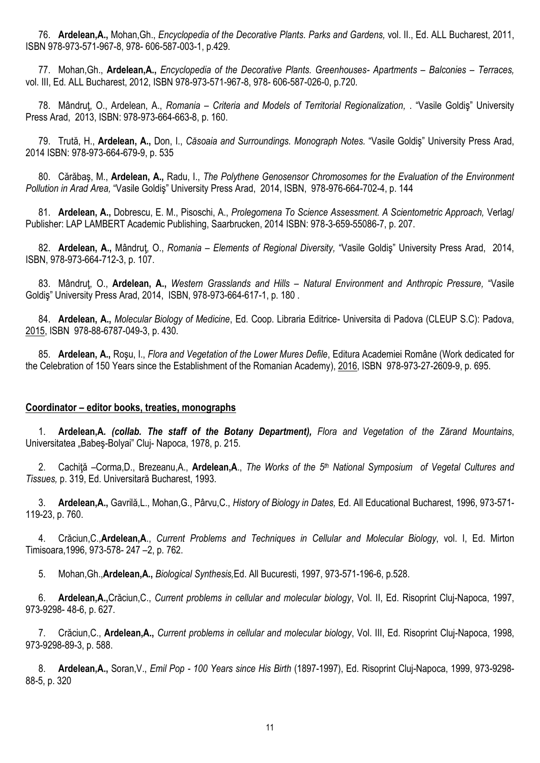76. **Ardelean,A.,** Mohan,Gh., *Encyclopedia of the Decorative Plants. Parks and Gardens,* vol. II., Ed. ALL Bucharest, 2011, ISBN 978-973-571-967-8, 978- 606-587-003-1, p.429.

77. Mohan,Gh., **Ardelean,A.,** *Encyclopedia of the Decorative Plants. Greenhouses- Apartments – Balconies – Terraces,* vol. III, Ed. ALL Bucharest, 2012, ISBN 978-973-571-967-8, 978- 606-587-026-0, p.720.

78. Mândruţ, O., Ardelean, A., *Romania – Criteria and Models of Territorial Regionalization,* . "Vasile Goldiş" University Press Arad, 2013, ISBN: 978-973-664-663-8, p. 160.

79. Trută, H., **Ardelean, A.,** Don, I., *Căsoaia and Surroundings. Monograph Notes*. "Vasile Goldiş" University Press Arad, 2014 ISBN: 978-973-664-679-9, p. 535

80. Cărăbaş, M., **Ardelean, A.,** Radu, I., *The Polythene Genosensor Chromosomes for the Evaluation of the Environment Pollution in Arad Area,* "Vasile Goldiş" University Press Arad, 2014, ISBN, 978-976-664-702-4, p. 144

81. **Ardelean, A.,** Dobrescu, E. M., Pisoschi, A., *Prolegomena To Science Assessment. A Scientometric Approach,* Verlag/ Publisher: LAP LAMBERT Academic Publishing, Saarbrucken, 2014 ISBN: 978-3-659-55086-7, p. 207.

82. **Ardelean, A.,** Mândruţ, O., *Romania – Elements of Regional Diversity,* "Vasile Goldiş" University Press Arad, 2014, ISBN, 978-973-664-712-3, p. 107.

83. Mândruţ, O., **Ardelean, A.,** *Western Grasslands and Hills – Natural Environment and Anthropic Pressure,* "Vasile Goldiş" University Press Arad, 2014, ISBN, 978-973-664-617-1, p. 180 .

84. **Ardelean, A.,** *Molecular Biology of Medicine*, Ed. Coop. Libraria Editrice- Universita di Padova (CLEUP S.C): Padova, 2015, ISBN 978-88-6787-049-3, p. 430.

85. **Ardelean, A.,** Roşu, I., *Flora and Vegetation of the Lower Mures Defile*, Editura Academiei Române (Work dedicated for the Celebration of 150 Years since the Establishment of the Romanian Academy), 2016, ISBN 978-973-27-2609-9, p. 695.

## Coordinator – editor books, treaties, monographs

1. **Ardelean,A.** ***(collab. The staff of the Botany Department),*** *Flora and Vegetation of the Zărand Mountains*, Universitatea „Babeş-Bolyai" Cluj- Napoca, 1978, p. 215.

2. Cachiţă –Corma,D., Brezeanu,A., **Ardelean,A**., *The Works of the 5th National Symposium of Vegetal Cultures and Tissues,* p. 319, Ed. Universitară Bucharest, 1993.

3. **Ardelean,A.,** Gavrilă,L., Mohan,G., Pârvu,C., *History of Biology in Dates,* Ed. All Educational Bucharest, 1996, 973-571-119-23, p. 760.

4. Crăciun,C.,**Ardelean,A**., *Current Problems and Techniques in Cellular and Molecular Biology*, vol. I, Ed. Mirton Timisoara,1996, 973-578- 247 –2, p. 762.

5. Mohan,Gh.,**Ardelean,A.,** *Biological Synthesis,*Ed. All Bucuresti, 1997, 973-571-196-6, p.528.

6. **Ardelean,A.,**Crăciun,C., *Current problems in cellular and molecular biology*, Vol. II, Ed. Risoprint Cluj-Napoca, 1997, 973-9298- 48-6, p. 627.

7. Crăciun,C., **Ardelean,A.,** *Current problems in cellular and molecular biology*, Vol. III, Ed. Risoprint Cluj-Napoca, 1998, 973-9298-89-3, p. 588.

8. **Ardelean,A.,** Soran,V., *Emil Pop - 100 Years since His Birth* (1897-1997), Ed. Risoprint Cluj-Napoca, 1999, 973-9298-88-5, p. 320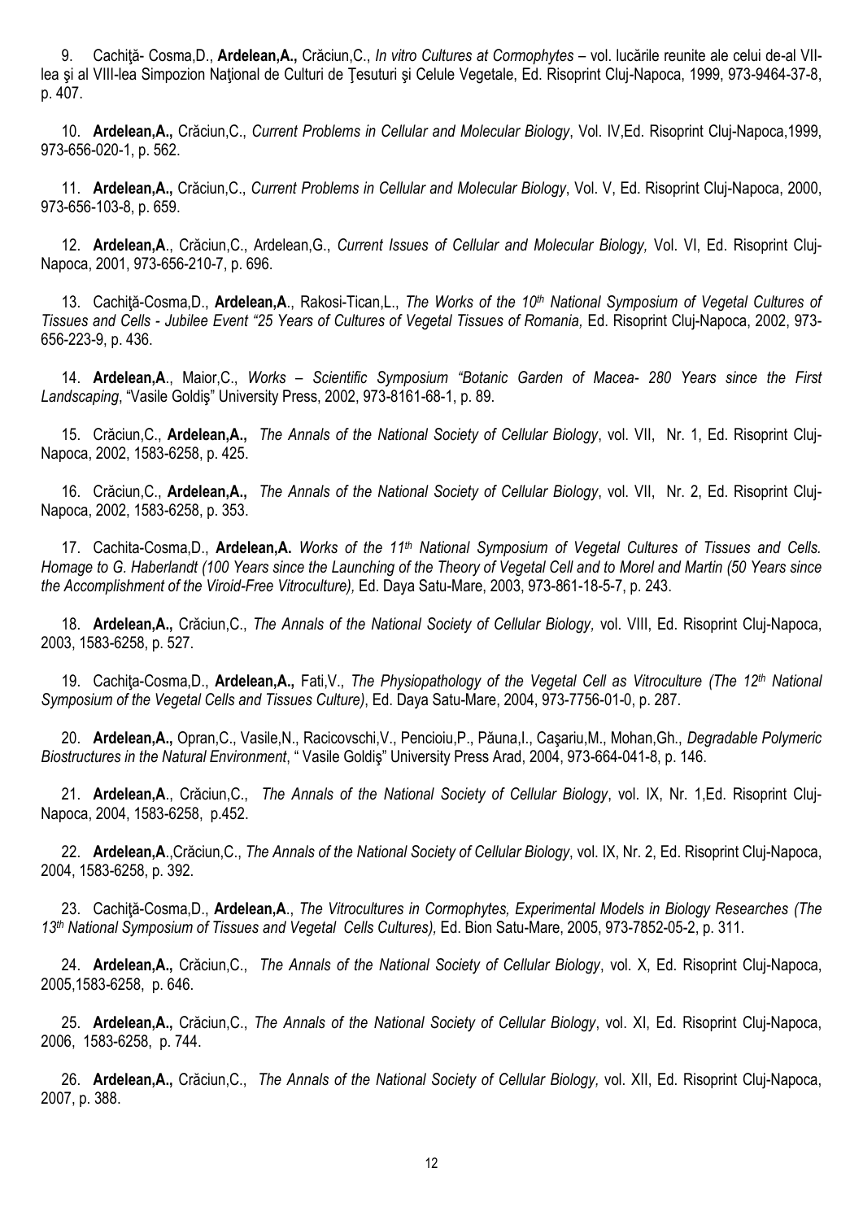9. Cachiţă- Cosma,D., **Ardelean,A.,** Crăciun,C., *In vitro Cultures at Cormophytes* – vol. lucările reunite ale celui de-al VII-lea şi al VIII-lea Simpozion Naţional de Culturi de Ţesuturi şi Celule Vegetale, Ed. Risoprint Cluj-Napoca, 1999, 973-9464-37-8, p. 407.

10. **Ardelean,A.,** Crăciun,C., *Current Problems in Cellular and Molecular Biology*, Vol. IV,Ed. Risoprint Cluj-Napoca,1999, 973-656-020-1, p. 562.

11. **Ardelean,A.,** Crăciun,C., *Current Problems in Cellular and Molecular Biology*, Vol. V, Ed. Risoprint Cluj-Napoca, 2000, 973-656-103-8, p. 659.

12. **Ardelean,A**., Crăciun,C., Ardelean,G., *Current Issues of Cellular and Molecular Biology,* Vol. VI, Ed. Risoprint Cluj-Napoca, 2001, 973-656-210-7, p. 696.

13. Cachiţă-Cosma,D., **Ardelean,A**., Rakosi-Tican,L., *The Works of the 10th National Symposium of Vegetal Cultures of Tissues and Cells - Jubilee Event "25 Years of Cultures of Vegetal Tissues of Romania,* Ed. Risoprint Cluj-Napoca, 2002, 973-656-223-9, p. 436.

14. **Ardelean,A**., Maior,C., *Works – Scientific Symposium "Botanic Garden of Macea- 280 Years since the First Landscaping*, "Vasile Goldiş" University Press, 2002, 973-8161-68-1, p. 89.

15. Crăciun,C., **Ardelean,A.,** *The Annals of the National Society of Cellular Biology*, vol. VII, Nr. 1, Ed. Risoprint Cluj-Napoca, 2002, 1583-6258, p. 425.

16. Crăciun,C., **Ardelean,A.,** *The Annals of the National Society of Cellular Biology*, vol. VII, Nr. 2, Ed. Risoprint Cluj-Napoca, 2002, 1583-6258, p. 353.

17. Cachita-Cosma,D., **Ardelean,A.** *Works of the 11th National Symposium of Vegetal Cultures of Tissues and Cells. Homage to G. Haberlandt (100 Years since the Launching of the Theory of Vegetal Cell and to Morel and Martin (50 Years since the Accomplishment of the Viroid-Free Vitroculture),* Ed. Daya Satu-Mare, 2003, 973-861-18-5-7, p. 243.

18. **Ardelean,A.,** Crăciun,C., *The Annals of the National Society of Cellular Biology,* vol. VIII, Ed. Risoprint Cluj-Napoca, 2003, 1583-6258, p. 527.

19. Cachiţa-Cosma,D., **Ardelean,A.,** Fati,V., *The Physiopathology of the Vegetal Cell as Vitroculture (The 12th National Symposium of the Vegetal Cells and Tissues Culture)*, Ed. Daya Satu-Mare, 2004, 973-7756-01-0, p. 287.

20. **Ardelean,A.,** Opran,C., Vasile,N., Racicovschi,V., Pencioiu,P., Păuna,I., Caşariu,M., Mohan,Gh., *Degradable Polymeric Biostructures in the Natural Environment*, " Vasile Goldiş" University Press Arad, 2004, 973-664-041-8, p. 146.

21. **Ardelean,A**., Crăciun,C., *The Annals of the National Society of Cellular Biology*, vol. IX, Nr. 1,Ed. Risoprint Cluj-Napoca, 2004, 1583-6258, p.452.

22. **Ardelean,A**.,Crăciun,C., *The Annals of the National Society of Cellular Biology*, vol. IX, Nr. 2, Ed. Risoprint Cluj-Napoca, 2004, 1583-6258, p. 392.

23. Cachiţă-Cosma,D., **Ardelean,A**., *The Vitrocultures in Cormophytes, Experimental Models in Biology Researches (The 13th National Symposium of Tissues and Vegetal Cells Cultures),* Ed. Bion Satu-Mare, 2005, 973-7852-05-2, p. 311.

24. **Ardelean,A.,** Crăciun,C., *The Annals of the National Society of Cellular Biology*, vol. X, Ed. Risoprint Cluj-Napoca, 2005,1583-6258, p. 646.

25. **Ardelean,A.,** Crăciun,C., *The Annals of the National Society of Cellular Biology*, vol. XI, Ed. Risoprint Cluj-Napoca, 2006, 1583-6258, p. 744.

26. **Ardelean,A.,** Crăciun,C., *The Annals of the National Society of Cellular Biology,* vol. XII, Ed. Risoprint Cluj-Napoca, 2007, p. 388.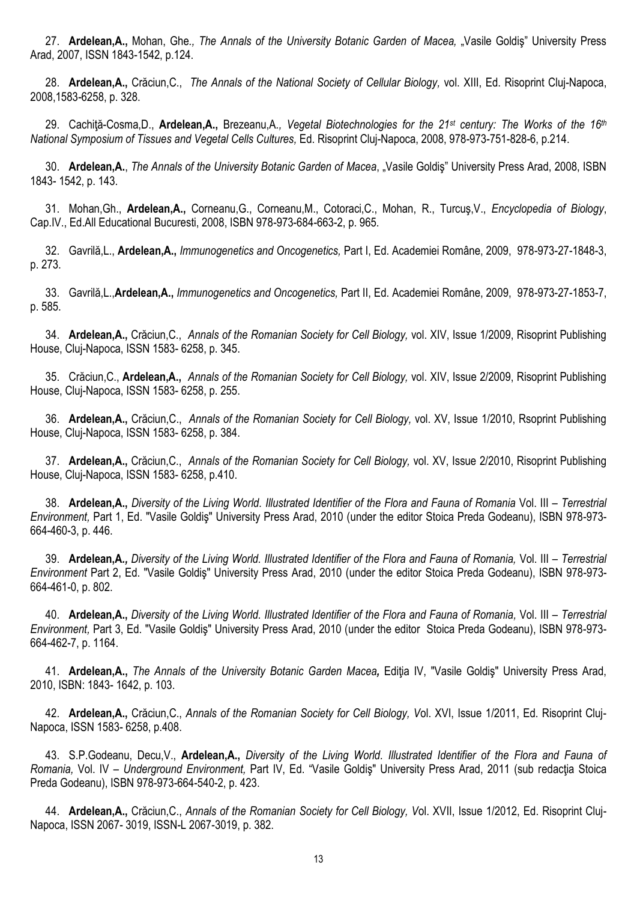27. **Ardelean,A.,** Mohan, Ghe*., The Annals of the University Botanic Garden of Macea,* „Vasile Goldiş" University Press Arad, 2007, ISSN 1843-1542, p.124.

28. **Ardelean,A.,** Crăciun,C., *The Annals of the National Society of Cellular Biology,* vol. XIII, Ed. Risoprint Cluj-Napoca, 2008,1583-6258, p. 328.

29. Cachiţă-Cosma,D., **Ardelean,A.,** Brezeanu,A*., Vegetal Biotechnologies for the 21st century: The Works of the 16th National Symposium of Tissues and Vegetal Cells Cultures,* Ed. Risoprint Cluj-Napoca, 2008, 978-973-751-828-6, p.214.

30. **Ardelean,A.**, *The Annals of the University Botanic Garden of Macea*, „Vasile Goldiş" University Press Arad, 2008, ISBN 1843- 1542, p. 143.

31. Mohan,Gh., **Ardelean,A.,** Corneanu,G., Corneanu,M., Cotoraci,C., Mohan, R., Turcuş,V., *Encyclopedia of Biology*, Cap.IV., Ed.All Educational Bucuresti, 2008, ISBN 978-973-684-663-2, p. 965.

32. Gavrilă,L., **Ardelean,A.,** *Immunogenetics and Oncogenetics,* Part I, Ed. Academiei Române, 2009, 978-973-27-1848-3, p. 273.

33. Gavrilă,L.,**Ardelean,A.,** *Immunogenetics and Oncogenetics,* Part II, Ed. Academiei Române, 2009, 978-973-27-1853-7, p. 585.

34. **Ardelean,A.,** Crăciun,C., *Annals of the Romanian Society for Cell Biology,* vol. XIV, Issue 1/2009, Risoprint Publishing House, Cluj-Napoca, ISSN 1583- 6258, p. 345.

35. Crăciun,C., **Ardelean,A.,** *Annals of the Romanian Society for Cell Biology,* vol. XIV, Issue 2/2009, Risoprint Publishing House, Cluj-Napoca, ISSN 1583- 6258, p. 255.

36. **Ardelean,A.,** Crăciun,C., *Annals of the Romanian Society for Cell Biology,* vol. XV, Issue 1/2010, Rsoprint Publishing House, Cluj-Napoca, ISSN 1583- 6258, p. 384.

37. **Ardelean,A.,** Crăciun,C., *Annals of the Romanian Society for Cell Biology,* vol. XV, Issue 2/2010, Risoprint Publishing House, Cluj-Napoca, ISSN 1583- 6258, p.410.

38. **Ardelean,A.,** *Diversity of the Living World. Illustrated Identifier of the Flora and Fauna of Romania* Vol. III – *Terrestrial Environment,* Part 1, Ed. "Vasile Goldiş" University Press Arad, 2010 (under the editor Stoica Preda Godeanu), ISBN 978-973-664-460-3, p. 446.

39. **Ardelean,A.***, Diversity of the Living World. Illustrated Identifier of the Flora and Fauna of Romania,* Vol. III – *Terrestrial Environment* Part 2, Ed. "Vasile Goldiş" University Press Arad, 2010 (under the editor Stoica Preda Godeanu), ISBN 978-973-664-461-0, p. 802.

40. **Ardelean,A.,** *Diversity of the Living World. Illustrated Identifier of the Flora and Fauna of Romania,* Vol. III – *Terrestrial Environment,* Part 3, Ed. "Vasile Goldiş" University Press Arad, 2010 (under the editor Stoica Preda Godeanu), ISBN 978-973-664-462-7, p. 1164.

41. **Ardelean,A.,** *The Annals of the University Botanic Garden Macea,* Ediţia IV, "Vasile Goldiş" University Press Arad, 2010, ISBN: 1843- 1642, p. 103.

42. **Ardelean,A.,** Crăciun,C., *Annals of the Romanian Society for Cell Biology, V*ol. XVI, Issue 1/2011, Ed. Risoprint Cluj-Napoca, ISSN 1583- 6258, p.408.

43. S.P.Godeanu, Decu,V., **Ardelean,A.,** *Diversity of the Living World. Illustrated Identifier of the Flora and Fauna of Romania,* Vol. IV – *Underground Environment,* Part IV, Ed. "Vasile Goldiş" University Press Arad, 2011 (sub redacţia Stoica Preda Godeanu), ISBN 978-973-664-540-2, p. 423.

44. **Ardelean,A.,** Crăciun,C., *Annals of the Romanian Society for Cell Biology, V*ol. XVII, Issue 1/2012, Ed. Risoprint Cluj-Napoca, ISSN 2067- 3019, ISSN-L 2067-3019, p. 382.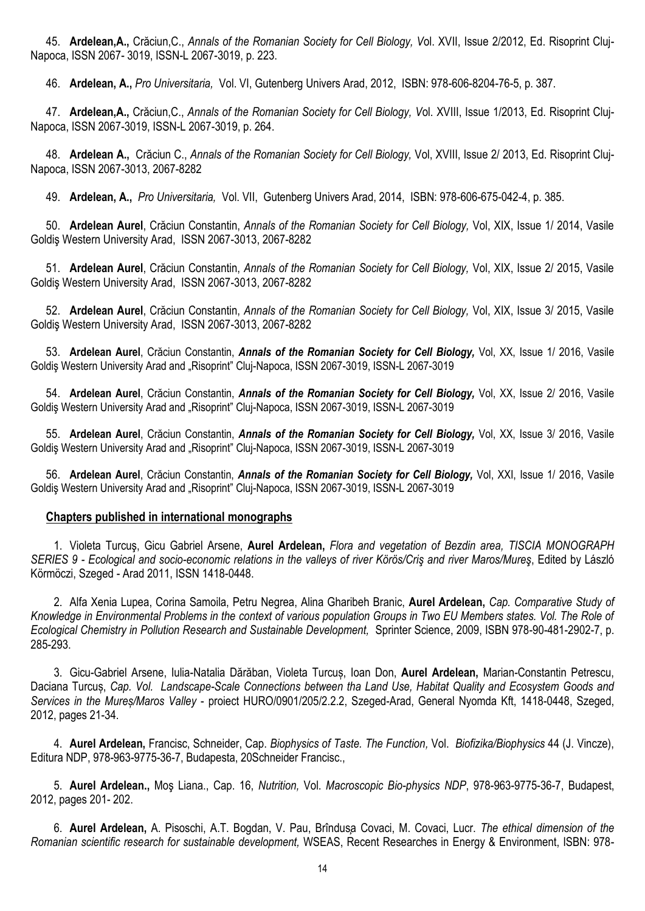45. **Ardelean,A.,** Crăciun,C., *Annals of the Romanian Society for Cell Biology, V*ol. XVII, Issue 2/2012, Ed. Risoprint Cluj-Napoca, ISSN 2067- 3019, ISSN-L 2067-3019, p. 223.

46. **Ardelean, A.,** *Pro Universitaria,* Vol. VI, Gutenberg Univers Arad, 2012, ISBN: 978-606-8204-76-5, p. 387.

47. **Ardelean,A.,** Crăciun,C., *Annals of the Romanian Society for Cell Biology, V*ol. XVIII, Issue 1/2013, Ed. Risoprint Cluj-Napoca, ISSN 2067-3019, ISSN-L 2067-3019, p. 264.

48. **Ardelean A.,** Crăciun C., *Annals of the Romanian Society for Cell Biology,* Vol, XVIII, Issue 2/ 2013, Ed. Risoprint Cluj-Napoca, ISSN 2067-3013, 2067-8282

49. **Ardelean, A.,** *Pro Universitaria,* Vol. VII, Gutenberg Univers Arad, 2014, ISBN: 978-606-675-042-4, p. 385.

50. **Ardelean Aurel**, Crăciun Constantin, *Annals of the Romanian Society for Cell Biology,* Vol, XIX, Issue 1/ 2014, Vasile Goldiş Western University Arad, ISSN 2067-3013, 2067-8282

51. **Ardelean Aurel**, Crăciun Constantin, *Annals of the Romanian Society for Cell Biology,* Vol, XIX, Issue 2/ 2015, Vasile Goldiş Western University Arad, ISSN 2067-3013, 2067-8282

52. **Ardelean Aurel**, Crăciun Constantin, *Annals of the Romanian Society for Cell Biology,* Vol, XIX, Issue 3/ 2015, Vasile Goldiş Western University Arad, ISSN 2067-3013, 2067-8282

53. **Ardelean Aurel**, Crăciun Constantin, ***Annals of the Romanian Society for Cell Biology,*** Vol, XX, Issue 1/ 2016, Vasile Goldiş Western University Arad and „Risoprint" Cluj-Napoca, ISSN 2067-3019, ISSN-L 2067-3019

54. **Ardelean Aurel**, Crăciun Constantin, ***Annals of the Romanian Society for Cell Biology,*** Vol, XX, Issue 2/ 2016, Vasile Goldiş Western University Arad and „Risoprint" Cluj-Napoca, ISSN 2067-3019, ISSN-L 2067-3019

55. **Ardelean Aurel**, Crăciun Constantin, ***Annals of the Romanian Society for Cell Biology,*** Vol, XX, Issue 3/ 2016, Vasile Goldiş Western University Arad and „Risoprint" Cluj-Napoca, ISSN 2067-3019, ISSN-L 2067-3019

56. **Ardelean Aurel**, Crăciun Constantin, ***Annals of the Romanian Society for Cell Biology,*** Vol, XXI, Issue 1/ 2016, Vasile Goldiş Western University Arad and „Risoprint" Cluj-Napoca, ISSN 2067-3019, ISSN-L 2067-3019

**Chapters published in international monographs**

1. Violeta Turcuş, Gicu Gabriel Arsene, **Aurel Ardelean,** *Flora and vegetation of Bezdin area, TISCIA MONOGRAPH SERIES 9 - Ecological and socio-economic relations in the valleys of river Körös/Criş and river Maros/Mureş*, Edited by László Körmöczi, Szeged - Arad 2011, ISSN 1418-0448.

2. Alfa Xenia Lupea, Corina Samoila, Petru Negrea, Alina Gharibeh Branic, **Aurel Ardelean,** *Cap. Comparative Study of Knowledge in Environmental Problems in the context of various population Groups in Two EU Members states. Vol. The Role of Ecological Chemistry in Pollution Research and Sustainable Development,* Sprinter Science, 2009, ISBN 978-90-481-2902-7, p. 285-293.

3. Gicu-Gabriel Arsene, Iulia-Natalia Dărăban, Violeta Turcuș, Ioan Don, **Aurel Ardelean,** Marian-Constantin Petrescu, Daciana Turcuș, *Cap. Vol. Landscape-Scale Connections between tha Land Use, Habitat Quality and Ecosystem Goods and Services in the Mureș/Maros Valley* - proiect HURO/0901/205/2.2.2, Szeged-Arad, General Nyomda Kft, 1418-0448, Szeged, 2012, pages 21-34.

4. **Aurel Ardelean,** Francisc, Schneider, Cap. *Biophysics of Taste. The Function,* Vol. *Biofizika/Biophysics* 44 (J. Vincze), Editura NDP, 978-963-9775-36-7, Budapesta, 20Schneider Francisc.,

5. **Aurel Ardelean.,** Moş Liana., Cap. 16, *Nutrition,* Vol. *Macroscopic Bio-physics NDP*, 978-963-9775-36-7, Budapest, 2012, pages 201- 202.

6. **Aurel Ardelean,** A. Pisoschi, A.T. Bogdan, V. Pau, Brîndușa Covaci, M. Covaci, Lucr. *The ethical dimension of the Romanian scientific research for sustainable development,* WSEAS, Recent Researches in Energy & Environment, ISBN: 978-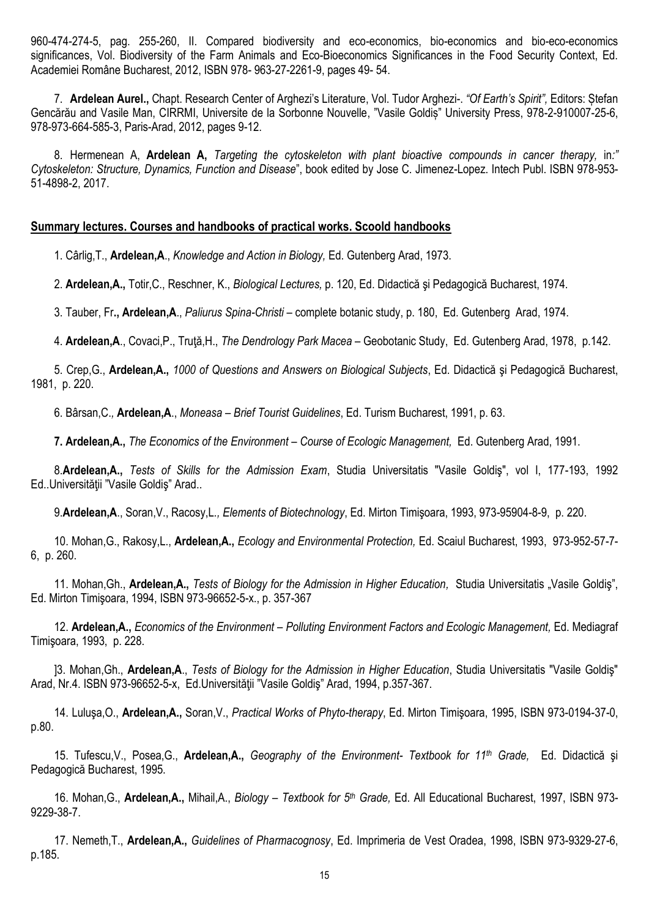960-474-274-5, pag. 255-260, II. Compared biodiversity and eco-economics, bio-economics and bio-eco-economics significances, Vol. Biodiversity of the Farm Animals and Eco-Bioeconomics Significances in the Food Security Context, Ed. Academiei Române Bucharest, 2012, ISBN 978- 963-27-2261-9, pages 49- 54.

7. **Ardelean Aurel.,** Chapt. Research Center of Arghezi's Literature, Vol. Tudor Arghezi-. *"Of Earth's Spirit",* Editors: Ștefan Gencărău and Vasile Man, CIRRMI, Universite de la Sorbonne Nouvelle, "Vasile Goldiș" University Press, 978-2-910007-25-6, 978-973-664-585-3, Paris-Arad, 2012, pages 9-12.

8. Hermenean A, **Ardelean A,** *Targeting the cytoskeleton with plant bioactive compounds in cancer therapy,* in*:" Cytoskeleton: Structure, Dynamics, Function and Disease*", book edited by Jose C. Jimenez-Lopez. Intech Publ. ISBN 978-953-51-4898-2, 2017.

**Summary lectures. Courses and handbooks of practical works. Scoold handbooks**

1. Cârlig,T., **Ardelean,A**., *Knowledge and Action in Biology,* Ed. Gutenberg Arad, 1973.

2. **Ardelean,A.,** Totir,C., Reschner, K., *Biological Lectures,* p. 120, Ed. Didactică şi Pedagogică Bucharest, 1974.

3. Tauber, Fr**., Ardelean,A**., *Paliurus Spina-Christi* – complete botanic study, p. 180, Ed. Gutenberg Arad, 1974.

4. **Ardelean,A**., Covaci,P., Truţă,H., *The Dendrology Park Macea* – Geobotanic Study, Ed. Gutenberg Arad, 1978, p.142.

5. Crep,G., **Ardelean,A.,** *1000 of Questions and Answers on Biological Subjects*, Ed. Didactică şi Pedagogică Bucharest, 1981, p. 220.

6. Bârsan,C.*,* **Ardelean,A**., *Moneasa – Brief Tourist Guidelines*, Ed. Turism Bucharest, 1991, p. 63.

**7. Ardelean,A.,** *The Economics of the Environment – Course of Ecologic Management,* Ed. Gutenberg Arad, 1991.

8.**Ardelean,A.,** *Tests of Skills for the Admission Exam*, Studia Universitatis "Vasile Goldiş", vol I, 177-193, 1992 Ed..Universităţii "Vasile Goldiş" Arad..

9.**Ardelean,A**., Soran,V., Racosy,L.*, Elements of Biotechnology*, Ed. Mirton Timişoara, 1993, 973-95904-8-9, p. 220.

10. Mohan,G., Rakosy,L., **Ardelean,A.,** *Ecology and Environmental Protection,* Ed. Scaiul Bucharest, 1993, 973-952-57-7-6, p. 260.

11. Mohan,Gh., **Ardelean,A.,** *Tests of Biology for the Admission in Higher Education,* Studia Universitatis „Vasile Goldiş", Ed. Mirton Timişoara, 1994, ISBN 973-96652-5-x., p. 357-367

12. **Ardelean,A.,** *Economics of the Environment – Polluting Environment Factors and Ecologic Management,* Ed. Mediagraf Timişoara, 1993, p. 228.

]3. Mohan,Gh., **Ardelean,A**., *Tests of Biology for the Admission in Higher Education*, Studia Universitatis "Vasile Goldiş" Arad, Nr.4. ISBN 973-96652-5-x, Ed.Universităţii "Vasile Goldiş" Arad, 1994, p.357-367.

14. Luluşa,O., **Ardelean,A.,** Soran,V., *Practical Works of Phyto-therapy*, Ed. Mirton Timişoara, 1995, ISBN 973-0194-37-0, p.80.

15. Tufescu,V., Posea,G., **Ardelean,A.,** *Geography of the Environment- Textbook for 11th Grade,* Ed. Didactică şi Pedagogică Bucharest, 1995.

16. Mohan,G., **Ardelean,A.,** Mihail,A., *Biology – Textbook for 5th Grade,* Ed. All Educational Bucharest, 1997, ISBN 973-9229-38-7.

17. Nemeth,T., **Ardelean,A.,** *Guidelines of Pharmacognosy*, Ed. Imprimeria de Vest Oradea, 1998, ISBN 973-9329-27-6, p.185.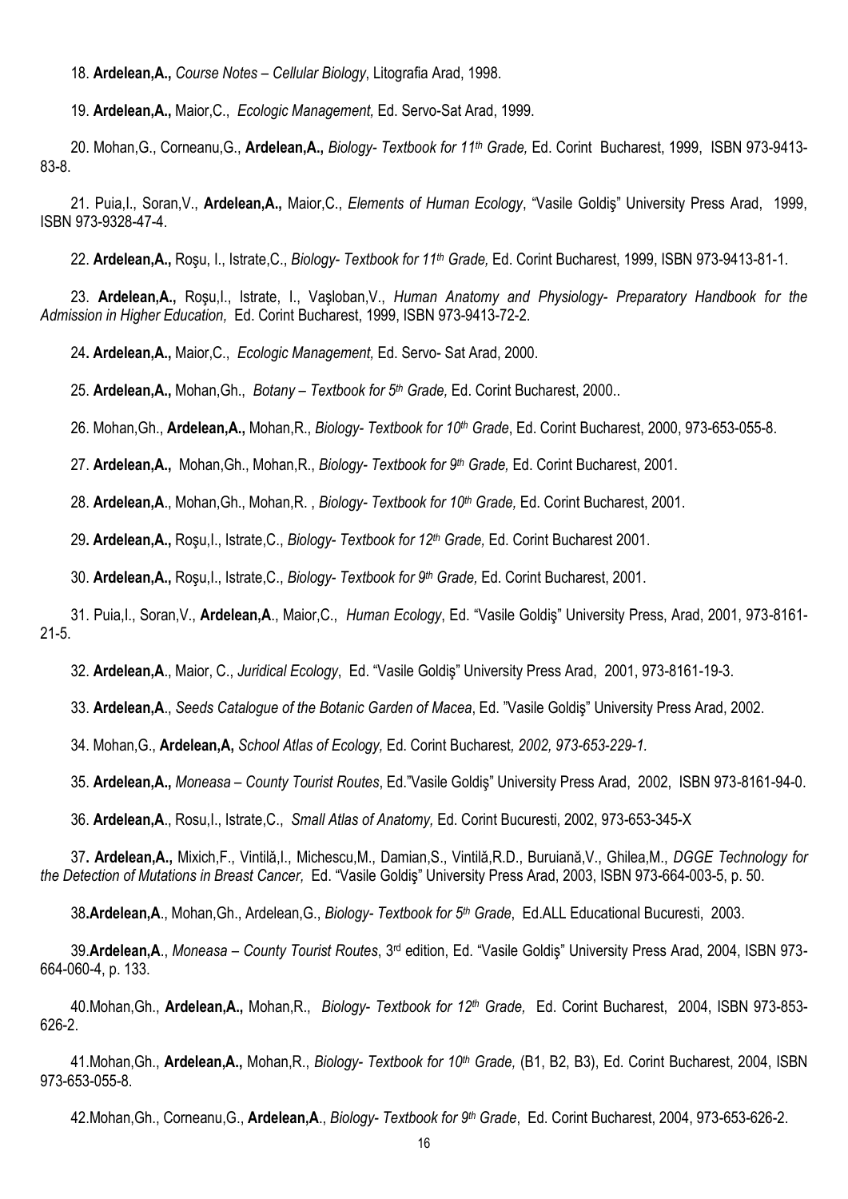18. **Ardelean,A.,** *Course Notes – Cellular Biology*, Litografia Arad, 1998.

19. **Ardelean,A.,** Maior,C., *Ecologic Management,* Ed. Servo-Sat Arad, 1999.

20. Mohan,G., Corneanu,G., **Ardelean,A.,** *Biology- Textbook for 11th Grade,* Ed. Corint Bucharest, 1999, ISBN 973-9413-83-8.

21. Puia,I., Soran,V., **Ardelean,A.,** Maior,C., *Elements of Human Ecology*, "Vasile Goldiş" University Press Arad, 1999, ISBN 973-9328-47-4.

22. **Ardelean,A.,** Roşu, I., Istrate,C., *Biology- Textbook for 11th Grade,* Ed. Corint Bucharest, 1999, ISBN 973-9413-81-1.

23. **Ardelean,A.,** Roşu,I., Istrate, I., Vaşloban,V., *Human Anatomy and Physiology- Preparatory Handbook for the Admission in Higher Education,* Ed. Corint Bucharest, 1999, ISBN 973-9413-72-2.

24**. Ardelean,A.,** Maior,C., *Ecologic Management,* Ed. Servo- Sat Arad, 2000.

25. **Ardelean,A.,** Mohan,Gh., *Botany – Textbook for 5th Grade,* Ed. Corint Bucharest, 2000..

26. Mohan,Gh., **Ardelean,A.,** Mohan,R., *Biology- Textbook for 10th Grade*, Ed. Corint Bucharest, 2000, 973-653-055-8.

27. **Ardelean,A.,** Mohan,Gh., Mohan,R., *Biology- Textbook for 9th Grade,* Ed. Corint Bucharest, 2001.

28. **Ardelean,A**., Mohan,Gh., Mohan,R. , *Biology- Textbook for 10th Grade,* Ed. Corint Bucharest, 2001.

29**. Ardelean,A.,** Roşu,I., Istrate,C., *Biology- Textbook for 12th Grade,* Ed. Corint Bucharest 2001.

30. **Ardelean,A.,** Roşu,I., Istrate,C., *Biology- Textbook for 9th Grade,* Ed. Corint Bucharest, 2001.

31. Puia,I., Soran,V., **Ardelean,A**., Maior,C., *Human Ecology*, Ed. "Vasile Goldiş" University Press, Arad, 2001, 973-8161-21-5.

32. **Ardelean,A**., Maior, C., *Juridical Ecology*, Ed. "Vasile Goldiş" University Press Arad, 2001, 973-8161-19-3.

33. **Ardelean,A**., *Seeds Catalogue of the Botanic Garden of Macea*, Ed. "Vasile Goldiş" University Press Arad, 2002.

34. Mohan,G., **Ardelean,A,** *School Atlas of Ecology,* Ed. Corint Bucharest*, 2002, 973-653-229-1.*

35. **Ardelean,A.,** *Moneasa – County Tourist Routes*, Ed."Vasile Goldiş" University Press Arad, 2002, ISBN 973-8161-94-0.

36. **Ardelean,A**., Rosu,I., Istrate,C., *Small Atlas of Anatomy,* Ed. Corint Bucuresti, 2002, 973-653-345-X

37**. Ardelean,A.,** Mixich,F., Vintilă,I., Michescu,M., Damian,S., Vintilă,R.D., Buruiană,V., Ghilea,M., *DGGE Technology for the Detection of Mutations in Breast Cancer,* Ed. "Vasile Goldiş" University Press Arad, 2003, ISBN 973-664-003-5, p. 50.

38**.Ardelean,A**., Mohan,Gh., Ardelean,G., *Biology- Textbook for 5th Grade*, Ed.ALL Educational Bucuresti, 2003.

39.**Ardelean,A**., *Moneasa – County Tourist Routes*, 3rd edition, Ed. "Vasile Goldiş" University Press Arad, 2004, ISBN 973-664-060-4, p. 133.

40.Mohan,Gh., **Ardelean,A.,** Mohan,R., *Biology- Textbook for 12th Grade,* Ed. Corint Bucharest, 2004, ISBN 973-853-626-2.

41.Mohan,Gh., **Ardelean,A.,** Mohan,R., *Biology- Textbook for 10th Grade,* (B1, B2, B3), Ed. Corint Bucharest, 2004, ISBN 973-653-055-8.

42.Mohan,Gh., Corneanu,G., **Ardelean,A**., *Biology- Textbook for 9th Grade*, Ed. Corint Bucharest, 2004, 973-653-626-2.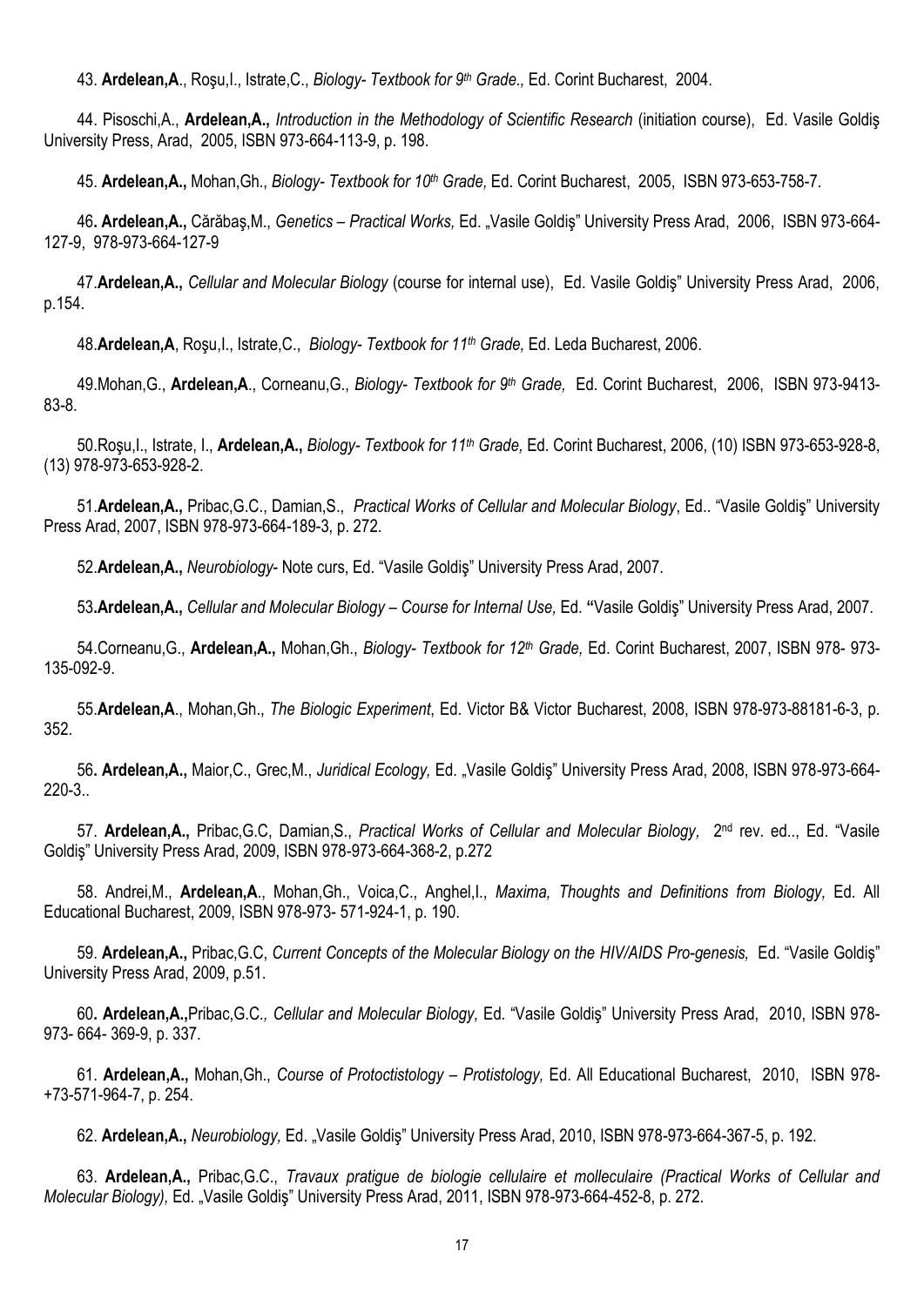43. **Ardelean,A**., Roşu,I., Istrate,C., *Biology- Textbook for 9th Grade.,* Ed. Corint Bucharest, 2004.

44. Pisoschi,A., **Ardelean,A.,** *Introduction in the Methodology of Scientific Research* (initiation course), Ed. Vasile Goldiş University Press, Arad, 2005, ISBN 973-664-113-9, p. 198.

45. **Ardelean,A.,** Mohan,Gh., *Biology- Textbook for 10th Grade,* Ed. Corint Bucharest, 2005, ISBN 973-653-758-7.

46**. Ardelean,A.,** Cărăbaş,M., *Genetics – Practical Works,* Ed. „Vasile Goldiş" University Press Arad, 2006, ISBN 973-664-127-9, 978-973-664-127-9

47.**Ardelean,A.,** *Cellular and Molecular Biology* (course for internal use), Ed. Vasile Goldiş" University Press Arad, 2006, p.154.

48.**Ardelean,A**, Roşu,I., Istrate,C., *Biology- Textbook for 11th Grade,* Ed. Leda Bucharest, 2006.

49.Mohan,G., **Ardelean,A**., Corneanu,G., *Biology- Textbook for 9th Grade,* Ed. Corint Bucharest, 2006, ISBN 973-9413-83-8.

50.Roşu,I., Istrate, I., **Ardelean,A.,** *Biology- Textbook for 11th Grade,* Ed. Corint Bucharest, 2006, (10) ISBN 973-653-928-8, (13) 978-973-653-928-2.

51.**Ardelean,A.,** Pribac,G.C., Damian,S., *Practical Works of Cellular and Molecular Biology*, Ed.. "Vasile Goldiş" University Press Arad, 2007, ISBN 978-973-664-189-3, p. 272.

52.**Ardelean,A.,** *Neurobiology*- Note curs, Ed. "Vasile Goldiş" University Press Arad, 2007.

53**.Ardelean,A.,** *Cellular and Molecular Biology – Course for Internal Use,* Ed. **"**Vasile Goldiş" University Press Arad, 2007.

54.Corneanu,G., **Ardelean,A.,** Mohan,Gh., *Biology- Textbook for 12th Grade,* Ed. Corint Bucharest, 2007, ISBN 978- 973-135-092-9.

55.**Ardelean,A**., Mohan,Gh., *The Biologic Experiment*, Ed. Victor B& Victor Bucharest, 2008, ISBN 978-973-88181-6-3, p. 352.

56**. Ardelean,A.,** Maior,C., Grec,M., *Juridical Ecology,* Ed. „Vasile Goldiş" University Press Arad, 2008, ISBN 978-973-664-220-3..

57. **Ardelean,A.,** Pribac,G.C, Damian,S., *Practical Works of Cellular and Molecular Biology,* 2nd rev. ed.., Ed. "Vasile Goldiş" University Press Arad, 2009, ISBN 978-973-664-368-2, p.272

58. Andrei,M., **Ardelean,A**., Mohan,Gh., Voica,C., Anghel,I., *Maxima, Thoughts and Definitions from Biology,* Ed. All Educational Bucharest, 2009, ISBN 978-973- 571-924-1, p. 190.

59. **Ardelean,A.,** Pribac,G.C, *Current Concepts of the Molecular Biology on the HIV/AIDS Pro-genesis,* Ed. "Vasile Goldiş" University Press Arad, 2009, p.51.

60**. Ardelean,A.,**Pribac,G.C*., Cellular and Molecular Biology,* Ed. "Vasile Goldiş" University Press Arad, 2010, ISBN 978-973- 664- 369-9, p. 337.

61. **Ardelean,A.,** Mohan,Gh., *Course of Protoctistology – Protistology,* Ed. All Educational Bucharest, 2010, ISBN 978-+73-571-964-7, p. 254.

62. **Ardelean,A.,** *Neurobiology,* Ed. „Vasile Goldiş" University Press Arad, 2010, ISBN 978-973-664-367-5, p. 192.

63. **Ardelean,A.,** Pribac,G.C., *Travaux pratigue de biologie cellulaire et molleculaire (Practical Works of Cellular and Molecular Biology),* Ed. „Vasile Goldiş" University Press Arad, 2011, ISBN 978-973-664-452-8, p. 272.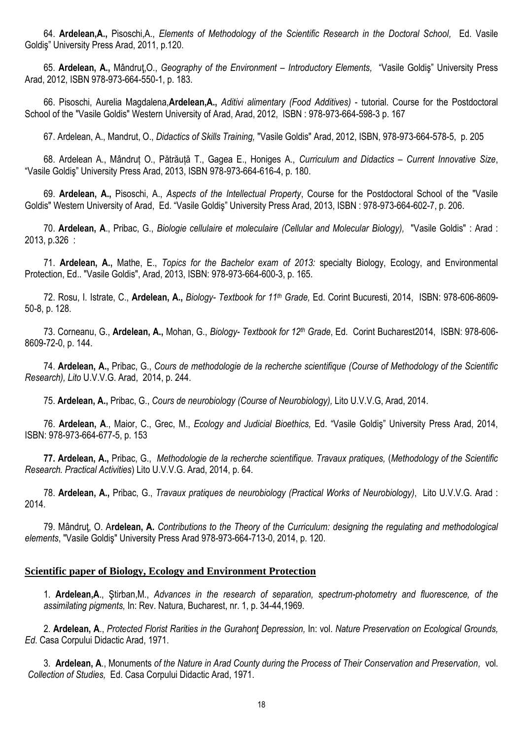64. **Ardelean,A.,** Pisoschi,A., *Elements of Methodology of the Scientific Research in the Doctoral School,* Ed. Vasile Goldiş" University Press Arad, 2011, p.120.

65. **Ardelean, A.,** Mândruţ,O., *Geography of the Environment – Introductory Elements,* "Vasile Goldiş" University Press Arad, 2012, ISBN 978-973-664-550-1, p. 183.

66. Pisoschi, Aurelia Magdalena,**Ardelean,A.,** *Aditivi alimentary (Food Additives)* - tutorial. Course for the Postdoctoral School of the "Vasile Goldis" Western University of Arad, Arad, 2012, ISBN : 978-973-664-598-3 p. 167

67. Ardelean, A., Mandrut, O., *Didactics of Skills Training,* "Vasile Goldis" Arad, 2012, ISBN, 978-973-664-578-5, p. 205

68. Ardelean A., Mândruț O., Pătrăuță T., Gagea E., Honiges A., *Curriculum and Didactics – Current Innovative Size*, "Vasile Goldiş" University Press Arad, 2013, ISBN 978-973-664-616-4, p. 180.

69. **Ardelean, A.,** Pisoschi, A., *Aspects of the Intellectual Property*, Course for the Postdoctoral School of the "Vasile Goldis" Western University of Arad, Ed. "Vasile Goldiş" University Press Arad, 2013, ISBN : 978-973-664-602-7, p. 206.

70. **Ardelean, A**., Pribac, G., *Biologie cellulaire et moleculaire (Cellular and Molecular Biology),* "Vasile Goldis" : Arad : 2013, p.326 :

71. **Ardelean, A.,** Mathe, E., *Topics for the Bachelor exam of 2013:* specialty Biology, Ecology, and Environmental Protection, Ed.. "Vasile Goldis", Arad, 2013, ISBN: 978-973-664-600-3, p. 165.

72. Rosu, I. Istrate, C., **Ardelean, A.,** *Biology- Textbook for 11th Grade,* Ed. Corint Bucuresti, 2014, ISBN: 978-606-8609-50-8, p. 128.

73. Corneanu, G., **Ardelean, A.,** Mohan, G., *Biology- Textbook for 12th Grade*, Ed. Corint Bucharest2014, ISBN: 978-606-8609-72-0, p. 144.

74. **Ardelean, A.,** Pribac, G., *Cours de methodologie de la recherche scientifique (Course of Methodology of the Scientific Research), Lito* U.V.V.G. Arad, 2014, p. 244.

75. **Ardelean, A.,** Pribac, G., *Cours de neurobiology (Course of Neurobiology),* Lito U.V.V.G, Arad, 2014.

76. **Ardelean, A**., Maior, C., Grec, M., *Ecology and Judicial Bioethics,* Ed. "Vasile Goldiş" University Press Arad, 2014, ISBN: 978-973-664-677-5, p. 153

**77. Ardelean, A.,** Pribac, G., *Methodologie de la recherche scientifique. Travaux pratiques,* (*Methodology of the Scientific Research. Practical Activities*) Lito U.V.V.G. Arad, 2014, p. 64.

78. **Ardelean, A.,** Pribac, G., *Travaux pratiques de neurobiology (Practical Works of Neurobiology)*, Lito U.V.V.G. Arad : 2014.

79. Mândruţ, O. A**rdelean, A.** *Contributions to the Theory of the Curriculum: designing the regulating and methodological elements*, "Vasile Goldiş" University Press Arad 978-973-664-713-0, 2014, p. 120.

## Scientific paper of Biology, Ecology and Environment Protection

1. **Ardelean,A**., Ştirban,M., *Advances in the research of separation, spectrum-photometry and fluorescence, of the assimilating pigments,* In: Rev. Natura, Bucharest, nr. 1, p. 34-44,1969.

2. **Ardelean, A**., *Protected Florist Rarities in the Gurahonţ Depression,* In: vol. *Nature Preservation on Ecological Grounds, Ed.* Casa Corpului Didactic Arad, 1971.

3. **Ardelean, A**., Monuments *of the Nature in Arad County during the Process of Their Conservation and Preservation,* vol. *Collection of Studies,* Ed. Casa Corpului Didactic Arad, 1971.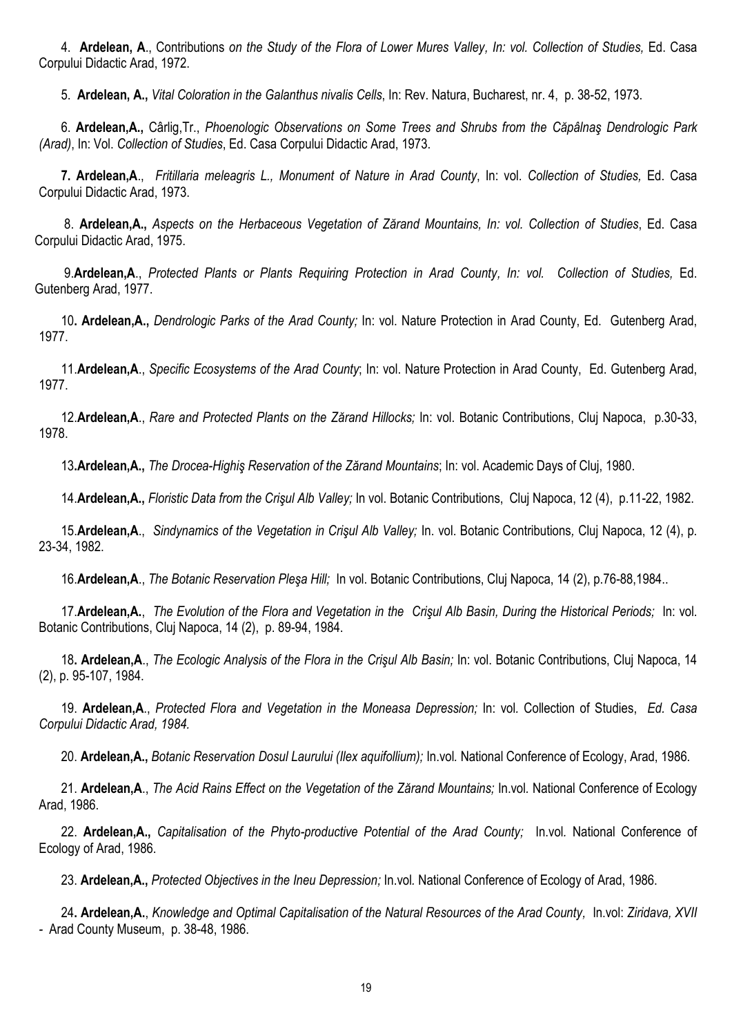4. **Ardelean, A**., Contributions *on the Study of the Flora of Lower Mures Valley, In: vol. Collection of Studies,* Ed. Casa Corpului Didactic Arad, 1972.

5. **Ardelean, A.,** *Vital Coloration in the Galanthus nivalis Cells*, In: Rev. Natura, Bucharest, nr. 4, p. 38-52, 1973.

6. **Ardelean,A.,** Cârlig,Tr., *Phoenologic Observations on Some Trees and Shrubs from the Căpâlnaş Dendrologic Park (Arad)*, In: Vol. *Collection of Studies*, Ed. Casa Corpului Didactic Arad, 1973.

**7. Ardelean,A**., *Fritillaria meleagris L., Monument of Nature in Arad County*, In: vol. *Collection of Studies,* Ed. Casa Corpului Didactic Arad, 1973.

8. **Ardelean,A.,** *Aspects on the Herbaceous Vegetation of Zărand Mountains, In: vol. Collection of Studies*, Ed. Casa Corpului Didactic Arad, 1975.

9.**Ardelean,A**., *Protected Plants or Plants Requiring Protection in Arad County, In: vol. Collection of Studies,* Ed. Gutenberg Arad, 1977.

10**. Ardelean,A.,** *Dendrologic Parks of the Arad County;* In: vol. Nature Protection in Arad County, Ed. Gutenberg Arad, 1977.

11.**Ardelean,A**., *Specific Ecosystems of the Arad County*; In: vol. Nature Protection in Arad County, Ed. Gutenberg Arad, 1977.

12.**Ardelean,A**., *Rare and Protected Plants on the Zărand Hillocks;* In: vol. Botanic Contributions, Cluj Napoca, p.30-33, 1978.

13**.Ardelean,A.,** *The Drocea-Highiş Reservation of the Zărand Mountains*; In: vol. Academic Days of Cluj, 1980.

14.**Ardelean,A.,** *Floristic Data from the Crişul Alb Valley;* In vol. Botanic Contributions, Cluj Napoca, 12 (4), p.11-22, 1982.

15.**Ardelean,A**., *Sindynamics of the Vegetation in Crişul Alb Valley;* In. vol. Botanic Contributions*,* Cluj Napoca, 12 (4), p. 23-34, 1982.

16.**Ardelean,A**., *The Botanic Reservation Pleşa Hill;* In vol. Botanic Contributions, Cluj Napoca, 14 (2), p.76-88,1984..

17.**Ardelean,A.**, *The Evolution of the Flora and Vegetation in the Crişul Alb Basin, During the Historical Periods;* In: vol. Botanic Contributions, Cluj Napoca, 14 (2), p. 89-94, 1984.

18**. Ardelean,A**., *The Ecologic Analysis of the Flora in the Crişul Alb Basin;* In: vol. Botanic Contributions, Cluj Napoca, 14 (2), p. 95-107, 1984.

19. **Ardelean,A**., *Protected Flora and Vegetation in the Moneasa Depression;* In: vol. Collection of Studies, *Ed. Casa Corpului Didactic Arad, 1984.*

20. **Ardelean,A.,** *Botanic Reservation Dosul Laurului (Ilex aquifollium);* In.vol. National Conference of Ecology, Arad, 1986.

21. **Ardelean,A**., *The Acid Rains Effect on the Vegetation of the Zărand Mountains;* In.vol. National Conference of Ecology Arad, 1986.

22. **Ardelean,A.,** *Capitalisation of the Phyto-productive Potential of the Arad County;* In.vol. National Conference of Ecology of Arad, 1986.

23. **Ardelean,A.,** *Protected Objectives in the Ineu Depression;* In.vol. National Conference of Ecology of Arad, 1986.

24**. Ardelean,A.**, *Knowledge and Optimal Capitalisation of the Natural Resources of the Arad County*, In.vol: *Ziridava, XVII* - Arad County Museum, p. 38-48, 1986.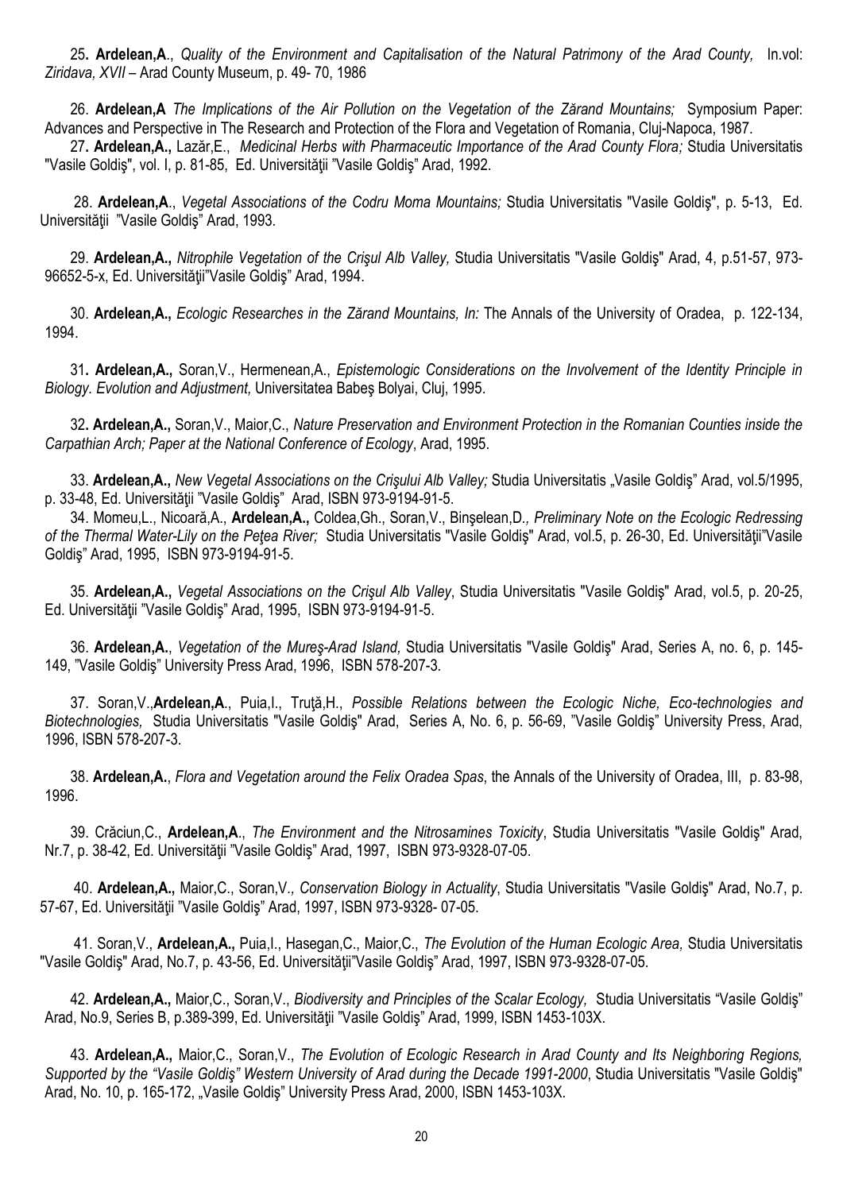25**. Ardelean,A**., *Quality of the Environment and Capitalisation of the Natural Patrimony of the Arad County,* In.vol: *Ziridava, XVII* – Arad County Museum, p. 49- 70, 1986

26. **Ardelean,A** *The Implications of the Air Pollution on the Vegetation of the Zărand Mountains;* Symposium Paper: Advances and Perspective in The Research and Protection of the Flora and Vegetation of Romania, Cluj-Napoca, 1987.

27**. Ardelean,A.,** Lazăr,E., *Medicinal Herbs with Pharmaceutic Importance of the Arad County Flora;* Studia Universitatis "Vasile Goldiş", vol. I, p. 81-85, Ed. Universităţii "Vasile Goldiş" Arad, 1992.

28. **Ardelean,A**., *Vegetal Associations of the Codru Moma Mountains;* Studia Universitatis "Vasile Goldiş", p. 5-13, Ed. Universităţii "Vasile Goldiş" Arad, 1993.

29. **Ardelean,A.,** *Nitrophile Vegetation of the Crişul Alb Valley,* Studia Universitatis "Vasile Goldiş" Arad, 4, p.51-57, 973-96652-5-x, Ed. Universităţii"Vasile Goldiş" Arad, 1994.

30. **Ardelean,A.,** *Ecologic Researches in the Zărand Mountains, In:* The Annals of the University of Oradea, p. 122-134, 1994.

31**. Ardelean,A.,** Soran,V., Hermenean,A., *Epistemologic Considerations on the Involvement of the Identity Principle in Biology. Evolution and Adjustment,* Universitatea Babeş Bolyai, Cluj, 1995.

32**. Ardelean,A.,** Soran,V., Maior,C., *Nature Preservation and Environment Protection in the Romanian Counties inside the Carpathian Arch; Paper at the National Conference of Ecology*, Arad, 1995.

33. **Ardelean,A.,** *New Vegetal Associations on the Crişului Alb Valley;* Studia Universitatis „Vasile Goldiş" Arad, vol.5/1995, p. 33-48, Ed. Universităţii "Vasile Goldiş" Arad, ISBN 973-9194-91-5.

34. Momeu,L., Nicoară,A., **Ardelean,A.,** Coldea,Gh., Soran,V., Binşelean,D*., Preliminary Note on the Ecologic Redressing of the Thermal Water-Lily on the Peţea River;* Studia Universitatis "Vasile Goldiş" Arad, vol.5, p. 26-30, Ed. Universităţii"Vasile Goldiş" Arad, 1995, ISBN 973-9194-91-5.

35. **Ardelean,A.,** *Vegetal Associations on the Crişul Alb Valley*, Studia Universitatis "Vasile Goldiş" Arad, vol.5, p. 20-25, Ed. Universităţii "Vasile Goldiş" Arad, 1995, ISBN 973-9194-91-5.

36. **Ardelean,A.**, *Vegetation of the Mureş-Arad Island,* Studia Universitatis "Vasile Goldiş" Arad, Series A, no. 6, p. 145-149, "Vasile Goldiş" University Press Arad, 1996, ISBN 578-207-3.

37. Soran,V.,**Ardelean,A**., Puia,I., Truţă,H., *Possible Relations between the Ecologic Niche, Eco-technologies and Biotechnologies,* Studia Universitatis "Vasile Goldiş" Arad, Series A, No. 6, p. 56-69, "Vasile Goldiş" University Press, Arad, 1996, ISBN 578-207-3.

38. **Ardelean,A.**, *Flora and Vegetation around the Felix Oradea Spas*, the Annals of the University of Oradea, III, p. 83-98, 1996.

39. Crăciun,C., **Ardelean,A**., *The Environment and the Nitrosamines Toxicity*, Studia Universitatis "Vasile Goldiş" Arad, Nr.7, p. 38-42, Ed. Universităţii "Vasile Goldiş" Arad, 1997, ISBN 973-9328-07-05.

40. **Ardelean,A.,** Maior,C., Soran,V*., Conservation Biology in Actuality*, Studia Universitatis "Vasile Goldiş" Arad, No.7, p. 57-67, Ed. Universităţii "Vasile Goldiş" Arad, 1997, ISBN 973-9328- 07-05.

41. Soran,V., **Ardelean,A.,** Puia,I., Hasegan,C., Maior,C., *The Evolution of the Human Ecologic Area,* Studia Universitatis "Vasile Goldiş" Arad, No.7, p. 43-56, Ed. Universităţii"Vasile Goldiş" Arad, 1997, ISBN 973-9328-07-05.

42. **Ardelean,A.,** Maior,C., Soran,V., *Biodiversity and Principles of the Scalar Ecology,* Studia Universitatis "Vasile Goldiş" Arad, No.9, Series B, p.389-399, Ed. Universităţii "Vasile Goldiş" Arad, 1999, ISBN 1453-103X.

43. **Ardelean,A.,** Maior,C., Soran,V., *The Evolution of Ecologic Research in Arad County and Its Neighboring Regions, Supported by the "Vasile Goldiş" Western University of Arad during the Decade 1991-2000*, Studia Universitatis "Vasile Goldiş" Arad, No. 10, p. 165-172, „Vasile Goldiş" University Press Arad, 2000, ISBN 1453-103X.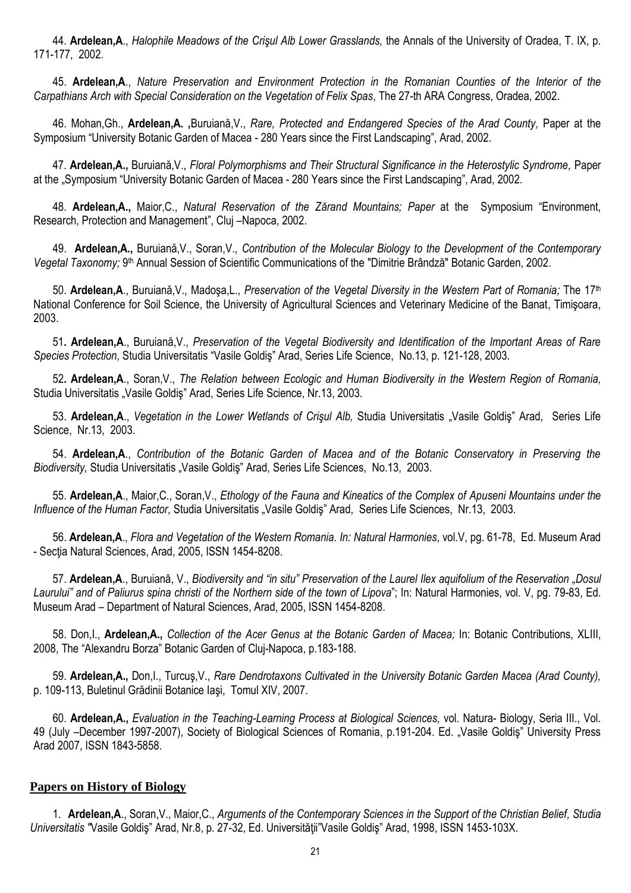44. **Ardelean,A**., *Halophile Meadows of the Crişul Alb Lower Grasslands,* the Annals of the University of Oradea, T. IX, p. 171-177, 2002.

45. **Ardelean,A**., *Nature Preservation and Environment Protection in the Romanian Counties of the Interior of the Carpathians Arch with Special Consideration on the Vegetation of Felix Spas*, The 27-th ARA Congress, Oradea, 2002.

46. Mohan,Gh., **Ardelean,A. ,**Buruiană,V., *Rare, Protected and Endangered Species of the Arad County,* Paper at the Symposium "University Botanic Garden of Macea - 280 Years since the First Landscaping", Arad, 2002.

47. **Ardelean,A.,** Buruiană,V., *Floral Polymorphisms and Their Structural Significance in the Heterostylic Syndrome,* Paper at the „Symposium "University Botanic Garden of Macea - 280 Years since the First Landscaping", Arad, 2002.

48. **Ardelean,A.,** Maior,C., *Natural Reservation of the Zărand Mountains; Paper* at the Symposium "Environment, Research, Protection and Management", Cluj –Napoca, 2002.

49. **Ardelean,A.,** Buruiană,V., Soran,V., *Contribution of the Molecular Biology to the Development of the Contemporary Vegetal Taxonomy;* 9th Annual Session of Scientific Communications of the "Dimitrie Brândză" Botanic Garden, 2002.

50. **Ardelean,A**., Buruiană,V., Madoşa,L., *Preservation of the Vegetal Diversity in the Western Part of Romania;* The 17th National Conference for Soil Science, the University of Agricultural Sciences and Veterinary Medicine of the Banat, Timişoara, 2003.

51**. Ardelean,A**., Buruiană,V., *Preservation of the Vegetal Biodiversity and Identification of the Important Areas of Rare Species Protection,* Studia Universitatis "Vasile Goldiş" Arad, Series Life Science, No.13, p. 121-128, 2003.

52**. Ardelean,A**., Soran,V., *The Relation between Ecologic and Human Biodiversity in the Western Region of Romania,* Studia Universitatis „Vasile Goldiş" Arad, Series Life Science, Nr.13, 2003.

53. **Ardelean,A**., *Vegetation in the Lower Wetlands of Crişul Alb,* Studia Universitatis „Vasile Goldiş" Arad, Series Life Science, Nr.13, 2003.

54. **Ardelean,A**., *Contribution of the Botanic Garden of Macea and of the Botanic Conservatory in Preserving the Biodiversity,* Studia Universitatis „Vasile Goldiş" Arad, Series Life Sciences, No.13, 2003.

55. **Ardelean,A**., Maior,C., Soran,V., *Ethology of the Fauna and Kineatics of the Complex of Apuseni Mountains under the Influence of the Human Factor,* Studia Universitatis „Vasile Goldiş" Arad, Series Life Sciences, Nr.13, 2003.

56. **Ardelean,A**., *Flora and Vegetation of the Western Romania*. *In: Natural Harmonies*, vol.V, pg. 61-78, Ed. Museum Arad - Secţia Natural Sciences, Arad, 2005, ISSN 1454-8208.

57. **Ardelean,A**., Buruiană, V., *Biodiversity and "in situ" Preservation of the Laurel Ilex aquifolium of the Reservation „Dosul Laurului" and of Paliurus spina christi of the Northern side of the town of Lipova*"; In: Natural Harmonies, vol. V, pg. 79-83, Ed. Museum Arad – Department of Natural Sciences, Arad, 2005, ISSN 1454-8208.

58. Don,I., **Ardelean,A.,** *Collection of the Acer Genus at the Botanic Garden of Macea;* In: Botanic Contributions, XLIII, 2008, The "Alexandru Borza" Botanic Garden of Cluj-Napoca, p.183-188.

59. **Ardelean,A.,** Don,I., Turcuş,V., *Rare Dendrotaxons Cultivated in the University Botanic Garden Macea (Arad County),* p. 109-113, Buletinul Grădinii Botanice Iaşi, Tomul XIV, 2007.

60. **Ardelean,A.,** *Evaluation in the Teaching-Learning Process at Biological Sciences,* vol. Natura- Biology, Seria III., Vol. 49 (July –December 1997-2007), Society of Biological Sciences of Romania, p.191-204. Ed. „Vasile Goldiş" University Press Arad 2007, ISSN 1843-5858.

## Papers on History of Biology

1. **Ardelean,A**., Soran,V., Maior,C., *Arguments of the Contemporary Sciences in the Support of the Christian Belief, Studia Universitatis "*Vasile Goldiş" Arad, Nr.8, p. 27-32, Ed. Universităţii"Vasile Goldiş" Arad, 1998, ISSN 1453-103X.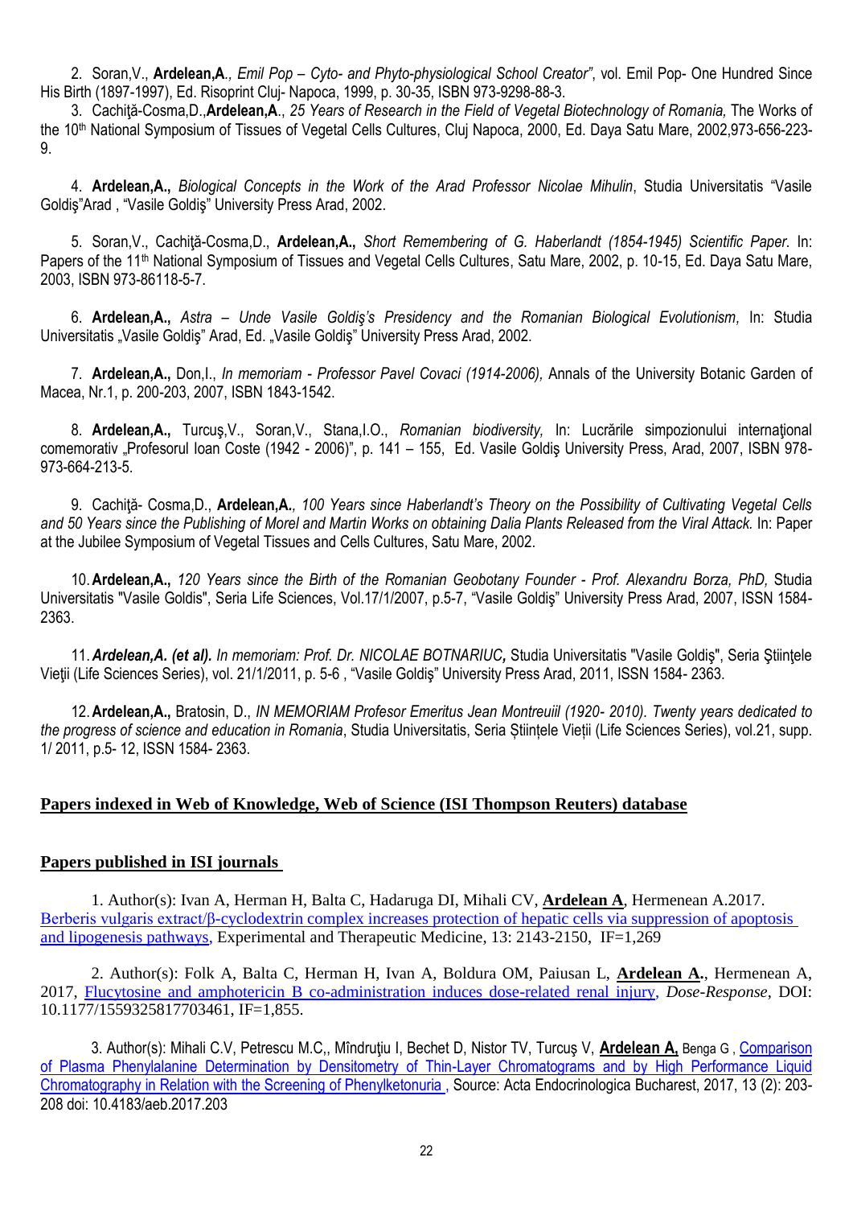2. Soran,V., **Ardelean,A**., *Emil Pop – Cyto- and Phyto-physiological School Creator"*, vol. Emil Pop- One Hundred Since His Birth (1897-1997), Ed. Risoprint Cluj- Napoca, 1999, p. 30-35, ISBN 973-9298-88-3.

3. Cachiţă-Cosma,D.,**Ardelean,A**., *25 Years of Research in the Field of Vegetal Biotechnology of Romania,* The Works of the 10[th] National Symposium of Tissues of Vegetal Cells Cultures, Cluj Napoca, 2000, Ed. Daya Satu Mare, 2002,973-656-223-9.

4. **Ardelean,A.,** *Biological Concepts in the Work of the Arad Professor Nicolae Mihulin*, Studia Universitatis "Vasile Goldiş"Arad , "Vasile Goldiş" University Press Arad, 2002.

5. Soran,V., Cachiţă-Cosma,D., **Ardelean,A.,** *Short Remembering of G. Haberlandt (1854-1945) Scientific Paper.* In: Papers of the 11[th] National Symposium of Tissues and Vegetal Cells Cultures, Satu Mare, 2002, p. 10-15, Ed. Daya Satu Mare, 2003, ISBN 973-86118-5-7.

6. **Ardelean,A.,** *Astra – Unde Vasile Goldiş's Presidency and the Romanian Biological Evolutionism,* In: Studia Universitatis „Vasile Goldiş" Arad, Ed. „Vasile Goldiş" University Press Arad, 2002.

7. **Ardelean,A.,** Don,I., *In memoriam - Professor Pavel Covaci (1914-2006),* Annals of the University Botanic Garden of Macea, Nr.1, p. 200-203, 2007, ISBN 1843-1542.

8. **Ardelean,A.,** Turcuş,V., Soran,V., Stana,I.O., *Romanian biodiversity,* In: Lucrările simpozionului internaţional comemorativ „Profesorul Ioan Coste (1942 - 2006)", p. 141 – 155, Ed. Vasile Goldiş University Press, Arad, 2007, ISBN 978-973-664-213-5.

9. Cachiţă- Cosma,D., **Ardelean,A.**, *100 Years since Haberlandt's Theory on the Possibility of Cultivating Vegetal Cells and 50 Years since the Publishing of Morel and Martin Works on obtaining Dalia Plants Released from the Viral Attack.* In: Paper at the Jubilee Symposium of Vegetal Tissues and Cells Cultures, Satu Mare, 2002.

10. **Ardelean,A.,** *120 Years since the Birth of the Romanian Geobotany Founder - Prof. Alexandru Borza, PhD,* Studia Universitatis "Vasile Goldis", Seria Life Sciences, Vol.17/1/2007, p.5-7, "Vasile Goldiş" University Press Arad, 2007, ISSN 1584-2363.

11. ***Ardelean,A. (et al).*** *In memoriam: Prof. Dr. NICOLAE BOTNARIUC,* Studia Universitatis "Vasile Goldiş", Seria Ştiinţele Vieţii (Life Sciences Series), vol. 21/1/2011, p. 5-6 , "Vasile Goldiş" University Press Arad, 2011, ISSN 1584- 2363.

12. **Ardelean,A.,** Bratosin, D., *IN MEMORIAM Profesor Emeritus Jean Montreuiil (1920- 2010). Twenty years dedicated to the progress of science and education in Romania*, Studia Universitatis, Seria Științele Vieții (Life Sciences Series), vol.21, supp. 1/ 2011, p.5- 12, ISSN 1584- 2363.

**Papers indexed in Web of Knowledge, Web of Science (ISI Thompson Reuters) database**

**Papers published in ISI journals**

1. Author(s): Ivan A, Herman H, Balta C, Hadaruga DI, Mihali CV, **Ardelean A**, Hermenean A.2017. Berberis vulgaris extract/β-cyclodextrin complex increases protection of hepatic cells via suppression of apoptosis and lipogenesis pathways, Experimental and Therapeutic Medicine, 13: 2143-2150, IF=1,269

2. Author(s): Folk A, Balta C, Herman H, Ivan A, Boldura OM, Paiusan L, **Ardelean A.**, Hermenean A, 2017, Flucytosine and amphotericin B co-administration induces dose-related renal injury, *Dose-Response*, DOI: 10.1177/1559325817703461, IF=1,855.

3. Author(s): Mihali C.V, Petrescu M.C,, Mîndruţiu I, Bechet D, Nistor TV, Turcuş V, **Ardelean A,** Benga G , Comparison of Plasma Phenylalanine Determination by Densitometry of Thin-Layer Chromatograms and by High Performance Liquid Chromatography in Relation with the Screening of Phenylketonuria , Source: Acta Endocrinologica Bucharest, 2017, 13 (2): 203-208 doi: 10.4183/aeb.2017.203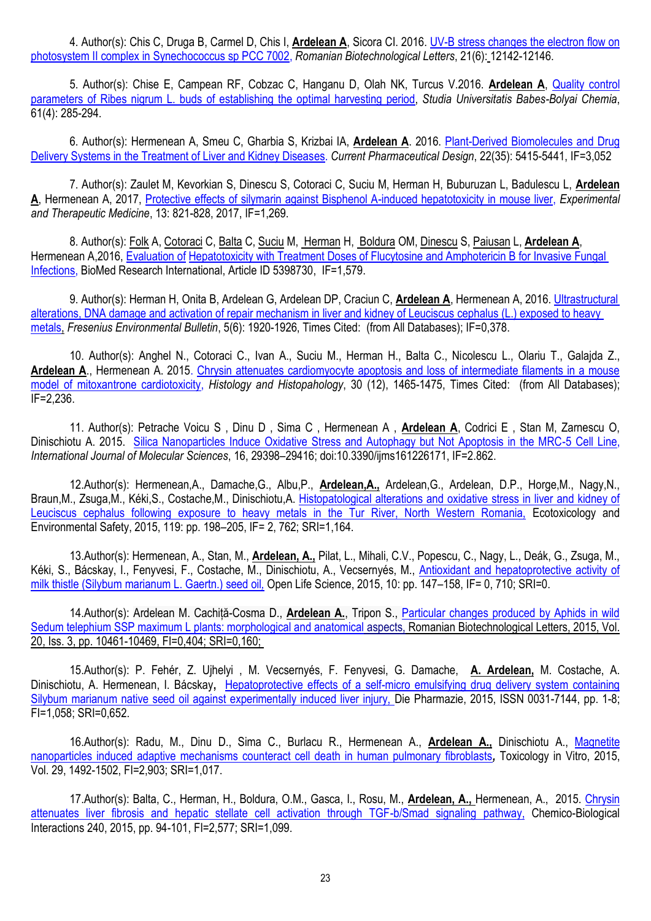4. Author(s): Chis C, Druga B, Carmel D, Chis I, **Ardelean A**, Sicora Cl. 2016. UV-B stress changes the electron flow on photosystem II complex in Synechococcus sp PCC 7002, *Romanian Biotechnological Letters*, 21(6): 12142-12146.

5. Author(s): Chise E, Campean RF, Cobzac C, Hanganu D, Olah NK, Turcus V.2016. **Ardelean A**, Quality control parameters of Ribes nigrum L. buds of establishing the optimal harvesting period, *Studia Universitatis Babes-Bolyai Chemia*, 61(4): 285-294.

6. Author(s): Hermenean A, Smeu C, Gharbia S, Krizbai IA, **Ardelean A**. 2016. Plant-Derived Biomolecules and Drug Delivery Systems in the Treatment of Liver and Kidney Diseases. *Current Pharmaceutical Design*, 22(35): 5415-5441, IF=3,052

7. Author(s): Zaulet M, Kevorkian S, Dinescu S, Cotoraci C, Suciu M, Herman H, Buburuzan L, Badulescu L, **Ardelean A**, Hermenean A, 2017, Protective effects of silymarin against Bisphenol A-induced hepatotoxicity in mouse liver, *Experimental and Therapeutic Medicine*, 13: 821-828, 2017, IF=1,269.

8. Author(s): Folk A, Cotoraci C, Balta C, Suciu M, Herman H, Boldura OM, Dinescu S, Paiusan L, **Ardelean A**, Hermenean A,2016, Evaluation of Hepatotoxicity with Treatment Doses of Flucytosine and Amphotericin B for Invasive Fungal Infections, BioMed Research International, Article ID 5398730, IF=1,579.

9. Author(s): Herman H, Onita B, Ardelean G, Ardelean DP, Craciun C, **Ardelean A**, Hermenean A, 2016. Ultrastructural alterations, DNA damage and activation of repair mechanism in liver and kidney of Leuciscus cephalus (L.) exposed to heavy metals, *Fresenius Environmental Bulletin*, 5(6): 1920-1926, Times Cited: (from All Databases); IF=0,378.

10. Author(s): Anghel N., Cotoraci C., Ivan A., Suciu M., Herman H., Balta C., Nicolescu L., Olariu T., Galajda Z., **Ardelean A**., Hermenean A. 2015. Chrysin attenuates cardiomyocyte apoptosis and loss of intermediate filaments in a mouse model of mitoxantrone cardiotoxicity, *Histology and Histopahology*, 30 (12), 1465-1475, Times Cited: (from All Databases); IF=2,236.

11. Author(s): Petrache Voicu S , Dinu D , Sima C , Hermenean A , **Ardelean A**, Codrici E , Stan M, Zarnescu O, Dinischiotu A. 2015. Silica Nanoparticles Induce Oxidative Stress and Autophagy but Not Apoptosis in the MRC-5 Cell Line, *International Journal of Molecular Sciences*, 16, 29398–29416; doi:10.3390/ijms161226171, IF=2.862.

12.Author(s): Hermenean,A., Damache,G., Albu,P., **Ardelean,A.,** Ardelean,G., Ardelean, D.P., Horge,M., Nagy,N., Braun,M., Zsuga,M., Kéki,S., Costache,M., Dinischiotu,A. Histopatological alterations and oxidative stress in liver and kidney of Leuciscus cephalus following exposure to heavy metals in the Tur River, North Western Romania, Ecotoxicology and Environmental Safety, 2015, 119: pp. 198–205, IF= 2, 762; SRI=1,164.

13.Author(s): Hermenean, A., Stan, M., **Ardelean, A.,** Pilat, L., Mihali, C.V., Popescu, C., Nagy, L., Deák, G., Zsuga, M., Kéki, S., Bácskay, I., Fenyvesi, F., Costache, M., Dinischiotu, A., Vecsernyés, M., Antioxidant and hepatoprotective activity of milk thistle (Silybum marianum L. Gaertn.) seed oil, Open Life Science, 2015, 10: pp. 147–158, IF= 0, 710; SRI=0.

14.Author(s): Ardelean M. Cachiță-Cosma D., **Ardelean A.**, Tripon S., Particular changes produced by Aphids in wild Sedum telephium SSP maximum L plants: morphological and anatomical aspects, Romanian Biotechnological Letters, 2015, Vol. 20, Iss. 3, pp. 10461-10469, FI=0,404; SRI=0,160;

15.Author(s): P. Fehér, Z. Ujhelyi , M. Vecsernyés, F. Fenyvesi, G. Damache, **A. Ardelean,** M. Costache, A. Dinischiotu, A. Hermenean, I. Bácskay, Hepatoprotective effects of a self-micro emulsifying drug delivery system containing Silybum marianum native seed oil against experimentally induced liver injury, Die Pharmazie, 2015, ISSN 0031-7144, pp. 1-8; FI=1,058; SRI=0,652.

16.Author(s): Radu, M., Dinu D., Sima C., Burlacu R., Hermenean A., **Ardelean A.,** Dinischiotu A., Magnetite nanoparticles induced adaptive mechanisms counteract cell death in human pulmonary fibroblasts, Toxicology in Vitro, 2015, Vol. 29, 1492-1502, FI=2,903; SRI=1,017.

17.Author(s): Balta, C., Herman, H., Boldura, O.M., Gasca, I., Rosu, M., **Ardelean, A.,** Hermenean, A., 2015. Chrysin attenuates liver fibrosis and hepatic stellate cell activation through TGF-b/Smad signaling pathway, Chemico-Biological Interactions 240, 2015, pp. 94-101, FI=2,577; SRI=1,099.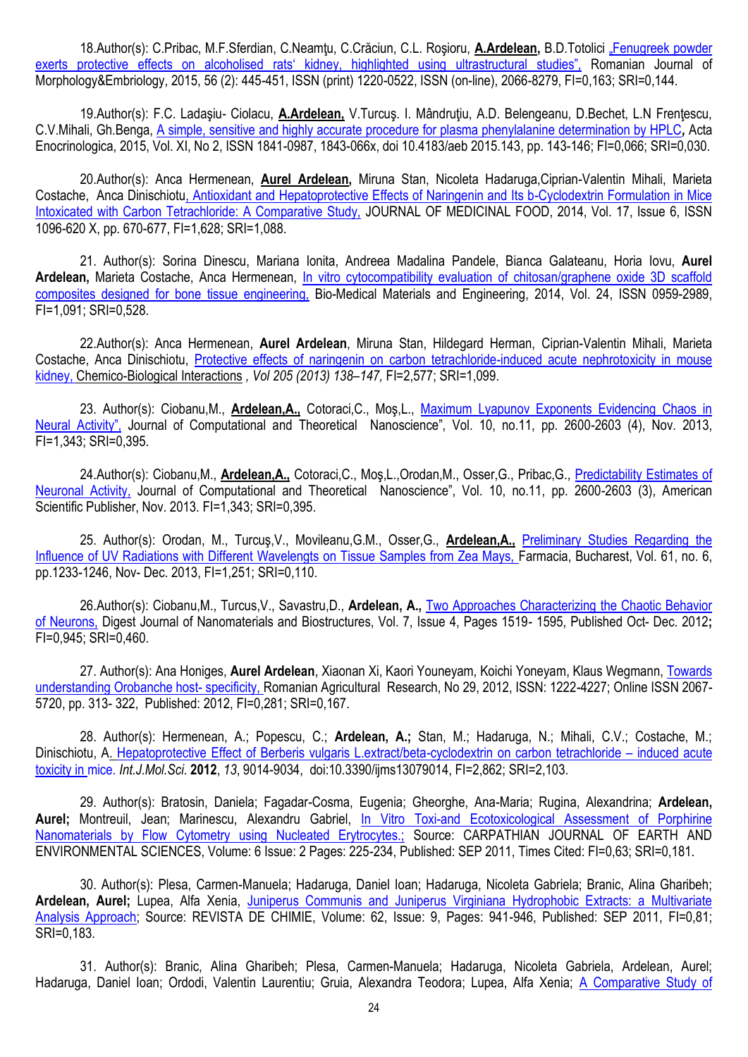18.Author(s): C.Pribac, M.F.Sferdian, C.Neamţu, C.Crăciun, C.L. Roşioru, **A.Ardelean,** B.D.Totolici „Fenugreek powder exerts protective effects on alcoholised rats' kidney, highlighted using ultrastructural studies", Romanian Journal of Morphology&Embriology, 2015, 56 (2): 445-451, ISSN (print) 1220-0522, ISSN (on-line), 2066-8279, FI=0,163; SRI=0,144.

19.Author(s): F.C. Ladaşiu- Ciolacu, **A.Ardelean,** V.Turcuş. I. Mândruţiu, A.D. Belengeanu, D.Bechet, L.N Frenţescu, C.V.Mihali, Gh.Benga, A simple, sensitive and highly accurate procedure for plasma phenylalanine determination by HPLC**,** Acta Enocrinologica, 2015, Vol. XI, No 2, ISSN 1841-0987, 1843-066x, doi 10.4183/aeb 2015.143, pp. 143-146; FI=0,066; SRI=0,030.

20.Author(s): Anca Hermenean, **Aurel Ardelean,** Miruna Stan, Nicoleta Hadaruga,Ciprian-Valentin Mihali, Marieta Costache, Anca Dinischiotu, Antioxidant and Hepatoprotective Effects of Naringenin and Its b-Cyclodextrin Formulation in Mice Intoxicated with Carbon Tetrachloride: A Comparative Study, JOURNAL OF MEDICINAL FOOD, 2014, Vol. 17, Issue 6, ISSN 1096-620 X, pp. 670-677, FI=1,628; SRI=1,088.

21. Author(s): Sorina Dinescu, Mariana Ionita, Andreea Madalina Pandele, Bianca Galateanu, Horia Iovu, **Aurel Ardelean,** Marieta Costache, Anca Hermenean, In vitro cytocompatibility evaluation of chitosan/graphene oxide 3D scaffold composites designed for bone tissue engineering, Bio-Medical Materials and Engineering, 2014, Vol. 24, ISSN 0959-2989, FI=1,091; SRI=0,528.

22.Author(s): Anca Hermenean, **Aurel Ardelean**, Miruna Stan, Hildegard Herman, Ciprian-Valentin Mihali, Marieta Costache, Anca Dinischiotu, Protective effects of naringenin on carbon tetrachloride-induced acute nephrotoxicity in mouse kidney, Chemico-Biological Interactions *, Vol 205 (2013) 138–147,* FI=2,577; SRI=1,099.

23. Author(s): Ciobanu,M., **Ardelean,A.,** Cotoraci,C., Moş,L., Maximum Lyapunov Exponents Evidencing Chaos in Neural Activity", Journal of Computational and Theoretical Nanoscience", Vol. 10, no.11, pp. 2600-2603 (4), Nov. 2013, FI=1,343; SRI=0,395.

24.Author(s): Ciobanu,M., **Ardelean,A.,** Cotoraci,C., Moş,L.,Orodan,M., Osser,G., Pribac,G., Predictability Estimates of Neuronal Activity, Journal of Computational and Theoretical Nanoscience", Vol. 10, no.11, pp. 2600-2603 (3), American Scientific Publisher, Nov. 2013. FI=1,343; SRI=0,395.

25. Author(s): Orodan, M., Turcuş,V., Movileanu,G.M., Osser,G., **Ardelean,A.,** Preliminary Studies Regarding the Influence of UV Radiations with Different Wavelengts on Tissue Samples from Zea Mays, Farmacia, Bucharest, Vol. 61, no. 6, pp.1233-1246, Nov- Dec. 2013, FI=1,251; SRI=0,110.

26.Author(s): Ciobanu,M., Turcus,V., Savastru,D., **Ardelean, A.,** Two Approaches Characterizing the Chaotic Behavior of Neurons, Digest Journal of Nanomaterials and Biostructures, Vol. 7, Issue 4, Pages 1519- 1595, Published Oct- Dec. 2012**;** FI=0,945; SRI=0,460.

27. Author(s): Ana Honiges, **Aurel Ardelean**, Xiaonan Xi, Kaori Youneyam, Koichi Yoneyam, Klaus Wegmann, Towards understanding Orobanche host- specificity, Romanian Agricultural Research, No 29, 2012, ISSN: 1222-4227; Online ISSN 2067-5720, pp. 313- 322, Published: 2012, FI=0,281; SRI=0,167.

28. Author(s): Hermenean, A.; Popescu, C.; **Ardelean, A.;** Stan, M.; Hadaruga, N.; Mihali, C.V.; Costache, M.; Dinischiotu, A. Hepatoprotective Effect of Berberis vulgaris L.extract/beta-cyclodextrin on carbon tetrachloride – induced acute toxicity in mice. *Int.J.Mol.Sci.* **2012**, *13*, 9014-9034, doi:10.3390/ijms13079014, FI=2,862; SRI=2,103.

29. Author(s): Bratosin, Daniela; Fagadar-Cosma, Eugenia; Gheorghe, Ana-Maria; Rugina, Alexandrina; **Ardelean, Aurel;** Montreuil, Jean; Marinescu, Alexandru Gabriel, In Vitro Toxi-and Ecotoxicological Assessment of Porphirine Nanomaterials by Flow Cytometry using Nucleated Erytrocytes.; Source: CARPATHIAN JOURNAL OF EARTH AND ENVIRONMENTAL SCIENCES, Volume: 6 Issue: 2 Pages: 225-234, Published: SEP 2011, Times Cited: FI=0,63; SRI=0,181.

30. Author(s): Plesa, Carmen-Manuela; Hadaruga, Daniel Ioan; Hadaruga, Nicoleta Gabriela; Branic, Alina Gharibeh; **Ardelean, Aurel;** Lupea, Alfa Xenia, Juniperus Communis and Juniperus Virginiana Hydrophobic Extracts: a Multivariate Analysis Approach; Source: REVISTA DE CHIMIE, Volume: 62, Issue: 9, Pages: 941-946, Published: SEP 2011, FI=0,81; SRI=0,183.

31. Author(s): Branic, Alina Gharibeh; Plesa, Carmen-Manuela; Hadaruga, Nicoleta Gabriela, Ardelean, Aurel; Hadaruga, Daniel Ioan; Ordodi, Valentin Laurentiu; Gruia, Alexandra Teodora; Lupea, Alfa Xenia; A Comparative Study of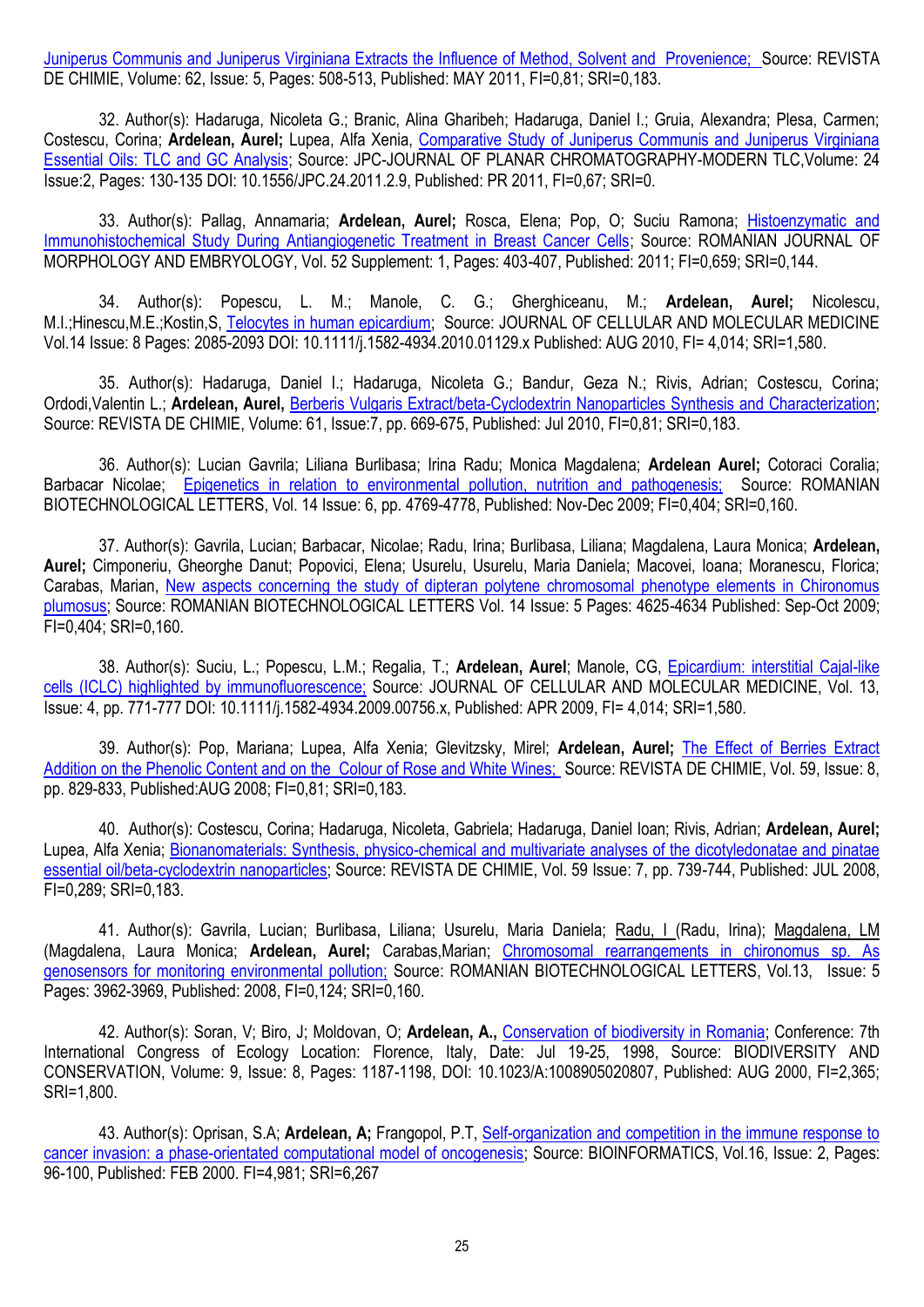Juniperus Communis and Juniperus Virginiana Extracts the Influence of Method, Solvent and Provenience; Source: REVISTA DE CHIMIE, Volume: 62, Issue: 5, Pages: 508-513, Published: MAY 2011, FI=0,81; SRI=0,183.

32. Author(s): Hadaruga, Nicoleta G.; Branic, Alina Gharibeh; Hadaruga, Daniel I.; Gruia, Alexandra; Plesa, Carmen; Costescu, Corina; **Ardelean, Aurel;** Lupea, Alfa Xenia, Comparative Study of Juniperus Communis and Juniperus Virginiana Essential Oils: TLC and GC Analysis; Source: JPC-JOURNAL OF PLANAR CHROMATOGRAPHY-MODERN TLC,Volume: 24 Issue:2, Pages: 130-135 DOI: 10.1556/JPC.24.2011.2.9, Published: PR 2011, FI=0,67; SRI=0.

33. Author(s): Pallag, Annamaria; **Ardelean, Aurel;** Rosca, Elena; Pop, O; Suciu Ramona; Histoenzymatic and Immunohistochemical Study During Antiangiogenetic Treatment in Breast Cancer Cells; Source: ROMANIAN JOURNAL OF MORPHOLOGY AND EMBRYOLOGY, Vol. 52 Supplement: 1, Pages: 403-407, Published: 2011; FI=0,659; SRI=0,144.

34. Author(s): Popescu, L. M.; Manole, C. G.; Gherghiceanu, M.; **Ardelean, Aurel;** Nicolescu, M.I.;Hinescu,M.E.;Kostin,S, Telocytes in human epicardium; Source: JOURNAL OF CELLULAR AND MOLECULAR MEDICINE Vol.14 Issue: 8 Pages: 2085-2093 DOI: 10.1111/j.1582-4934.2010.01129.x Published: AUG 2010, FI= 4,014; SRI=1,580.

35. Author(s): Hadaruga, Daniel I.; Hadaruga, Nicoleta G.; Bandur, Geza N.; Rivis, Adrian; Costescu, Corina; Ordodi,Valentin L.; **Ardelean, Aurel,** Berberis Vulgaris Extract/beta-Cyclodextrin Nanoparticles Synthesis and Characterization; Source: REVISTA DE CHIMIE, Volume: 61, Issue:7, pp. 669-675, Published: Jul 2010, FI=0,81; SRI=0,183.

36. Author(s): Lucian Gavrila; Liliana Burlibasa; Irina Radu; Monica Magdalena; **Ardelean Aurel;** Cotoraci Coralia; Barbacar Nicolae; Epigenetics in relation to environmental pollution, nutrition and pathogenesis; Source: ROMANIAN BIOTECHNOLOGICAL LETTERS, Vol. 14 Issue: 6, pp. 4769-4778, Published: Nov-Dec 2009; FI=0,404; SRI=0,160.

37. Author(s): Gavrila, Lucian; Barbacar, Nicolae; Radu, Irina; Burlibasa, Liliana; Magdalena, Laura Monica; **Ardelean, Aurel;** Cimponeriu, Gheorghe Danut; Popovici, Elena; Usurelu, Usurelu, Maria Daniela; Macovei, Ioana; Moranescu, Florica; Carabas, Marian, New aspects concerning the study of dipteran polytene chromosomal phenotype elements in Chironomus plumosus; Source: ROMANIAN BIOTECHNOLOGICAL LETTERS Vol. 14 Issue: 5 Pages: 4625-4634 Published: Sep-Oct 2009; FI=0,404; SRI=0,160.

38. Author(s): Suciu, L.; Popescu, L.M.; Regalia, T.; **Ardelean, Aurel**; Manole, CG, Epicardium: interstitial Cajal-like cells (ICLC) highlighted by immunofluorescence; Source: JOURNAL OF CELLULAR AND MOLECULAR MEDICINE, Vol. 13, Issue: 4, pp. 771-777 DOI: 10.1111/j.1582-4934.2009.00756.x, Published: APR 2009, FI= 4,014; SRI=1,580.

39. Author(s): Pop, Mariana; Lupea, Alfa Xenia; Glevitzsky, Mirel; **Ardelean, Aurel;** The Effect of Berries Extract Addition on the Phenolic Content and on the Colour of Rose and White Wines; Source: REVISTA DE CHIMIE, Vol. 59, Issue: 8, pp. 829-833, Published:AUG 2008; FI=0,81; SRI=0,183.

40. Author(s): Costescu, Corina; Hadaruga, Nicoleta, Gabriela; Hadaruga, Daniel Ioan; Rivis, Adrian; **Ardelean, Aurel;** Lupea, Alfa Xenia; Bionanomaterials: Synthesis, physico-chemical and multivariate analyses of the dicotyledonatae and pinatae essential oil/beta-cyclodextrin nanoparticles; Source: REVISTA DE CHIMIE, Vol. 59 Issue: 7, pp. 739-744, Published: JUL 2008, FI=0,289; SRI=0,183.

41. Author(s): Gavrila, Lucian; Burlibasa, Liliana; Usurelu, Maria Daniela; Radu, I (Radu, Irina); Magdalena, LM (Magdalena, Laura Monica; **Ardelean, Aurel;** Carabas,Marian; Chromosomal rearrangements in chironomus sp. As genosensors for monitoring environmental pollution; Source: ROMANIAN BIOTECHNOLOGICAL LETTERS, Vol.13, Issue: 5 Pages: 3962-3969, Published: 2008, FI=0,124; SRI=0,160.

42. Author(s): Soran, V; Biro, J; Moldovan, O; **Ardelean, A.,** Conservation of biodiversity in Romania; Conference: 7th International Congress of Ecology Location: Florence, Italy, Date: Jul 19-25, 1998, Source: BIODIVERSITY AND CONSERVATION, Volume: 9, Issue: 8, Pages: 1187-1198, DOI: 10.1023/A:1008905020807, Published: AUG 2000, FI=2,365; SRI=1,800.

43. Author(s): Oprisan, S.A; **Ardelean, A;** Frangopol, P.T, Self-organization and competition in the immune response to cancer invasion: a phase-orientated computational model of oncogenesis; Source: BIOINFORMATICS, Vol.16, Issue: 2, Pages: 96-100, Published: FEB 2000. FI=4,981; SRI=6,267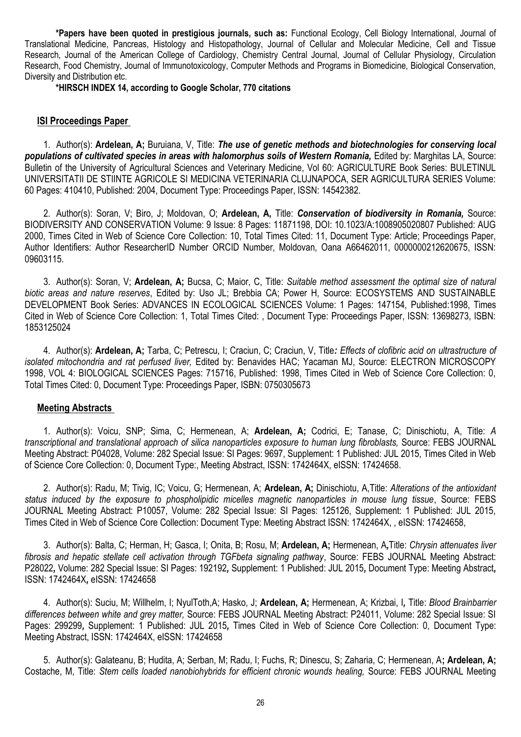**\*Papers have been quoted in prestigious journals, such as:** Functional Ecology, Cell Biology International, Journal of Translational Medicine, Pancreas, Histology and Histopathology, Journal of Cellular and Molecular Medicine, Cell and Tissue Research, Journal of the American College of Cardiology, Chemistry Central Journal, Journal of Cellular Physiology, Circulation Research, Food Chemistry, Journal of Immunotoxicology, Computer Methods and Programs in Biomedicine, Biological Conservation, Diversity and Distribution etc.

**\*HIRSCH INDEX 14, according to Google Scholar, 770 citations**

## ISI Proceedings Paper

1. Author(s): **Ardelean, A;** Buruiana, V, Title: ***The use of genetic methods and biotechnologies for conserving local populations of cultivated species in areas with halomorphus soils of Western Romania,*** Edited by: Marghitas LA, Source: Bulletin of the University of Agricultural Sciences and Veterinary Medicine, Vol 60: AGRICULTURE Book Series: BULETINUL UNIVERSITATII DE STIINTE AGRICOLE SI MEDICINA VETERINARIA CLUJNAPOCA, SER AGRICULTURA SERIES Volume: 60 Pages: 410410, Published: 2004, Document Type: Proceedings Paper, ISSN: 14542382.

2. Author(s): Soran, V; Biro, J; Moldovan, O; **Ardelean, A,** Title: ***Conservation of biodiversity in Romania,*** Source: BIODIVERSITY AND CONSERVATION Volume: 9 Issue: 8 Pages: 11871198, DOI: 10.1023/A:1008905020807 Published: AUG 2000, Times Cited in Web of Science Core Collection: 10, Total Times Cited: 11, Document Type: Article; Proceedings Paper, Author Identifiers: Author ResearcherID Number ORCID Number, Moldovan, Oana A66462011, 0000000212620675, ISSN: 09603115.

3. Author(s): Soran, V; **Ardelean, A;** Bucsa, C; Maior, C, Title: *Suitable method assessment the optimal size of natural biotic areas and nature reserves*, Edited by: Uso JL; Brebbia CA; Power H, Source: ECOSYSTEMS AND SUSTAINABLE DEVELOPMENT Book Series: ADVANCES IN ECOLOGICAL SCIENCES Volume: 1 Pages: 147154, Published:1998, Times Cited in Web of Science Core Collection: 1, Total Times Cited: , Document Type: Proceedings Paper, ISSN: 13698273, ISBN: 1853125024

4. Author(s): **Ardelean, A;** Tarba, C; Petrescu, I; Craciun, C; Craciun, V, Title***:*** *Effects of clofibric acid on ultrastructure of isolated mitochondria and rat perfused liver,* Edited by: Benavides HAC; Yacaman MJ, Source: ELECTRON MICROSCOPY 1998, VOL 4: BIOLOGICAL SCIENCES Pages: 715716, Published: 1998, Times Cited in Web of Science Core Collection: 0, Total Times Cited: 0, Document Type: Proceedings Paper, ISBN: 0750305673

## Meeting Abstracts

1. Author(s): Voicu, SNP; Sima, C; Hermenean, A; **Ardelean, A;** Codrici, E; Tanase, C; Dinischiotu, A, Title: *A transcriptional and translational approach of silica nanoparticles exposure to human lung fibroblasts,* Source: FEBS JOURNAL Meeting Abstract: P04028, Volume: 282 Special Issue: SI Pages: 9697, Supplement: 1 Published: JUL 2015, Times Cited in Web of Science Core Collection: 0, Document Type:, Meeting Abstract, ISSN: 1742464X, eISSN: 17424658.

2. Author(s): Radu, M; Tivig, IC; Voicu, G; Hermenean, A; **Ardelean, A;** Dinischiotu, A,Title: *Alterations of the antioxidant status induced by the exposure to phospholipidic micelles magnetic nanoparticles in mouse lung tissue*, Source: FEBS JOURNAL Meeting Abstract: P10057, Volume: 282 Special Issue: SI Pages: 125126, Supplement: 1 Published: JUL 2015, Times Cited in Web of Science Core Collection: Document Type: Meeting Abstract ISSN: 1742464X, , eISSN: 17424658,

3. Author(s): Balta, C; Herman, H; Gasca, I; Onita, B; Rosu, M; **Ardelean, A;** Hermenean, A***,***Title: *Chrysin attenuates liver fibrosis and hepatic stellate cell activation through TGFbeta signaling pathway*, Source: FEBS JOURNAL Meeting Abstract: P28022***,*** Volume: 282 Special Issue: SI Pages: 192192***,*** Supplement: 1 Published: JUL 2015***,*** Document Type: Meeting Abstract***,*** ISSN: 1742464X***,*** eISSN: 17424658

4. Author(s): Suciu, M; Willhelm, I; NyulToth,A; Hasko, J; **Ardelean, A;** Hermenean, A; Krizbai, I***,*** Title: *Blood Brainbarrier differences between white and grey matter,* Source: FEBS JOURNAL Meeting Abstract: P24011, Volume: 282 Special Issue: SI Pages: 299299***,*** Supplement: 1 Published: JUL 2015***,*** Times Cited in Web of Science Core Collection: 0, Document Type: Meeting Abstract, ISSN: 1742464X, eISSN: 17424658

5. Author(s): Galateanu, B; Hudita, A; Serban, M; Radu, I; Fuchs, R; Dinescu, S; Zaharia, C; Hermenean, A**; Ardelean, A;** Costache, M, Title: *Stem cells loaded nanobiohybrids for efficient chronic wounds healing,* Source: FEBS JOURNAL Meeting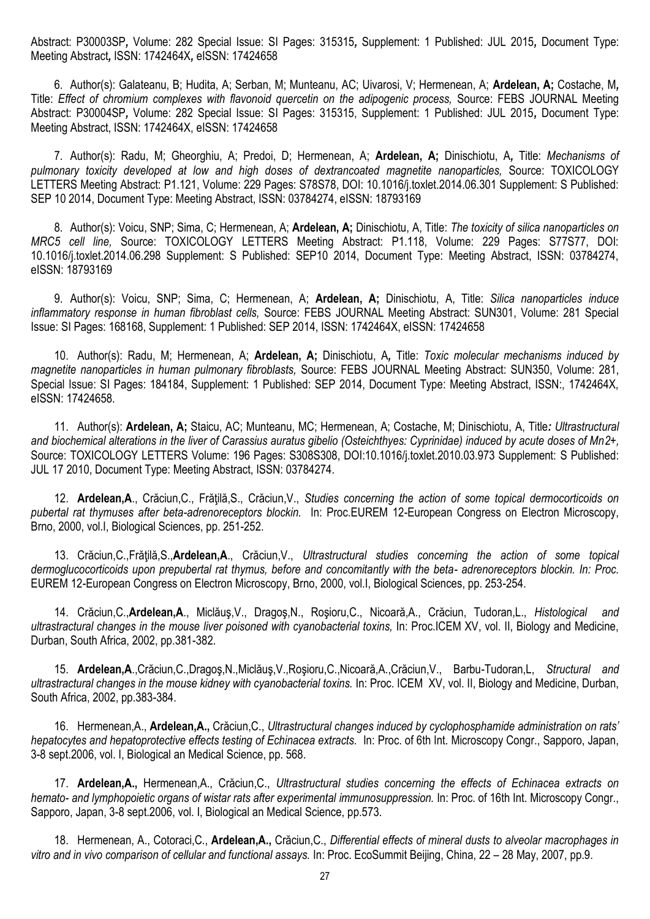Abstract: P30003SP**,** Volume: 282 Special Issue: SI Pages: 315315**,** Supplement: 1 Published: JUL 2015**,** Document Type: Meeting Abstract**,** ISSN: 1742464X**,** eISSN: 17424658

6. Author(s): Galateanu, B; Hudita, A; Serban, M; Munteanu, AC; Uivarosi, V; Hermenean, A; **Ardelean, A;** Costache, M**,** Title: *Effect of chromium complexes with flavonoid quercetin on the adipogenic process,* Source: FEBS JOURNAL Meeting Abstract: P30004SP**,** Volume: 282 Special Issue: SI Pages: 315315, Supplement: 1 Published: JUL 2015**,** Document Type: Meeting Abstract, ISSN: 1742464X, eISSN: 17424658

7. Author(s): Radu, M; Gheorghiu, A; Predoi, D; Hermenean, A; **Ardelean, A;** Dinischiotu, A**,** Title: *Mechanisms of pulmonary toxicity developed at low and high doses of dextrancoated magnetite nanoparticles,* Source: TOXICOLOGY LETTERS Meeting Abstract: P1.121, Volume: 229 Pages: S78S78, DOI: 10.1016/j.toxlet.2014.06.301 Supplement: S Published: SEP 10 2014, Document Type: Meeting Abstract, ISSN: 03784274, eISSN: 18793169

8. Author(s): Voicu, SNP; Sima, C; Hermenean, A; **Ardelean, A;** Dinischiotu, A, Title: *The toxicity of silica nanoparticles on MRC5 cell line,* Source: TOXICOLOGY LETTERS Meeting Abstract: P1.118, Volume: 229 Pages: S77S77, DOI: 10.1016/j.toxlet.2014.06.298 Supplement: S Published: SEP10 2014, Document Type: Meeting Abstract, ISSN: 03784274, eISSN: 18793169

9. Author(s): Voicu, SNP; Sima, C; Hermenean, A; **Ardelean, A;** Dinischiotu, A, Title: *Silica nanoparticles induce inflammatory response in human fibroblast cells,* Source: FEBS JOURNAL Meeting Abstract: SUN301, Volume: 281 Special Issue: SI Pages: 168168, Supplement: 1 Published: SEP 2014, ISSN: 1742464X, eISSN: 17424658

10. Author(s): Radu, M; Hermenean, A; **Ardelean, A;** Dinischiotu, A**,** Title: *Toxic molecular mechanisms induced by magnetite nanoparticles in human pulmonary fibroblasts,* Source: FEBS JOURNAL Meeting Abstract: SUN350, Volume: 281, Special Issue: SI Pages: 184184, Supplement: 1 Published: SEP 2014, Document Type: Meeting Abstract, ISSN:, 1742464X, eISSN: 17424658.

11. Author(s): **Ardelean, A;** Staicu, AC; Munteanu, MC; Hermenean, A; Costache, M; Dinischiotu, A, Title**:** *Ultrastructural and biochemical alterations in the liver of Carassius auratus gibelio (Osteichthyes: Cyprinidae) induced by acute doses of Mn2+,* Source: TOXICOLOGY LETTERS Volume: 196 Pages: S308S308, DOI:10.1016/j.toxlet.2010.03.973 Supplement: S Published: JUL 17 2010, Document Type: Meeting Abstract, ISSN: 03784274.

12. **Ardelean,A**., Crăciun,C., Frăţilă,S., Crăciun,V., *Studies concerning the action of some topical dermocorticoids on pubertal rat thymuses after beta-adrenoreceptors blockin.* In: Proc.EUREM 12-European Congress on Electron Microscopy, Brno, 2000, vol.I, Biological Sciences, pp. 251-252.

13. Crăciun,C.,Frăţilă,S.,**Ardelean,A**., Crăciun,V., *Ultrastructural studies concerning the action of some topical dermoglucocorticoids upon prepubertal rat thymus, before and concomitantly with the beta- adrenoreceptors blockin. In: Proc.* EUREM 12-European Congress on Electron Microscopy, Brno, 2000, vol.I, Biological Sciences, pp. 253-254.

14. Crăciun,C.,**Ardelean,A**., Miclăuş,V., Dragoş,N., Roşioru,C., Nicoară,A., Crăciun, Tudoran,L., *Histological and ultrastructural changes in the mouse liver poisoned with cyanobacterial toxins,* In: Proc.ICEM XV, vol. II, Biology and Medicine, Durban, South Africa, 2002, pp.381-382.

15. **Ardelean,A**.,Crăciun,C.,Dragoş,N.,Miclăuş,V.,Roşioru,C.,Nicoară,A.,Crăciun,V., Barbu-Tudoran,L, *Structural and ultrastructural changes in the mouse kidney with cyanobacterial toxins.* In: Proc. ICEM XV, vol. II, Biology and Medicine, Durban, South Africa, 2002, pp.383-384.

16. Hermenean,A., **Ardelean,A.,** Crăciun,C., *Ultrastructural changes induced by cyclophosphamide administration on rats' hepatocytes and hepatoprotective effects testing of Echinacea extracts.* In: Proc. of 6th Int. Microscopy Congr., Sapporo, Japan, 3-8 sept.2006, vol. I, Biological an Medical Science, pp. 568.

17. **Ardelean,A.,** Hermenean,A., Crăciun,C., *Ultrastructural studies concerning the effects of Echinacea extracts on hemato- and lymphopoietic organs of wistar rats after experimental immunosuppression.* In: Proc. of 16th Int. Microscopy Congr., Sapporo, Japan, 3-8 sept.2006, vol. I, Biological an Medical Science, pp.573.

18. Hermenean, A., Cotoraci,C., **Ardelean,A.,** Crăciun,C., *Differential effects of mineral dusts to alveolar macrophages in vitro and in vivo comparison of cellular and functional assays.* In: Proc. EcoSummit Beijing, China, 22 – 28 May, 2007, pp.9.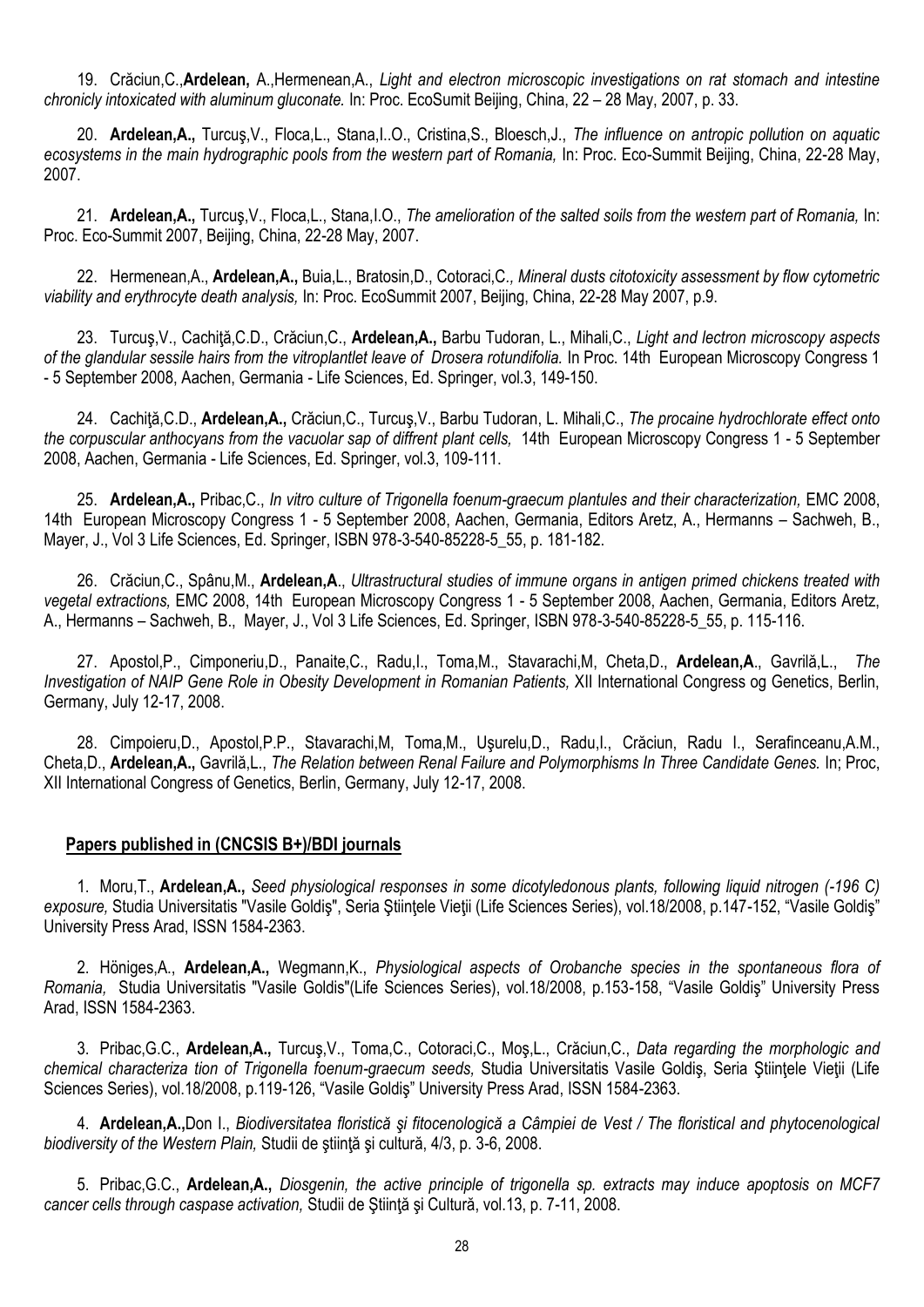19. Crăciun,C.,**Ardelean,** A.,Hermenean,A., *Light and electron microscopic investigations on rat stomach and intestine chronicly intoxicated with aluminum gluconate.* In: Proc. EcoSumit Beijing, China, 22 – 28 May, 2007, p. 33.

20. **Ardelean,A.,** Turcuş,V., Floca,L., Stana,I..O., Cristina,S., Bloesch,J., *The influence on antropic pollution on aquatic ecosystems in the main hydrographic pools from the western part of Romania,* In: Proc. Eco-Summit Beijing, China, 22-28 May, 2007.

21. **Ardelean,A.,** Turcuş,V., Floca,L., Stana,I.O., *The amelioration of the salted soils from the western part of Romania,* In: Proc. Eco-Summit 2007, Beijing, China, 22-28 May, 2007.

22. Hermenean,A., **Ardelean,A.,** Buia,L., Bratosin,D., Cotoraci,C.*, Mineral dusts citotoxicity assessment by flow cytometric viability and erythrocyte death analysis,* In: Proc. EcoSummit 2007, Beijing, China, 22-28 May 2007, p.9.

23. Turcuş,V., Cachiţă,C.D., Crăciun,C., **Ardelean,A.,** Barbu Tudoran, L., Mihali,C., *Light and lectron microscopy aspects of the glandular sessile hairs from the vitroplantlet leave of Drosera rotundifolia.* In Proc. 14th European Microscopy Congress 1 - 5 September 2008, Aachen, Germania - Life Sciences, Ed. Springer, vol.3, 149-150.

24. Cachiţă,C.D., **Ardelean,A.,** Crăciun,C., Turcuş,V., Barbu Tudoran, L. Mihali,C., *The procaine hydrochlorate effect onto the corpuscular anthocyans from the vacuolar sap of diffrent plant cells,* 14th European Microscopy Congress 1 - 5 September 2008, Aachen, Germania - Life Sciences, Ed. Springer, vol.3, 109-111.

25. **Ardelean,A.,** Pribac,C., *In vitro culture of Trigonella foenum-graecum plantules and their characterization,* EMC 2008, 14th European Microscopy Congress 1 - 5 September 2008, Aachen, Germania, Editors Aretz, A., Hermanns – Sachweh, B., Mayer, J., Vol 3 Life Sciences, Ed. Springer, ISBN 978-3-540-85228-5_55, p. 181-182.

26. Crăciun,C., Spânu,M., **Ardelean,A**., *Ultrastructural studies of immune organs in antigen primed chickens treated with vegetal extractions,* EMC 2008, 14th European Microscopy Congress 1 - 5 September 2008, Aachen, Germania, Editors Aretz, A., Hermanns – Sachweh, B., Mayer, J., Vol 3 Life Sciences, Ed. Springer, ISBN 978-3-540-85228-5_55, p. 115-116.

27. Apostol,P., Cimponeriu,D., Panaite,C., Radu,I., Toma,M., Stavarachi,M, Cheta,D., **Ardelean,A**., Gavrilă,L., *The Investigation of NAIP Gene Role in Obesity Development in Romanian Patients,* XII International Congress og Genetics, Berlin, Germany, July 12-17, 2008.

28. Cimpoieru,D., Apostol,P.P., Stavarachi,M, Toma,M., Uşurelu,D., Radu,I., Crăciun, Radu I., Serafinceanu,A.M., Cheta,D., **Ardelean,A.,** Gavrilă,L., *The Relation between Renal Failure and Polymorphisms In Three Candidate Genes.* In; Proc, XII International Congress of Genetics, Berlin, Germany, July 12-17, 2008.

## Papers published in (CNCSIS B+)/BDI journals

1. Moru,T., **Ardelean,A.,** *Seed physiological responses in some dicotyledonous plants, following liquid nitrogen (-196 C) exposure,* Studia Universitatis "Vasile Goldiş", Seria Ştiinţele Vieţii (Life Sciences Series), vol.18/2008, p.147-152, "Vasile Goldiş" University Press Arad, ISSN 1584-2363.

2. Höniges,A., **Ardelean,A.,** Wegmann,K., *Physiological aspects of Orobanche species in the spontaneous flora of Romania,* Studia Universitatis "Vasile Goldis"(Life Sciences Series), vol.18/2008, p.153-158, "Vasile Goldiş" University Press Arad, ISSN 1584-2363.

3. Pribac,G.C., **Ardelean,A.,** Turcuş,V., Toma,C., Cotoraci,C., Moş,L., Crăciun,C., *Data regarding the morphologic and chemical characteriza tion of Trigonella foenum-graecum seeds,* Studia Universitatis Vasile Goldiş, Seria Ştiinţele Vieţii (Life Sciences Series), vol.18/2008, p.119-126, "Vasile Goldiş" University Press Arad, ISSN 1584-2363.

4. **Ardelean,A.,**Don I., *Biodiversitatea floristică şi fitocenologică a Câmpiei de Vest / The floristical and phytocenological biodiversity of the Western Plain,* Studii de ştiinţă şi cultură, 4/3, p. 3-6, 2008.

5. Pribac,G.C., **Ardelean,A.,** *Diosgenin, the active principle of trigonella sp. extracts may induce apoptosis on MCF7 cancer cells through caspase activation,* Studii de Ştiinţă şi Cultură, vol.13, p. 7-11, 2008.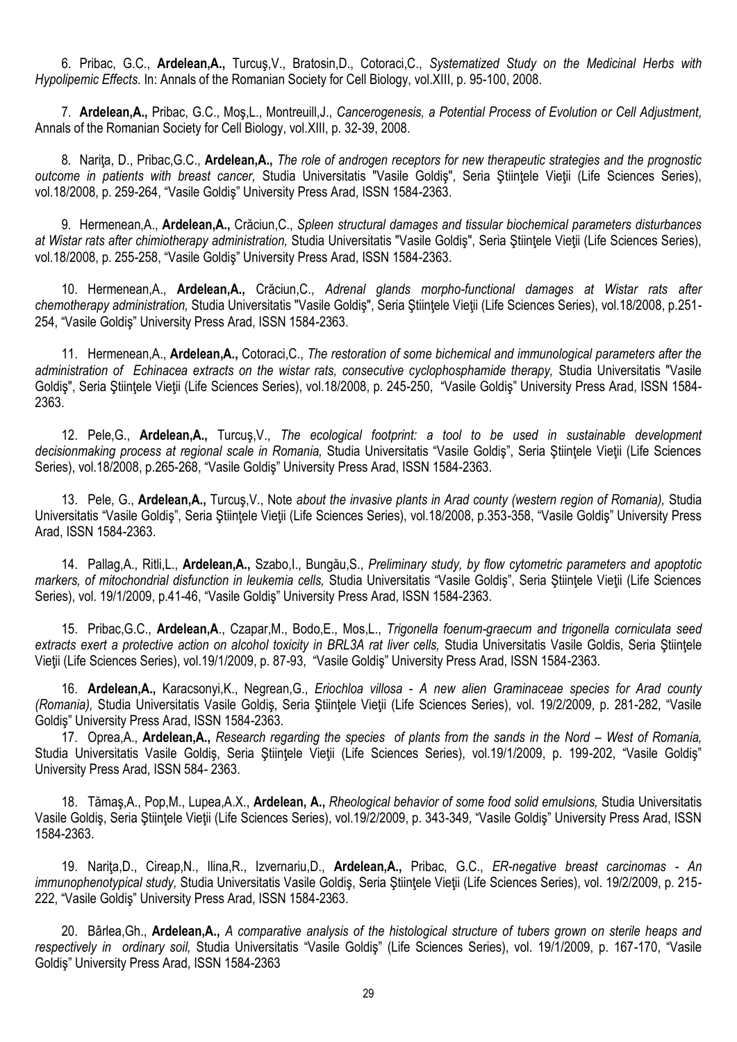6. Pribac, G.C., **Ardelean,A.,** Turcuş,V., Bratosin,D., Cotoraci,C., *Systematized Study on the Medicinal Herbs with Hypolipemic Effects.* In: Annals of the Romanian Society for Cell Biology, vol.XIII, p. 95-100, 2008.

7. **Ardelean,A.,** Pribac, G.C., Moş,L., Montreuill,J., *Cancerogenesis, a Potential Process of Evolution or Cell Adjustment,* Annals of the Romanian Society for Cell Biology, vol.XIII, p. 32-39, 2008.

8. Nariţa, D., Pribac,G.C., **Ardelean,A.,** *The role of androgen receptors for new therapeutic strategies and the prognostic outcome in patients with breast cancer,* Studia Universitatis "Vasile Goldiş", Seria Ştiinţele Vieţii (Life Sciences Series), vol.18/2008, p. 259-264, "Vasile Goldiş" University Press Arad, ISSN 1584-2363.

9. Hermenean,A., **Ardelean,A.,** Crăciun,C., *Spleen structural damages and tissular biochemical parameters disturbances at Wistar rats after chimiotherapy administration,* Studia Universitatis "Vasile Goldiş", Seria Ştiinţele Vieţii (Life Sciences Series), vol.18/2008, p. 255-258, "Vasile Goldiş" University Press Arad, ISSN 1584-2363.

10. Hermenean,A., **Ardelean,A.,** Crăciun,C., *Adrenal glands morpho-functional damages at Wistar rats after chemotherapy administration,* Studia Universitatis "Vasile Goldiş", Seria Ştiinţele Vieţii (Life Sciences Series), vol.18/2008, p.251-254, "Vasile Goldiş" University Press Arad, ISSN 1584-2363.

11. Hermenean,A., **Ardelean,A.,** Cotoraci,C., *The restoration of some bichemical and immunological parameters after the administration of Echinacea extracts on the wistar rats, consecutive cyclophosphamide therapy,* Studia Universitatis "Vasile Goldiş", Seria Ştiinţele Vieţii (Life Sciences Series), vol.18/2008, p. 245-250, "Vasile Goldiş" University Press Arad, ISSN 1584-2363.

12. Pele,G., **Ardelean,A.,** Turcuş,V., *The ecological footprint: a tool to be used in sustainable development decisionmaking process at regional scale in Romania,* Studia Universitatis "Vasile Goldiş", Seria Ştiinţele Vieţii (Life Sciences Series), vol.18/2008, p.265-268, "Vasile Goldiş" University Press Arad, ISSN 1584-2363.

13. Pele, G., **Ardelean,A.,** Turcuş,V., Note *about the invasive plants in Arad county (western region of Romania),* Studia Universitatis "Vasile Goldiş", Seria Ştiinţele Vieţii (Life Sciences Series), vol.18/2008, p.353-358, "Vasile Goldiş" University Press Arad, ISSN 1584-2363.

14. Pallag,A., Ritli,L., **Ardelean,A.,** Szabo,I., Bungău,S., *Preliminary study, by flow cytometric parameters and apoptotic markers, of mitochondrial disfunction in leukemia cells,* Studia Universitatis "Vasile Goldiş", Seria Ştiinţele Vieţii (Life Sciences Series), vol. 19/1/2009, p.41-46, "Vasile Goldiş" University Press Arad, ISSN 1584-2363.

15. Pribac,G.C., **Ardelean,A**., Czapar,M., Bodo,E., Mos,L., *Trigonella foenum-graecum and trigonella corniculata seed extracts exert a protective action on alcohol toxicity in BRL3A rat liver cells,* Studia Universitatis Vasile Goldis, Seria Ştiinţele Vieţii (Life Sciences Series), vol.19/1/2009, p. 87-93, "Vasile Goldiş" University Press Arad, ISSN 1584-2363.

16. **Ardelean,A.,** Karacsonyi,K., Negrean,G., *Eriochloa villosa - A new alien Graminaceae species for Arad county (Romania),* Studia Universitatis Vasile Goldiş, Seria Ştiinţele Vieţii (Life Sciences Series), vol. 19/2/2009, p. 281-282, "Vasile Goldiş" University Press Arad, ISSN 1584-2363.

17. Oprea,A., **Ardelean,A.,** *Research regarding the species of plants from the sands in the Nord – West of Romania,* Studia Universitatis Vasile Goldiş, Seria Ştiinţele Vieţii (Life Sciences Series), vol.19/1/2009, p. 199-202, "Vasile Goldiş" University Press Arad, ISSN 584- 2363.

18. Tămaş,A., Pop,M., Lupea,A.X., **Ardelean, A.,** *Rheological behavior of some food solid emulsions,* Studia Universitatis Vasile Goldiş, Seria Ştiinţele Vieţii (Life Sciences Series), vol.19/2/2009, p. 343-349, "Vasile Goldiş" University Press Arad, ISSN 1584-2363.

19. Nariţa,D., Cireap,N., Ilina,R., Izvernariu,D., **Ardelean,A.,** Pribac, G.C., *ER-negative breast carcinomas - An immunophenotypical study,* Studia Universitatis Vasile Goldiş, Seria Ştiinţele Vieţii (Life Sciences Series), vol. 19/2/2009, p. 215-222, "Vasile Goldiş" University Press Arad, ISSN 1584-2363.

20. Bârlea,Gh., **Ardelean,A.,** *A comparative analysis of the histological structure of tubers grown on sterile heaps and respectively in ordinary soil,* Studia Universitatis "Vasile Goldiş" (Life Sciences Series), vol. 19/1/2009, p. 167-170, "Vasile Goldiş" University Press Arad, ISSN 1584-2363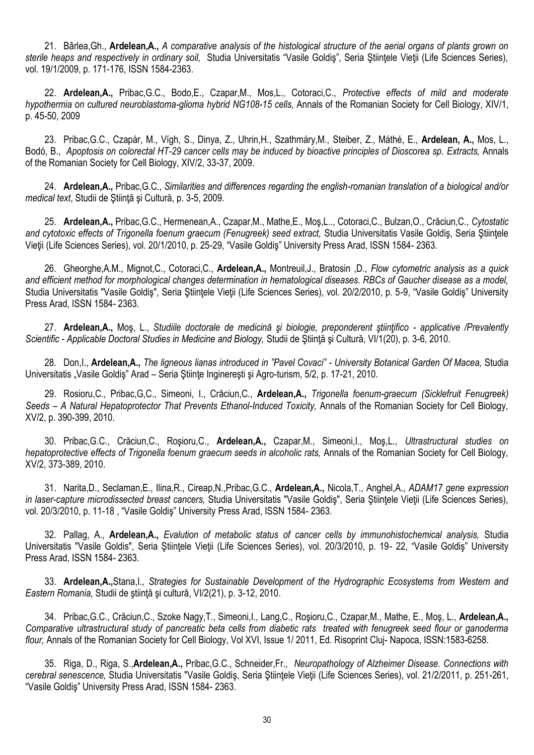21. Bârlea,Gh., **Ardelean,A.,** *A comparative analysis of the histological structure of the aerial organs of plants grown on sterile heaps and respectively in ordinary soil,* Studia Universitatis "Vasile Goldiş", Seria Ştiinţele Vieţii (Life Sciences Series), vol. 19/1/2009, p. 171-176, ISSN 1584-2363.

22. **Ardelean,A.,** Pribac,G.C., Bodo,E., Czapar,M., Mos,L., Cotoraci,C., *Protective effects of mild and moderate hypothermia on cultured neuroblastoma-glioma hybrid NG108-15 cells,* Annals of the Romanian Society for Cell Biology, XIV/1, p. 45-50, 2009

23. Pribac,G.C., Czapár, M., Vígh, S., Dinya, Z., Uhrin,H., Szathmáry,M., Steiber, Z., Máthé, E., **Ardelean, A.,** Mos, L., Bodó, B., *Apoptosis on colorectal HT-29 cancer cells may be induced by bioactive principles of Dioscorea sp. Extracts,* Annals of the Romanian Society for Cell Biology, XIV/2, 33-37, 2009.

24. **Ardelean,A.,** Pribac,G.C., *Similarities and differences regarding the english-romanian translation of a biological and/or medical text*, Studii de Ştiinţă şi Cultură, p. 3-5, 2009.

25. **Ardelean,A.,** Pribac,G.C., Hermenean,A., Czapar,M., Mathe,E., Moş,L.., Cotoraci,C., Bulzan,O., Crăciun,C., *Cytostatic and cytotoxic effects of Trigonella foenum graecum (Fenugreek) seed extract,* Studia Universitatis Vasile Goldiş, Seria Ştiinţele Vieţii (Life Sciences Series), vol. 20/1/2010, p. 25-29, "Vasile Goldiş" University Press Arad, ISSN 1584- 2363.

26. Gheorghe,A.M., Mignot,C., Cotoraci,C., **Ardelean,A.,** Montreuil,J., Bratosin ,D., *Flow cytometric analysis as a quick and efficient method for morphological changes determination in hematological diseases. RBCs of Gaucher disease as a model,* Studia Universitatis "Vasile Goldiş", Seria Ştiinţele Vieţii (Life Sciences Series), vol. 20/2/2010, p. 5-9, "Vasile Goldiş" University Press Arad, ISSN 1584- 2363.

27. **Ardelean,A.,** Moş, L., *Studiile doctorale de medicină şi biologie, preponderent ştiinţifico - applicative /Prevalently Scientific - Applicable Doctoral Studies in Medicine and Biology,* Studii de Ştiinţă şi Cultură, VI/1(20), p. 3-6, 2010.

28. Don,I., **Ardelean,A.,** *The ligneous lianas introduced in "Pavel Covaci" - University Botanical Garden Of Macea,* Studia Universitatis „Vasile Goldiş" Arad – Seria Ştiinţe Inginereşti şi Agro-turism, 5/2, p. 17-21, 2010.

29. Rosioru,C., Pribac,G,C., Simeoni, I., Crăciun,C., **Ardelean,A.,** *Trigonella foenum-graecum (Sicklefruit Fenugreek) Seeds – A Natural Hepatoprotector That Prevents Ethanol-Induced Toxicity,* Annals of the Romanian Society for Cell Biology, XV/2, p. 390-399, 2010.

30. Pribac,G.C., Crăciun,C., Roşioru,C., **Ardelean,A.,** Czapar,M., Simeoni,I., Moş,L., *Ultrastructural studies on hepatoprotective effects of Trigonella foenum graecum seeds in alcoholic rats,* Annals of the Romanian Society for Cell Biology, XV/2, 373-389, 2010.

31. Narita,D., Seclaman,E., Ilina,R., Cireap,N.,Pribac,G.C., **Ardelean,A.,** Nicola,T., Anghel,A., *ADAM17 gene expression in laser-capture microdissected breast cancers,* Studia Universitatis "Vasile Goldiş", Seria Ştiinţele Vieţii (Life Sciences Series), vol. 20/3/2010, p. 11-18 , "Vasile Goldiş" University Press Arad, ISSN 1584- 2363.

32. Pallag, A., **Ardelean,A.***, Evalution of metabolic status of cancer cells by immunohistochemical analysis,* Studia Universitatis "Vasile Goldis", Seria Ştiinţele Vieţii (Life Sciences Series), vol. 20/3/2010, p. 19- 22, "Vasile Goldiş" University Press Arad, ISSN 1584- 2363.

33. **Ardelean,A.,**Stana,I.*, Strategies for Sustainable Development of the Hydrographic Ecosystems from Western and Eastern Romania,* Studii de ştiinţă şi cultură, VI/2(21), p. 3-12, 2010.

34. Pribac,G.C., Crăciun,C., Szoke Nagy,T., Simeoni,I., Lang,C., Roşioru,C., Czapar,M., Mathe, E., Moş, L., **Ardelean,A.,** *Comparative ultrastructural study of pancreatic beta cells from diabetic rats treated with fenugreek seed flour or ganoderma flour,* Annals of the Romanian Society for Cell Biology, Vol XVI, Issue 1/ 2011, Ed. Risoprint Cluj- Napoca, ISSN:1583-6258.

35. Riga, D., Riga, S.,**Ardelean,A.,** Pribac,G.C., Schneider,Fr.*, Neuropathology of Alzheimer Disease. Connections with cerebral senescence,* Studia Universitatis "Vasile Goldiş, Seria Ştiinţele Vieţii (Life Sciences Series), vol. 21/2/2011, p. 251-261, "Vasile Goldiş" University Press Arad, ISSN 1584- 2363.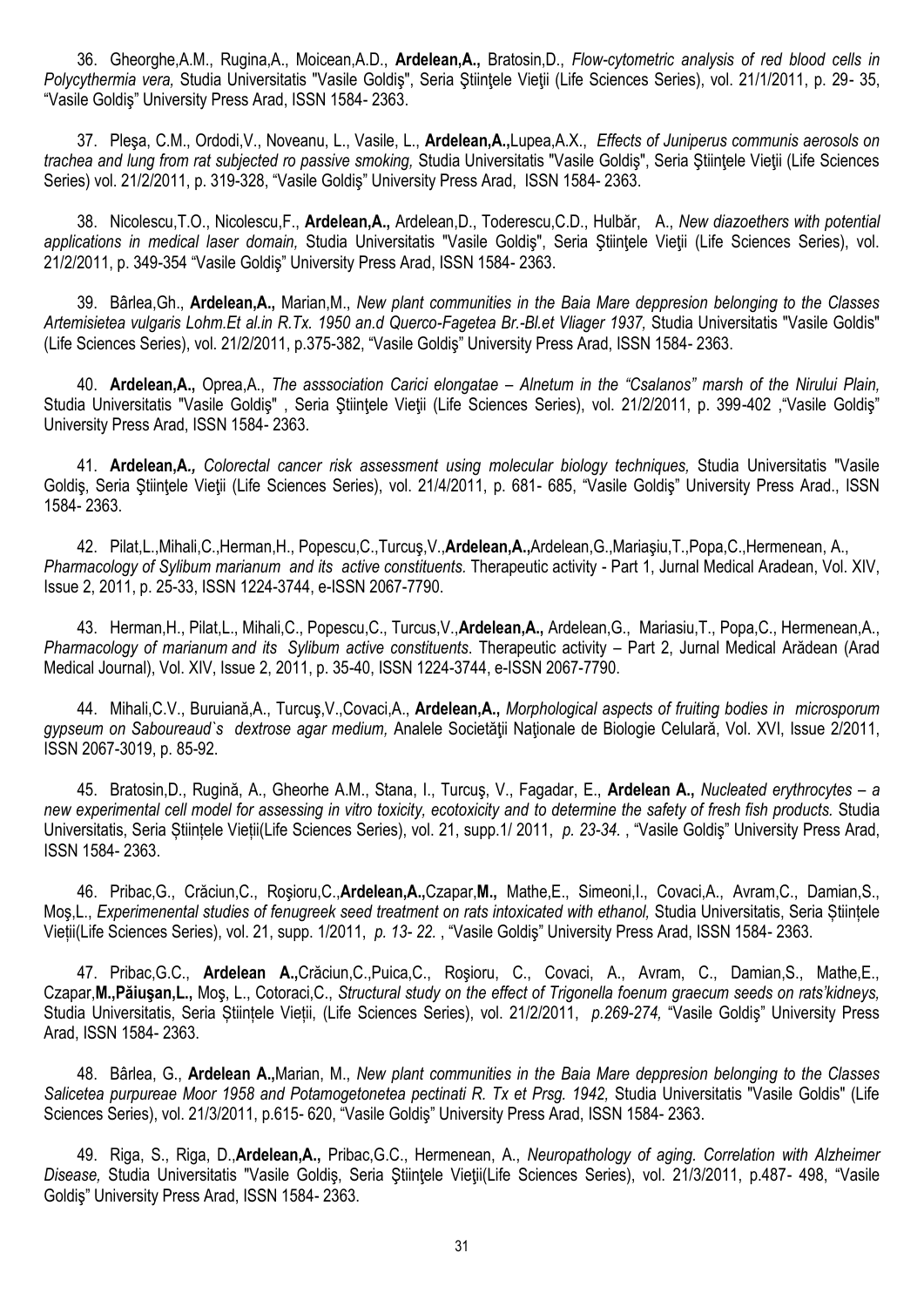36. Gheorghe,A.M., Rugina,A., Moicean,A.D., **Ardelean,A.,** Bratosin,D., *Flow-cytometric analysis of red blood cells in Polycythermia vera,* Studia Universitatis "Vasile Goldiş", Seria Ştiinţele Vieţii (Life Sciences Series), vol. 21/1/2011, p. 29- 35, "Vasile Goldiş" University Press Arad, ISSN 1584- 2363.

37. Pleşa, C.M., Ordodi,V., Noveanu, L., Vasile, L., **Ardelean,A.,**Lupea,A.X., *Effects of Juniperus communis aerosols on trachea and lung from rat subjected ro passive smoking,* Studia Universitatis "Vasile Goldiş", Seria Ştiinţele Vieţii (Life Sciences Series) vol. 21/2/2011, p. 319-328, "Vasile Goldiş" University Press Arad, ISSN 1584- 2363.

38. Nicolescu,T.O., Nicolescu,F., **Ardelean,A.,** Ardelean,D., Toderescu,C.D., Hulbăr, A., *New diazoethers with potential applications in medical laser domain,* Studia Universitatis "Vasile Goldiş", Seria Ştiinţele Vieţii (Life Sciences Series), vol. 21/2/2011, p. 349-354 "Vasile Goldiş" University Press Arad, ISSN 1584- 2363.

39. Bârlea,Gh., **Ardelean,A.,** Marian,M., *New plant communities in the Baia Mare deppresion belonging to the Classes Artemisietea vulgaris Lohm.Et al.in R.Tx. 1950 an.d Querco-Fagetea Br.-Bl.et Vliager 1937,* Studia Universitatis "Vasile Goldis" (Life Sciences Series), vol. 21/2/2011, p.375-382, "Vasile Goldiş" University Press Arad, ISSN 1584- 2363.

40. **Ardelean,A.,** Oprea,A., *The asssociation Carici elongatae – Alnetum in the "Csalanos" marsh of the Nirului Plain,* Studia Universitatis "Vasile Goldiş" , Seria Ştiinţele Vieţii (Life Sciences Series), vol. 21/2/2011, p. 399-402 ,"Vasile Goldiş" University Press Arad, ISSN 1584- 2363.

41. **Ardelean,A.***,* *Colorectal cancer risk assessment using molecular biology techniques,* Studia Universitatis "Vasile Goldiş, Seria Ştiinţele Vieţii (Life Sciences Series), vol. 21/4/2011, p. 681- 685, "Vasile Goldiş" University Press Arad., ISSN 1584- 2363.

42. Pilat,L.,Mihali,C.,Herman,H., Popescu,C.,Turcuş,V.,**Ardelean,A.,**Ardelean,G.,Mariaşiu,T.,Popa,C.,Hermenean, A., *Pharmacology of Sylibum marianum and its active constituents.* Therapeutic activity - Part 1, Jurnal Medical Aradean, Vol. XIV, Issue 2, 2011, p. 25-33, ISSN 1224-3744, e-ISSN 2067-7790.

43. Herman,H., Pilat,L., Mihali,C., Popescu,C., Turcus,V.,**Ardelean,A.,** Ardelean,G., Mariasiu,T., Popa,C., Hermenean,A., *Pharmacology of marianum and its Sylibum active constituents*. Therapeutic activity – Part 2, Jurnal Medical Arădean (Arad Medical Journal), Vol. XIV, Issue 2, 2011, p. 35-40, ISSN 1224-3744, e-ISSN 2067-7790.

44. Mihali,C.V., Buruiană,A., Turcuş,V.,Covaci,A., **Ardelean,A.,** *Morphological aspects of fruiting bodies in microsporum gypseum on Saboureaud`s dextrose agar medium,* Analele Societăţii Naţionale de Biologie Celulară, Vol. XVI, Issue 2/2011, ISSN 2067-3019, p. 85-92.

45. Bratosin,D., Rugină, A., Gheorhe A.M., Stana, I., Turcuş, V., Fagadar, E., **Ardelean A.,** *Nucleated erythrocytes – a new experimental cell model for assessing in vitro toxicity, ecotoxicity and to determine the safety of fresh fish products.* Studia Universitatis, Seria Științele Vieții(Life Sciences Series), vol. 21, supp.1/ 2011, *p. 23-34.* , "Vasile Goldiş" University Press Arad, ISSN 1584- 2363.

46. Pribac,G., Crăciun,C., Roşioru,C.,**Ardelean,A.,**Czapar,**M.,** Mathe,E., Simeoni,I., Covaci,A., Avram,C., Damian,S., Moş,L., *Experimenental studies of fenugreek seed treatment on rats intoxicated with ethanol,* Studia Universitatis, Seria Științele Vieții(Life Sciences Series), vol. 21, supp. 1/2011, *p. 13- 22.* , "Vasile Goldiş" University Press Arad, ISSN 1584- 2363.

47. Pribac,G.C., **Ardelean A.,**Crăciun,C.,Puica,C., Roşioru, C., Covaci, A., Avram, C., Damian,S., Mathe,E., Czapar,**M.,Păiuşan,L.,** Moş, L., Cotoraci,C., *Structural study on the effect of Trigonella foenum graecum seeds on rats'kidneys,* Studia Universitatis, Seria Științele Vieții, (Life Sciences Series), vol. 21/2/2011, *p.269-274,* "Vasile Goldiş" University Press Arad, ISSN 1584- 2363.

48. Bârlea, G., **Ardelean A.,**Marian, M., *New plant communities in the Baia Mare deppresion belonging to the Classes Salicetea purpureae Moor 1958 and Potamogetonetea pectinati R. Tx et Prsg. 1942,* Studia Universitatis "Vasile Goldis" (Life Sciences Series), vol. 21/3/2011, p.615- 620, "Vasile Goldiş" University Press Arad, ISSN 1584- 2363.

49. Riga, S., Riga, D.,**Ardelean,A.,** Pribac,G.C., Hermenean, A., *Neuropathology of aging. Correlation with Alzheimer Disease,* Studia Universitatis "Vasile Goldiş, Seria Ştiinţele Vieţii(Life Sciences Series), vol. 21/3/2011, p.487- 498, "Vasile Goldiş" University Press Arad, ISSN 1584- 2363.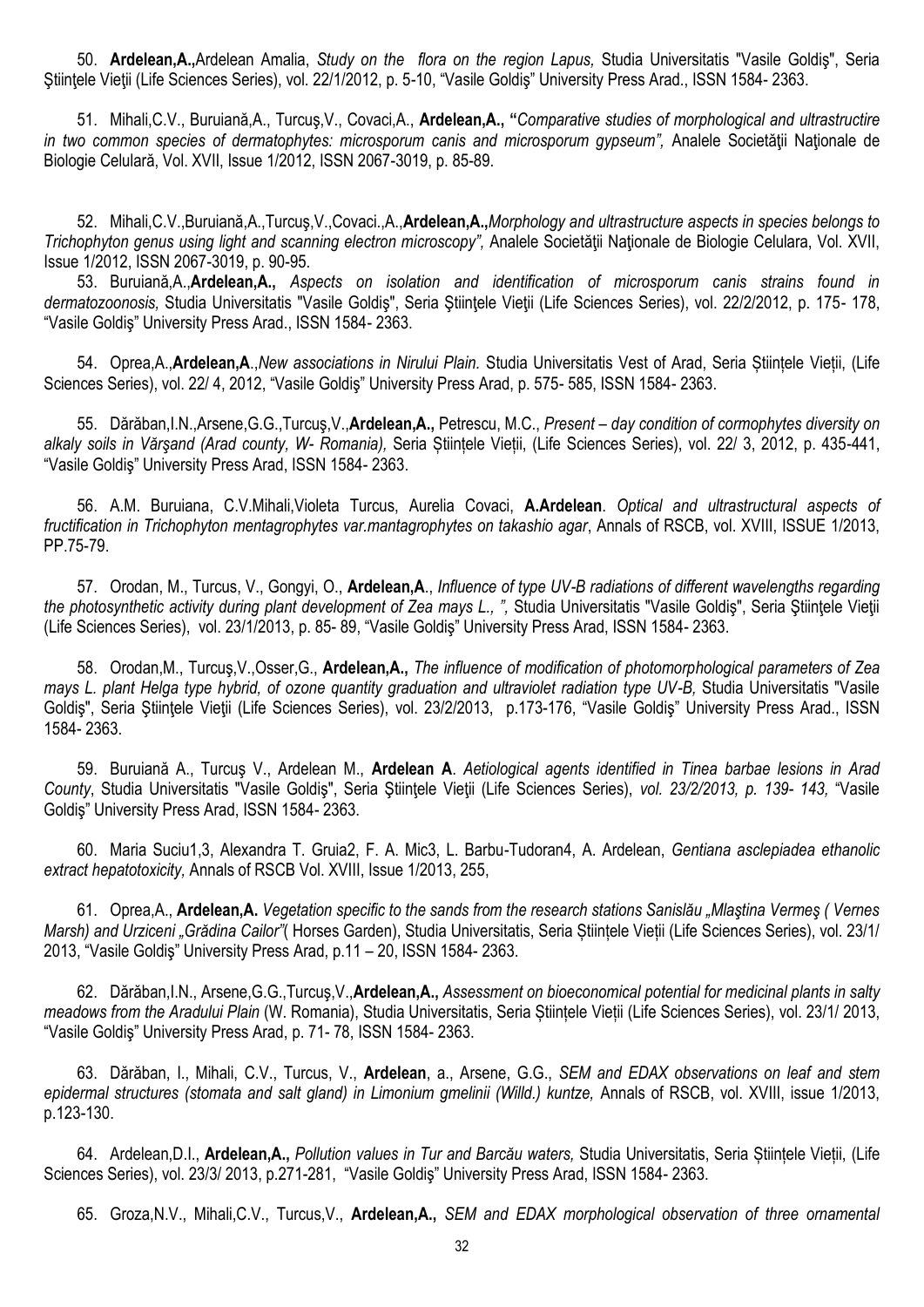50. **Ardelean,A.,**Ardelean Amalia, *Study on the flora on the region Lapus,* Studia Universitatis "Vasile Goldiş", Seria Ştiinţele Vieţii (Life Sciences Series), vol. 22/1/2012, p. 5-10, "Vasile Goldiş" University Press Arad., ISSN 1584- 2363.

51. Mihali,C.V., Buruiană,A., Turcuş,V., Covaci,A., **Ardelean,A., "***Comparative studies of morphological and ultrastructrire in two common species of dermatophytes: microsporum canis and microsporum gypseum",* Analele Societăţii Naţionale de Biologie Celulară, Vol. XVII, Issue 1/2012, ISSN 2067-3019, p. 85-89.

52. Mihali,C.V.,Buruiană,A.,Turcuş,V.,Covaci.,A.,**Ardelean,A.,***Morphology and ultrastructure aspects in species belongs to Trichophyton genus using light and scanning electron microscopy",* Analele Societăţii Naţionale de Biologie Celulara, Vol. XVII, Issue 1/2012, ISSN 2067-3019, p. 90-95.

53. Buruiană,A.,**Ardelean,A.,** *Aspects on isolation and identification of microsporum canis strains found in dermatozoonosis,* Studia Universitatis "Vasile Goldiş", Seria Ştiinţele Vieţii (Life Sciences Series), vol. 22/2/2012, p. 175- 178, "Vasile Goldiş" University Press Arad., ISSN 1584- 2363.

54. Oprea,A.,**Ardelean,A**.,*New associations in Nirului Plain.* Studia Universitatis Vest of Arad, Seria Științele Vieții, (Life Sciences Series), vol. 22/ 4, 2012, "Vasile Goldiş" University Press Arad, p. 575- 585, ISSN 1584- 2363.

55. Dărăban,I.N.,Arsene,G.G.,Turcuş,V.,**Ardelean,A.,** Petrescu, M.C., *Present – day condition of cormophytes diversity on alkaly soils in Vărşand (Arad county, W- Romania),* Seria Științele Vieții, (Life Sciences Series), vol. 22/ 3, 2012, p. 435-441, "Vasile Goldiş" University Press Arad, ISSN 1584- 2363.

56. A.M. Buruiana, C.V.Mihali,Violeta Turcus, Aurelia Covaci, **A.Ardelean**. *Optical and ultrastructural aspects of fructification in Trichophyton mentagrophytes var.mantagrophytes on takashio agar*, Annals of RSCB, vol. XVIII, ISSUE 1/2013, PP.75-79.

57. Orodan, M., Turcus, V., Gongyi, O., **Ardelean,A**., *Influence of type UV-B radiations of different wavelengths regarding the photosynthetic activity during plant development of Zea mays L., ",* Studia Universitatis "Vasile Goldiş", Seria Ştiinţele Vieţii (Life Sciences Series), vol. 23/1/2013, p. 85- 89, "Vasile Goldiş" University Press Arad, ISSN 1584- 2363.

58. Orodan,M., Turcuş,V.,Osser,G., **Ardelean,A.,** *The influence of modification of photomorphological parameters of Zea mays L. plant Helga type hybrid, of ozone quantity graduation and ultraviolet radiation type UV-B,* Studia Universitatis "Vasile Goldiş", Seria Ştiinţele Vieţii (Life Sciences Series), vol. 23/2/2013, p.173-176, "Vasile Goldiş" University Press Arad., ISSN 1584- 2363.

59. Buruiană A., Turcuş V., Ardelean M., **Ardelean A**. *Aetiological agents identified in Tinea barbae lesions in Arad County*, Studia Universitatis "Vasile Goldiş", Seria Ştiinţele Vieţii (Life Sciences Series), *vol. 23/2/2013, p. 139- 143, "*Vasile Goldiş" University Press Arad, ISSN 1584- 2363.

60. Maria Suciu1,3, Alexandra T. Gruia2, F. A. Mic3, L. Barbu-Tudoran4, A. Ardelean, *Gentiana asclepiadea ethanolic extract hepatotoxicity,* Annals of RSCB Vol. XVIII, Issue 1/2013, 255,

61. Oprea,A., **Ardelean,A.** *Vegetation specific to the sands from the research stations Sanislău „Mlaştina Vermeş ( Vernes Marsh) and Urziceni „Grădina Cailor"*( Horses Garden), Studia Universitatis, Seria Științele Vieții (Life Sciences Series), vol. 23/1/ 2013, "Vasile Goldiş" University Press Arad, p.11 – 20, ISSN 1584- 2363.

62. Dărăban,I.N., Arsene,G.G.,Turcuş,V.,**Ardelean,A.,** *Assessment on bioeconomical potential for medicinal plants in salty meadows from the Aradului Plain* (W. Romania), Studia Universitatis, Seria Științele Vieții (Life Sciences Series), vol. 23/1/ 2013, "Vasile Goldiş" University Press Arad, p. 71- 78, ISSN 1584- 2363.

63. Dărăban, I., Mihali, C.V., Turcus, V., **Ardelean**, a., Arsene, G.G., *SEM and EDAX observations on leaf and stem epidermal structures (stomata and salt gland) in Limonium gmelinii (Willd.) kuntze,* Annals of RSCB, vol. XVIII, issue 1/2013, p.123-130.

64. Ardelean,D.I., **Ardelean,A.,** *Pollution values in Tur and Barcău waters,* Studia Universitatis, Seria Științele Vieții, (Life Sciences Series), vol. 23/3/ 2013, p.271-281, "Vasile Goldiş" University Press Arad, ISSN 1584- 2363.

65. Groza,N.V., Mihali,C.V., Turcus,V., **Ardelean,A.,** *SEM and EDAX morphological observation of three ornamental*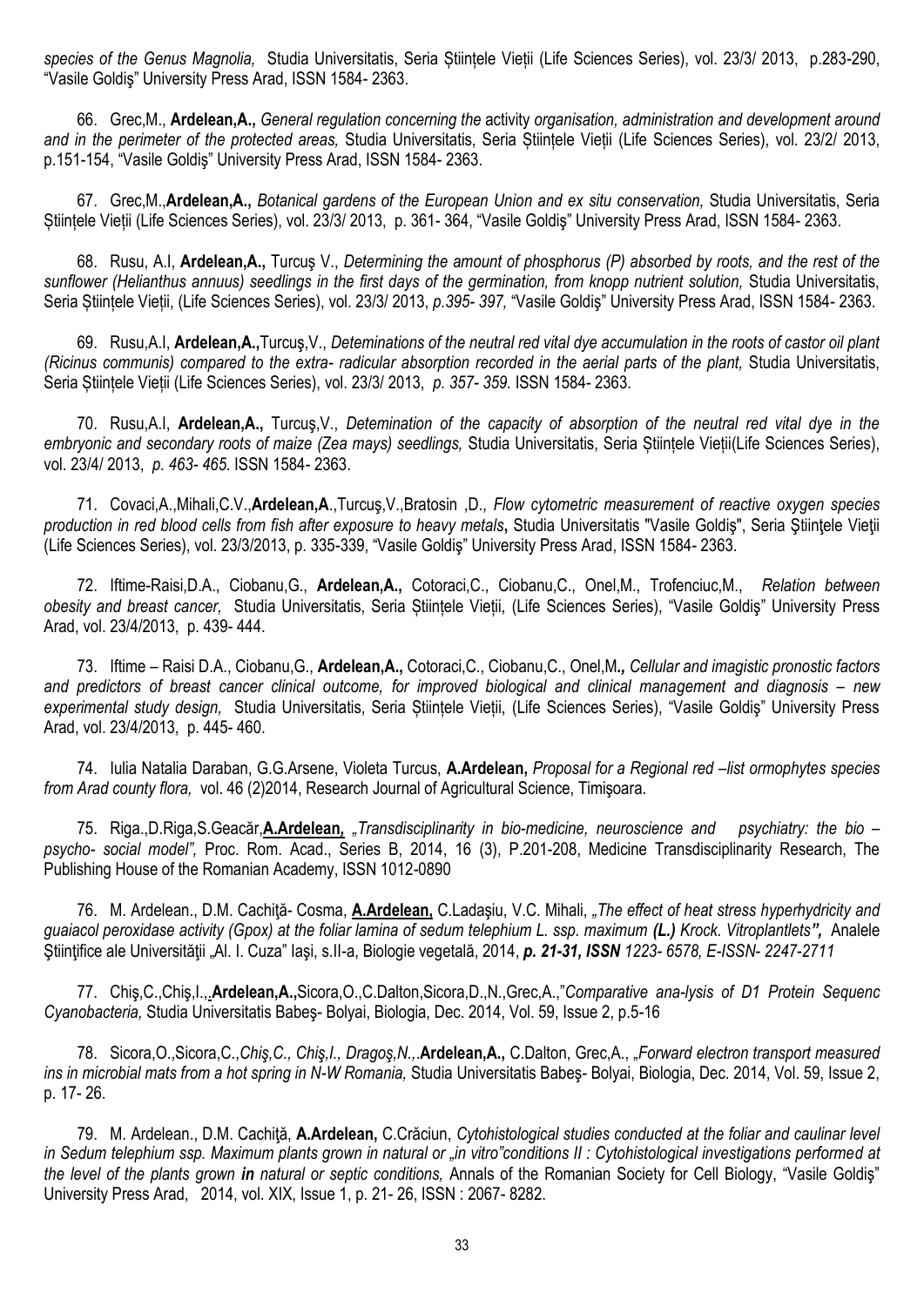*species of the Genus Magnolia,* Studia Universitatis, Seria Științele Vieții (Life Sciences Series), vol. 23/3/ 2013, p.283-290, "Vasile Goldiş" University Press Arad, ISSN 1584- 2363.

66. Grec,M., **Ardelean,A.,** *General regulation concerning the* activity *organisation, administration and development around and in the perimeter of the protected areas,* Studia Universitatis, Seria Științele Vieții (Life Sciences Series), vol. 23/2/ 2013, p.151-154, "Vasile Goldiş" University Press Arad, ISSN 1584- 2363.

67. Grec,M.,**Ardelean,A.,** *Botanical gardens of the European Union and ex situ conservation,* Studia Universitatis, Seria Științele Vieții (Life Sciences Series), vol. 23/3/ 2013, p. 361- 364, "Vasile Goldiş" University Press Arad, ISSN 1584- 2363.

68. Rusu, A.I, **Ardelean,A.,** Turcuş V., *Determining the amount of phosphorus (P) absorbed by roots, and the rest of the sunflower (Helianthus annuus) seedlings in the first days of the germination, from knopp nutrient solution,* Studia Universitatis, Seria Științele Vieții, (Life Sciences Series), vol. 23/3/ 2013, *p.395- 397,* "Vasile Goldiş" University Press Arad, ISSN 1584- 2363.

69. Rusu,A.I, **Ardelean,A.,**Turcuş,V., *Deteminations of the neutral red vital dye accumulation in the roots of castor oil plant (Ricinus communis) compared to the extra- radicular absorption recorded in the aerial parts of the plant,* Studia Universitatis, Seria Științele Vieții (Life Sciences Series), vol. 23/3/ 2013, *p. 357- 359.* ISSN 1584- 2363.

70. Rusu,A.I, **Ardelean,A.,** Turcuş,V., *Detemination of the capacity of absorption of the neutral red vital dye in the embryonic and secondary roots of maize (Zea mays) seedlings,* Studia Universitatis, Seria Științele Vieții(Life Sciences Series), vol. 23/4/ 2013, *p. 463- 465.* ISSN 1584- 2363.

71. Covaci,A.,Mihali,C.V.,**Ardelean,A**.,Turcuş,V.,Bratosin ,D., *Flow cytometric measurement of reactive oxygen species production in red blood cells from fish after exposure to heavy metals***,** Studia Universitatis "Vasile Goldiş", Seria Ştiinţele Vieţii (Life Sciences Series), vol. 23/3/2013, p. 335-339, "Vasile Goldiş" University Press Arad, ISSN 1584- 2363.

72. Iftime-Raisi,D.A., Ciobanu,G., **Ardelean,A.,** Cotoraci,C., Ciobanu,C., Onel,M., Trofenciuc,M., *Relation between obesity and breast cancer,* Studia Universitatis, Seria Științele Vieții, (Life Sciences Series), "Vasile Goldiş" University Press Arad, vol. 23/4/2013, p. 439- 444.

73. Iftime – Raisi D.A., Ciobanu,G., **Ardelean,A.,** Cotoraci,C., Ciobanu,C., Onel,M*., Cellular and imagistic pronostic factors and predictors of breast cancer clinical outcome, for improved biological and clinical management and diagnosis – new experimental study design,* Studia Universitatis, Seria Științele Vieții, (Life Sciences Series), "Vasile Goldiş" University Press Arad, vol. 23/4/2013, p. 445- 460.

74. Iulia Natalia Daraban, G.G.Arsene, Violeta Turcus, **A.Ardelean,** *Proposal for a Regional red –list ormophytes species from Arad county flora,* vol. 46 (2)2014, Research Journal of Agricultural Science, Timişoara.

75. Riga.,D.Riga,S.Geacăr,**A.Ardelean,** *„Transdisciplinarity in bio-medicine, neuroscience and psychiatry: the bio – psycho- social model",* Proc. Rom. Acad., Series B, 2014, 16 (3), P.201-208, Medicine Transdisciplinarity Research, The Publishing House of the Romanian Academy, ISSN 1012-0890

76. M. Ardelean., D.M. Cachiţă- Cosma, **A.Ardelean,** C.Ladaşiu, V.C. Mihali, *„The effect of heat stress hyperhydricity and guaiacol peroxidase activity (Gpox) at the foliar lamina of sedum telephium L. ssp. maximum* ***(L.)*** *Krock. Vitroplantlets***",** Analele Ştiinţifice ale Universităţii „Al. I. Cuza" Iaşi, s.II-a, Biologie vegetală, 2014, ***p. 21-31, ISSN*** *1223- 6578, E-ISSN- 2247-2711*

77. Chiş,C.,Chiş,I.,**Ardelean,A.,**Sicora,O.,C.Dalton,Sicora,D.,N.,Grec,A.,"*Comparative ana-lysis of D1 Protein Sequenc Cyanobacteria,* Studia Universitatis Babeş- Bolyai, Biologia, Dec. 2014, Vol. 59, Issue 2, p.5-16

78. Sicora,O.,Sicora,C.,*Chiş,C., Chiş,I., Dragoş,N.,*.**Ardelean,A.,** C.Dalton, Grec,A., *„Forward electron transport measured ins in microbial mats from a hot spring in N-W Romania,* Studia Universitatis Babeş- Bolyai, Biologia, Dec. 2014, Vol. 59, Issue 2, p. 17- 26.

79. M. Ardelean., D.M. Cachiţă, **A.Ardelean,** C.Crăciun, *Cytohistological studies conducted at the foliar and caulinar level in Sedum telephium ssp. Maximum plants grown in natural or „in vitro"conditions II : Cytohistological investigations performed at the level of the plants grown* ***in*** *natural or septic conditions,* Annals of the Romanian Society for Cell Biology, "Vasile Goldiş" University Press Arad, 2014, vol. XIX, Issue 1, p. 21- 26, ISSN : 2067- 8282.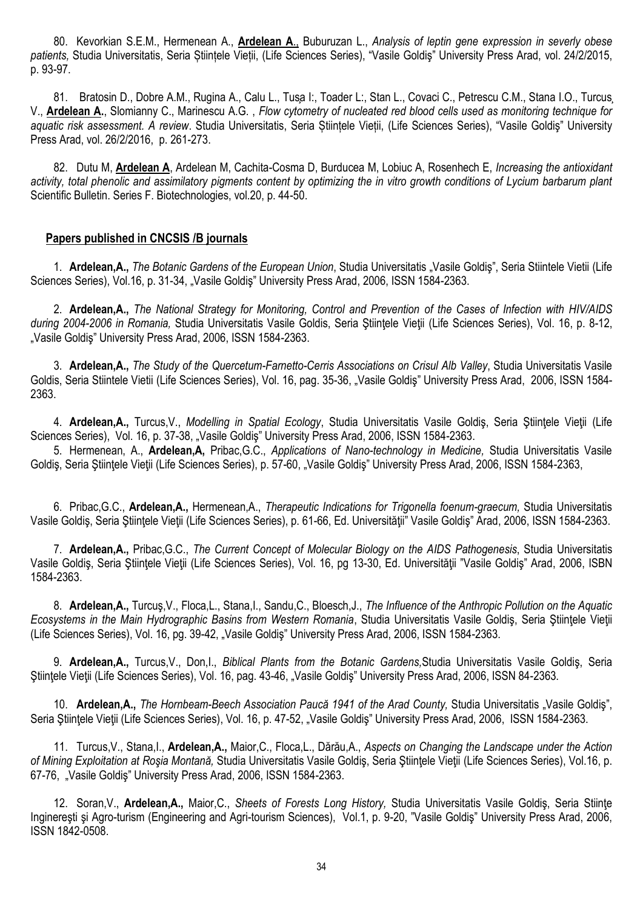80. Kevorkian S.E.M., Hermenean A., **Ardelean A**., Buburuzan L., *Analysis of leptin gene expression in severly obese patients,* Studia Universitatis, Seria Științele Vieții, (Life Sciences Series), "Vasile Goldiş" University Press Arad, vol. 24/2/2015, p. 93-97.

81. Bratosin D., Dobre A.M., Rugina A., Calu L., Tușa I:, Toader L:, Stan L., Covaci C., Petrescu C.M., Stana I.O., Turcus V., **Ardelean A.**, Slomianny C., Marinescu A.G. , *Flow cytometry of nucleated red blood cells used as monitoring technique for aquatic risk assessment. A review*. Studia Universitatis, Seria Științele Vieții, (Life Sciences Series), "Vasile Goldiş" University Press Arad, vol. 26/2/2016, p. 261-273.

82. Dutu M, **Ardelean A**, Ardelean M, Cachita-Cosma D, Burducea M, Lobiuc A, Rosenhech E, *Increasing the antioxidant activity, total phenolic and assimilatory pigments content by optimizing the in vitro growth conditions of Lycium barbarum plant* Scientific Bulletin. Series F. Biotechnologies, vol.20, p. 44-50.

## Papers published in CNCSIS /B journals

1. **Ardelean,A.,** *The Botanic Gardens of the European Union*, Studia Universitatis „Vasile Goldiş", Seria Stiintele Vietii (Life Sciences Series), Vol.16, p. 31-34, „Vasile Goldiş" University Press Arad, 2006, ISSN 1584-2363.

2. **Ardelean,A.,** *The National Strategy for Monitoring, Control and Prevention of the Cases of Infection with HIV/AIDS during 2004-2006 in Romania,* Studia Universitatis Vasile Goldis, Seria Ştiinţele Vieţii (Life Sciences Series), Vol. 16, p. 8-12, „Vasile Goldiş" University Press Arad, 2006, ISSN 1584-2363.

3. **Ardelean,A.,** *The Study of the Quercetum-Farnetto-Cerris Associations on Crisul Alb Valley*, Studia Universitatis Vasile Goldis, Seria Stiintele Vietii (Life Sciences Series), Vol. 16, pag. 35-36, „Vasile Goldiş" University Press Arad, 2006, ISSN 1584-2363.

4. **Ardelean,A.,** Turcus,V., *Modelling in Spatial Ecology*, Studia Universitatis Vasile Goldiş, Seria Ştiinţele Vieţii (Life Sciences Series), Vol. 16, p. 37-38, „Vasile Goldiş" University Press Arad, 2006, ISSN 1584-2363.

5. Hermenean, A., **Ardelean,A,** Pribac,G.C., *Applications of Nano-technology in Medicine,* Studia Universitatis Vasile Goldiş, Seria Ştiinţele Vieţii (Life Sciences Series), p. 57-60, „Vasile Goldiş" University Press Arad, 2006, ISSN 1584-2363,

6. Pribac,G.C., **Ardelean,A.,** Hermenean,A., *Therapeutic Indications for Trigonella foenum-graecum,* Studia Universitatis Vasile Goldiş, Seria Ştiinţele Vieţii (Life Sciences Series), p. 61-66, Ed. Universităţii" Vasile Goldiş" Arad, 2006, ISSN 1584-2363.

7. **Ardelean,A.,** Pribac,G.C., *The Current Concept of Molecular Biology on the AIDS Pathogenesis*, Studia Universitatis Vasile Goldiş, Seria Ştiinţele Vieţii (Life Sciences Series), Vol. 16, pg 13-30, Ed. Universităţii "Vasile Goldiş" Arad, 2006, ISBN 1584-2363.

8. **Ardelean,A.,** Turcuş,V., Floca,L., Stana,I., Sandu,C., Bloesch,J., *The Influence of the Anthropic Pollution on the Aquatic Ecosystems in the Main Hydrographic Basins from Western Romania*, Studia Universitatis Vasile Goldiş, Seria Ştiinţele Vieţii (Life Sciences Series), Vol. 16, pg. 39-42, „Vasile Goldiş" University Press Arad, 2006, ISSN 1584-2363.

9. **Ardelean,A.,** Turcus,V., Don,I., *Biblical Plants from the Botanic Gardens,*Studia Universitatis Vasile Goldiş, Seria Ştiinţele Vieţii (Life Sciences Series), Vol. 16, pag. 43-46, „Vasile Goldiş" University Press Arad, 2006, ISSN 84-2363.

10. **Ardelean,A.,** *The Hornbeam-Beech Association Paucă 1941 of the Arad County,* Studia Universitatis „Vasile Goldiş", Seria Ştiinţele Vieţii (Life Sciences Series), Vol. 16, p. 47-52, „Vasile Goldiş" University Press Arad, 2006, ISSN 1584-2363.

11. Turcus,V., Stana,I., **Ardelean,A.,** Maior,C., Floca,L., Dărău,A., *Aspects on Changing the Landscape under the Action of Mining Exploitation at Roşia Montană,* Studia Universitatis Vasile Goldiş, Seria Ştiinţele Vieţii (Life Sciences Series), Vol.16, p. 67-76, „Vasile Goldiş" University Press Arad, 2006, ISSN 1584-2363.

12. Soran,V., **Ardelean,A.,** Maior,C., *Sheets of Forests Long History,* Studia Universitatis Vasile Goldiş, Seria Stiinţe Inginereşti şi Agro-turism (Engineering and Agri-tourism Sciences), Vol.1, p. 9-20, "Vasile Goldiş" University Press Arad, 2006, ISSN 1842-0508.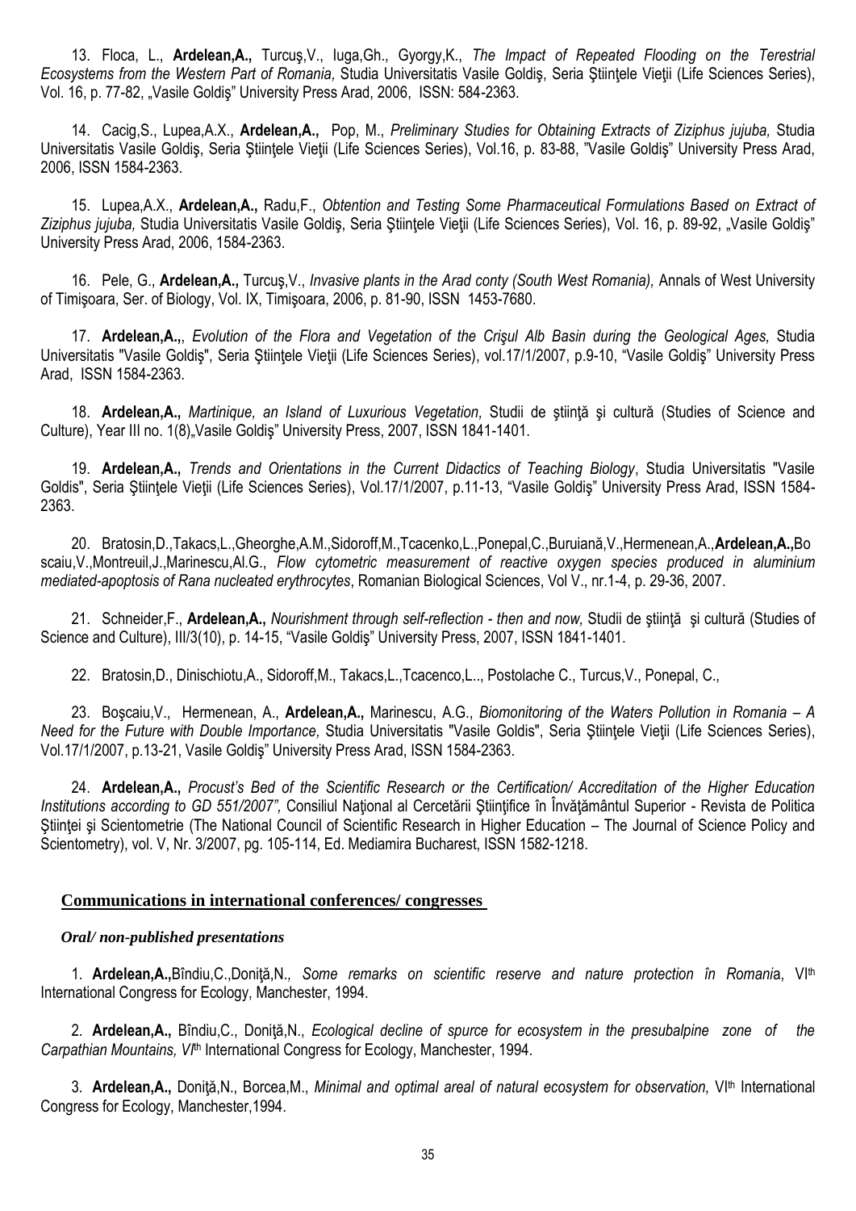13. Floca, L., **Ardelean,A.,** Turcuş,V., Iuga,Gh., Gyorgy,K., *The Impact of Repeated Flooding on the Terestrial Ecosystems from the Western Part of Romania,* Studia Universitatis Vasile Goldiş, Seria Ştiinţele Vieţii (Life Sciences Series), Vol. 16, p. 77-82, „Vasile Goldiş" University Press Arad, 2006, ISSN: 584-2363.

14. Cacig,S., Lupea,A.X., **Ardelean,A.,** Pop, M., *Preliminary Studies for Obtaining Extracts of Ziziphus jujuba,* Studia Universitatis Vasile Goldiş, Seria Ştiinţele Vieţii (Life Sciences Series), Vol.16, p. 83-88, "Vasile Goldiş" University Press Arad, 2006, ISSN 1584-2363.

15. Lupea,A.X., **Ardelean,A.,** Radu,F., *Obtention and Testing Some Pharmaceutical Formulations Based on Extract of Ziziphus jujuba,* Studia Universitatis Vasile Goldiş, Seria Ştiinţele Vieţii (Life Sciences Series), Vol. 16, p. 89-92, „Vasile Goldiş" University Press Arad, 2006, 1584-2363.

16. Pele, G., **Ardelean,A.,** Turcuş,V., *Invasive plants in the Arad conty (South West Romania),* Annals of West University of Timişoara, Ser. of Biology, Vol. IX, Timişoara, 2006, p. 81-90, ISSN 1453-7680.

17. **Ardelean,A.,**, *Evolution of the Flora and Vegetation of the Crişul Alb Basin during the Geological Ages,* Studia Universitatis "Vasile Goldiş", Seria Ştiinţele Vieţii (Life Sciences Series), vol.17/1/2007, p.9-10, "Vasile Goldiş" University Press Arad, ISSN 1584-2363.

18. **Ardelean,A.,** *Martinique, an Island of Luxurious Vegetation,* Studii de ştiinţă şi cultură (Studies of Science and Culture), Year III no. 1(8)„Vasile Goldiş" University Press, 2007, ISSN 1841-1401.

19. **Ardelean,A.,** *Trends and Orientations in the Current Didactics of Teaching Biology*, Studia Universitatis "Vasile Goldis", Seria Ştiinţele Vieţii (Life Sciences Series), Vol.17/1/2007, p.11-13, "Vasile Goldiş" University Press Arad, ISSN 1584-2363.

20. Bratosin,D.,Takacs,L.,Gheorghe,A.M.,Sidoroff,M.,Tcacenko,L.,Ponepal,C.,Buruiană,V.,Hermenean,A.,**Ardelean,A.,**Boscaiu,V.,Montreuil,J.,Marinescu,Al.G., *Flow cytometric measurement of reactive oxygen species produced in aluminium mediated-apoptosis of Rana nucleated erythrocytes*, Romanian Biological Sciences, Vol V., nr.1-4, p. 29-36, 2007.

21. Schneider,F., **Ardelean,A.,** *Nourishment through self-reflection - then and now,* Studii de ştiinţă şi cultură (Studies of Science and Culture), III/3(10), p. 14-15, "Vasile Goldiş" University Press, 2007, ISSN 1841-1401.

22. Bratosin,D., Dinischiotu,A., Sidoroff,M., Takacs,L.,Tcacenco,L.., Postolache C., Turcus,V., Ponepal, C.,

23. Boşcaiu,V., Hermenean, A., **Ardelean,A.,** Marinescu, A.G., *Biomonitoring of the Waters Pollution in Romania – A Need for the Future with Double Importance,* Studia Universitatis "Vasile Goldis", Seria Ştiinţele Vieţii (Life Sciences Series), Vol.17/1/2007, p.13-21, Vasile Goldiş" University Press Arad, ISSN 1584-2363.

24. **Ardelean,A.,** *Procust's Bed of the Scientific Research or the Certification/ Accreditation of the Higher Education Institutions according to GD 551/2007",* Consiliul Naţional al Cercetării Ştiinţifice în Învăţământul Superior - Revista de Politica Ştiinţei şi Scientometrie (The National Council of Scientific Research in Higher Education – The Journal of Science Policy and Scientometry), vol. V, Nr. 3/2007, pg. 105-114, Ed. Mediamira Bucharest, ISSN 1582-1218.

## Communications in international conferences/ congresses

### *Oral/ non-published presentations*

1. **Ardelean,A.,**Bîndiu,C.,Doniţă,N.*, Some remarks on scientific reserve and nature protection în Romani*a, VI[th] International Congress for Ecology, Manchester, 1994.

2. **Ardelean,A.,** Bîndiu,C., Doniţă,N., *Ecological decline of spurce for ecosystem in the presubalpine zone of the Carpathian Mountains, VI*[th] International Congress for Ecology, Manchester, 1994.

3. **Ardelean,A.,** Doniţă,N., Borcea,M., *Minimal and optimal areal of natural ecosystem for observation,* VI[th] International Congress for Ecology, Manchester,1994.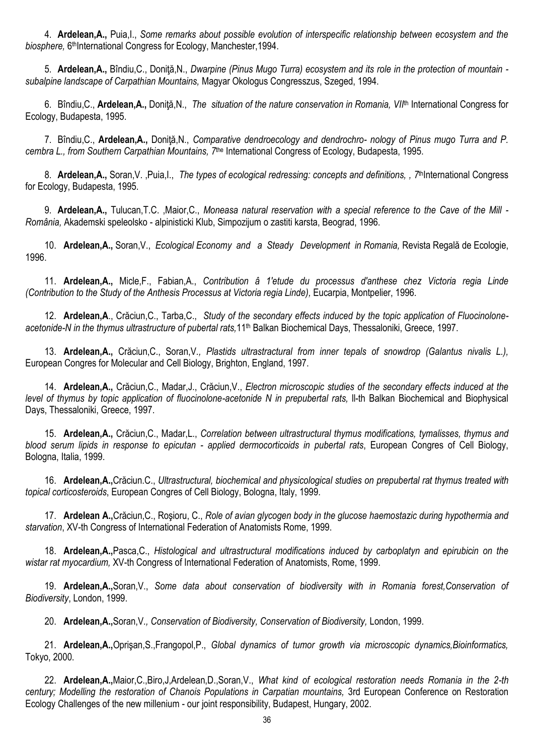4. **Ardelean,A.,** Puia,I., *Some remarks about possible evolution of interspecific relationship between ecosystem and the biosphere,* 6[th]International Congress for Ecology, Manchester,1994.

5. **Ardelean,A.,** Bîndiu,C., Doniţă,N., *Dwarpine (Pinus Mugo Turra) ecosystem and its role in the protection of mountain - subalpine landscape of Carpathian Mountains,* Magyar Okologus Congresszus, Szeged, 1994.

6. Bîndiu,C., **Ardelean,A.,** Doniţă,N., *The situation of the nature conservation in Romania, VII*[th] International Congress for Ecology, Budapesta, 1995.

7. Bîndiu,C., **Ardelean,A.,** Doniţă,N., *Comparative dendroecology and dendrochro- nology of Pinus mugo Turra and P. cembra L., from Southern Carpathian Mountains,* 7[the] International Congress of Ecology, Budapesta, 1995.

8. **Ardelean,A.,** Soran,V. ,Puia,I., *The types of ecological redressing: concepts and definitions, ,* 7[th]International Congress for Ecology, Budapesta, 1995.

9. **Ardelean,A.,** Tulucan,T.C. ,Maior,C., *Moneasa natural reservation with a special reference to the Cave of the Mill - România,* Akademski speleolsko - alpinisticki Klub, Simpozijum o zastiti karsta, Beograd, 1996.

10. **Ardelean,A.,** Soran,V., *Ecological Economy and a Steady Development in Romania,* Revista Regală de Ecologie, 1996.

11. **Ardelean,A.,** Micle,F., Fabian,A., *Contribution â 1'etude du processus d'anthese chez Victoria regia Linde (Contribution to the Study of the Anthesis Processus at Victoria regia Linde),* Eucarpia, Montpelier, 1996.

12. **Ardelean,A**., Crăciun,C., Tarba,C., *Study of the secondary effects induced by the topic application of Fluocinolone-acetonide-N in the thymus ultrastructure of pubertal rats,*11[th] Balkan Biochemical Days, Thessaloniki, Greece, 1997.

13. **Ardelean,A.,** Crăciun,C., Soran,V.*, Plastids ultrastractural from inner tepals of snowdrop (Galantus nivalis L.),* European Congres for Molecular and Cell Biology, Brighton, England, 1997.

14. **Ardelean,A.,** Crăciun,C., Madar,J., Crăciun,V., *Electron microscopic studies of the secondary effects induced at the level of thymus by topic application of fluocinolone-acetonide N in prepubertal rats,* ll-th Balkan Biochemical and Biophysical Days, Thessaloniki, Greece, 1997.

15. **Ardelean,A.,** Crăciun,C., Madar,L., *Correlation between ultrastructural thymus modifications, tymalisses, thymus and blood serum lipids in response to epicutan - applied dermocorticoids in pubertal rats*, European Congres of Cell Biology, Bologna, Italia, 1999.

16. **Ardelean,A.,**Crăciun.C., *Ultrastructural, biochemical and physicological studies on prepubertal rat thymus treated with topical corticosteroids*, European Congres of Cell Biology, Bologna, Italy, 1999.

17. **Ardelean A.,**Crăciun,C., Roşioru, C., *Role of avian glycogen body in the glucose haemostazic during hypothermia and starvation*, XV-th Congress of International Federation of Anatomists Rome, 1999.

18. **Ardelean,A.,**Pasca,C., *Histological and ultrastructural modifications induced by carboplatyn and epirubicin on the wistar rat myocardium,* XV-th Congress of International Federation of Anatomists, Rome, 1999.

19. **Ardelean,A.,**Soran,V., *Some data about conservation of biodiversity with in Romania forest,Conservation of Biodiversity*, London, 1999.

20. **Ardelean,A.,**Soran,V*., Conservation of Biodiversity, Conservation of Biodiversity,* London, 1999.

21. **Ardelean,A.,**Oprişan,S.,Frangopol,P., *Global dynamics of tumor growth via microscopic dynamics,Bioinformatics,* Tokyo, 2000.

22. **Ardelean,A.,**Maior,C.,Biro,J,Ardelean,D.,Soran,V., *What kind of ecological restoration needs Romania in the 2-th century; Modelling the restoration of Chanois Populations in Carpatian mountains,* 3rd European Conference on Restoration Ecology Challenges of the new millenium - our joint responsibility, Budapest, Hungary, 2002.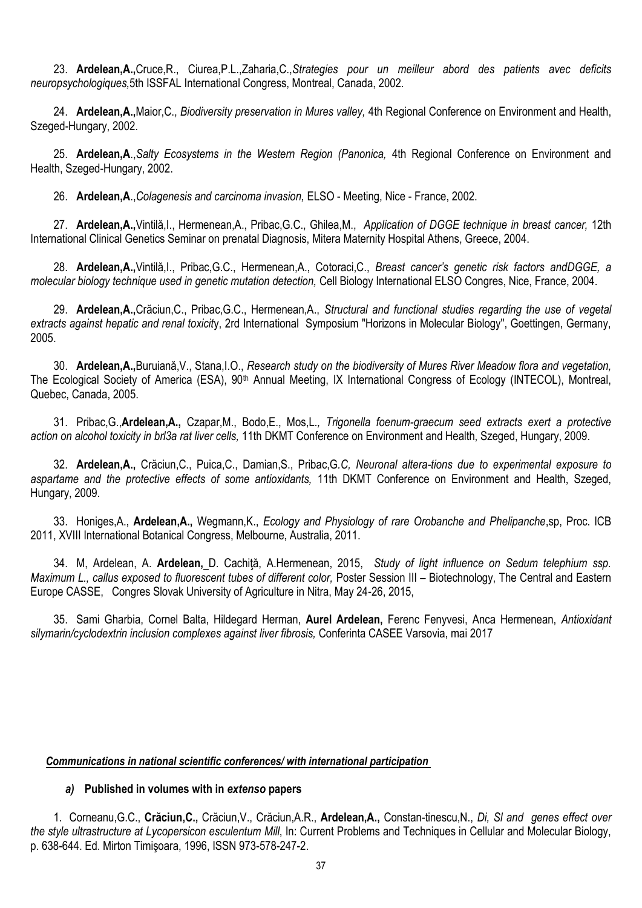23. **Ardelean,A.,**Cruce,R., Ciurea,P.L.,Zaharia,C.,*Strategies pour un meilleur abord des patients avec deficits neuropsychologiques,*5th ISSFAL International Congress, Montreal, Canada, 2002.

24. **Ardelean,A.,**Maior,C., *Biodiversity preservation in Mures valley,* 4th Regional Conference on Environment and Health, Szeged-Hungary, 2002.

25. **Ardelean,A**.,*Salty Ecosystems in the Western Region (Panonica,* 4th Regional Conference on Environment and Health, Szeged-Hungary, 2002.

26. **Ardelean,A**.,*Colagenesis and carcinoma invasion,* ELSO - Meeting, Nice - France, 2002.

27. **Ardelean,A.,**Vintilă,I., Hermenean,A., Pribac,G.C., Ghilea,M., *Application of DGGE technique in breast cancer,* 12th International Clinical Genetics Seminar on prenatal Diagnosis, Mitera Maternity Hospital Athens, Greece, 2004.

28. **Ardelean,A.,**Vintilă,I., Pribac,G.C., Hermenean,A., Cotoraci,C., *Breast cancer's genetic risk factors andDGGE, a molecular biology technique used in genetic mutation detection,* Cell Biology International ELSO Congres, Nice, France, 2004.

29. **Ardelean,A.,**Crăciun,C., Pribac,G.C., Hermenean,A., *Structural and functional studies regarding the use of vegetal extracts against hepatic and renal toxicit*y, 2rd International Symposium "Horizons in Molecular Biology", Goettingen, Germany, 2005.

30. **Ardelean,A.,**Buruiană,V., Stana,I.O., *Research study on the biodiversity of Mures River Meadow flora and vegetation,* The Ecological Society of America (ESA), 90th Annual Meeting, IX International Congress of Ecology (INTECOL), Montreal, Quebec, Canada, 2005.

31. Pribac,G.,**Ardelean,A.,** Czapar,M., Bodo,E., Mos,L.*, Trigonella foenum-graecum seed extracts exert a protective action on alcohol toxicity in brl3a rat liver cells,* 11th DKMT Conference on Environment and Health, Szeged, Hungary, 2009.

32. **Ardelean,A.,** Crăciun,C., Puica,C., Damian,S., Pribac,G.*C, Neuronal altera-tions due to experimental exposure to aspartame and the protective effects of some antioxidants,* 11th DKMT Conference on Environment and Health, Szeged, Hungary, 2009.

33. Honiges,A., **Ardelean,A.,** Wegmann,K., *Ecology and Physiology of rare Orobanche and Phelipanche*,sp, Proc. ICB 2011, XVIII International Botanical Congress, Melbourne, Australia, 2011.

34. M, Ardelean, A. **Ardelean,** D. Cachiţă, A.Hermenean, 2015, *Study of light influence on Sedum telephium ssp. Maximum L., callus exposed to fluorescent tubes of different color,* Poster Session III – Biotechnology, The Central and Eastern Europe CASSE, Congres Slovak University of Agriculture in Nitra, May 24-26, 2015,

35. Sami Gharbia, Cornel Balta, Hildegard Herman, **Aurel Ardelean,** Ferenc Fenyvesi, Anca Hermenean, *Antioxidant silymarin/cyclodextrin inclusion complexes against liver fibrosis,* Conferinta CASEE Varsovia, mai 2017

***Communications in national scientific conferences/ with international participation***

***a)*** **Published in volumes with in *extenso* papers**

1. Corneanu,G.C., **Crăciun,C.,** Crăciun,V., Crăciun,A.R., **Ardelean,A.,** Constan-tinescu,N., *Di, Sl and genes effect over the style ultrastructure at Lycopersicon esculentum Mill*, In: Current Problems and Techniques in Cellular and Molecular Biology, p. 638-644. Ed. Mirton Timişoara, 1996, ISSN 973-578-247-2.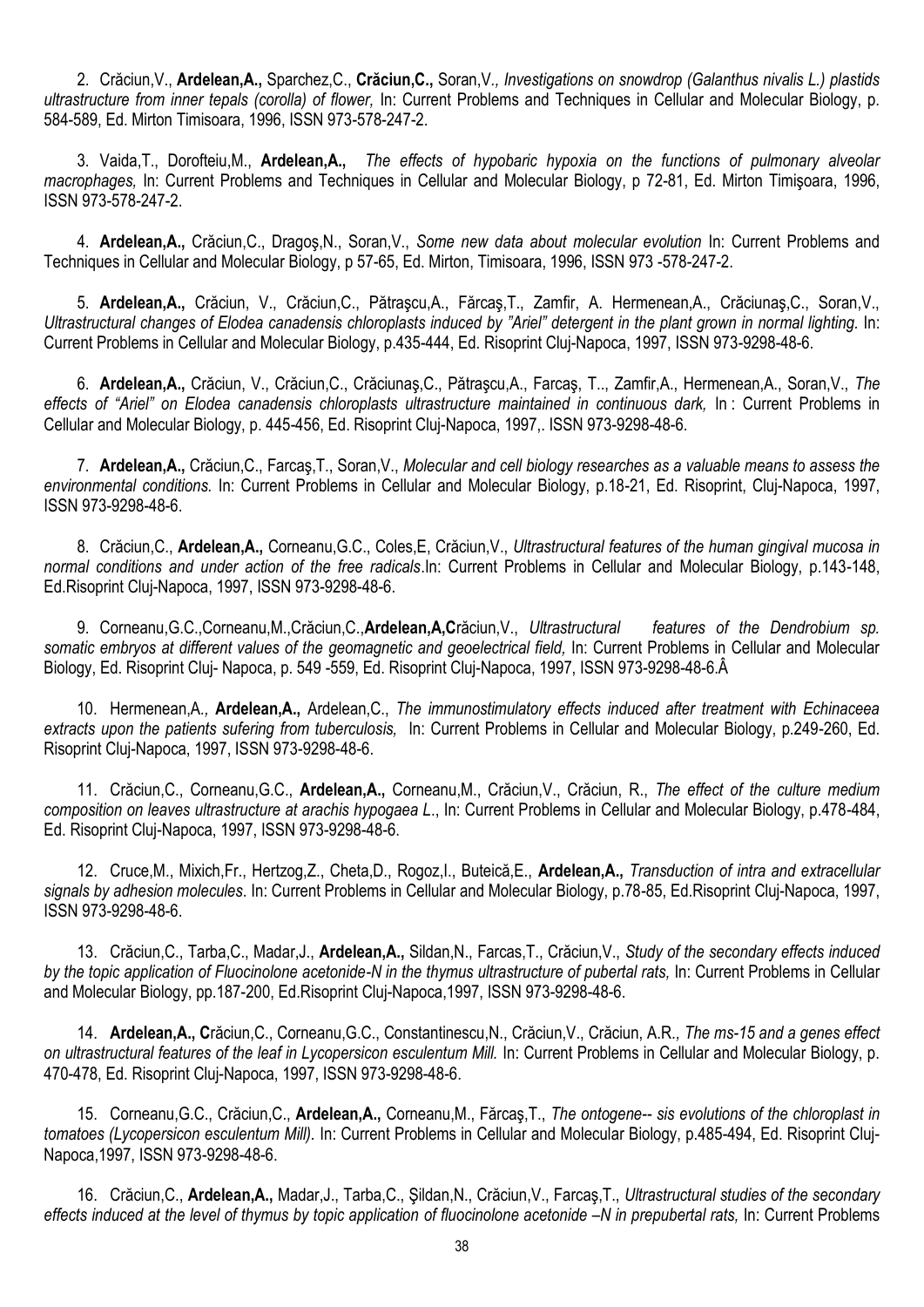2. Crăciun,V., **Ardelean,A.,** Sparchez,C., **Crăciun,C.,** Soran,V.*, Investigations on snowdrop (Galanthus nivalis L.) plastids ultrastructure from inner tepals (corolla) of flower,* In: Current Problems and Techniques in Cellular and Molecular Biology, p. 584-589, Ed. Mirton Timisoara, 1996, ISSN 973-578-247-2.

3. Vaida,T., Dorofteiu,M., **Ardelean,A.,** *The effects of hypobaric hypoxia on the functions of pulmonary alveolar macrophages,* In: Current Problems and Techniques in Cellular and Molecular Biology, p 72-81, Ed. Mirton Timişoara, 1996, ISSN 973-578-247-2.

4. **Ardelean,A.,** Crăciun,C., Dragoş,N., Soran,V., *Some new data about molecular evolution* In: Current Problems and Techniques in Cellular and Molecular Biology, p 57-65, Ed. Mirton, Timisoara, 1996, ISSN 973 -578-247-2.

5. **Ardelean,A.,** Crăciun, V., Crăciun,C., Pătraşcu,A., Fărcaş,T., Zamfir, A. Hermenean,A., Crăciunaş,C., Soran,V., *Ultrastructural changes of Elodea canadensis chloroplasts induced by "Ariel" detergent in the plant grown in normal lighting.* In: Current Problems in Cellular and Molecular Biology, p.435-444, Ed. Risoprint Cluj-Napoca, 1997, ISSN 973-9298-48-6.

6. **Ardelean,A.,** Crăciun, V., Crăciun,C., Crăciunaş,C., Pătraşcu,A., Farcaş, T.., Zamfir,A., Hermenean,A., Soran,V., *The effects of "Ariel" on Elodea canadensis chloroplasts ultrastructure maintained in continuous dark,* In : Current Problems in Cellular and Molecular Biology, p. 445-456, Ed. Risoprint Cluj-Napoca, 1997,. ISSN 973-9298-48-6.

7. **Ardelean,A.,** Crăciun,C., Farcaş,T., Soran,V., *Molecular and cell biology researches as a valuable means to assess the environmental conditions.* In: Current Problems in Cellular and Molecular Biology, p.18-21, Ed. Risoprint, Cluj-Napoca, 1997, ISSN 973-9298-48-6.

8. Crăciun,C., **Ardelean,A.,** Corneanu,G.C., Coles,E, Crăciun,V., *Ultrastructural features of the human gingival mucosa in normal conditions and under action of the free radicals*.In: Current Problems in Cellular and Molecular Biology, p.143-148, Ed.Risoprint Cluj-Napoca, 1997, ISSN 973-9298-48-6.

9. Corneanu,G.C.,Corneanu,M.,Crăciun,C.,**Ardelean,A,C**răciun,V., *Ultrastructural features of the Dendrobium sp. somatic embryos at different values of the geomagnetic and geoelectrical field,* In: Current Problems in Cellular and Molecular Biology, Ed. Risoprint Cluj- Napoca, p. 549 -559, Ed. Risoprint Cluj-Napoca, 1997, ISSN 973-9298-48-6.Â

10. Hermenean,A.*,* **Ardelean,A.,** Ardelean,C., *The immunostimulatory effects induced after treatment with Echinaceea extracts upon the patients sufering from tuberculosis,* In: Current Problems in Cellular and Molecular Biology, p.249-260, Ed. Risoprint Cluj-Napoca, 1997, ISSN 973-9298-48-6.

11. Crăciun,C., Corneanu,G.C., **Ardelean,A.,** Corneanu,M., Crăciun,V., Crăciun, R., *The effect of the culture medium composition on leaves ultrastructure at arachis hypogaea L*., In: Current Problems in Cellular and Molecular Biology, p.478-484, Ed. Risoprint Cluj-Napoca, 1997, ISSN 973-9298-48-6.

12. Cruce,M., Mixich,Fr., Hertzog,Z., Cheta,D., Rogoz,I., Buteică,E., **Ardelean,A.,** *Transduction of intra and extracellular signals by adhesion molecules*. In: Current Problems in Cellular and Molecular Biology, p.78-85, Ed.Risoprint Cluj-Napoca, 1997, ISSN 973-9298-48-6.

13. Crăciun,C., Tarba,C., Madar,J., **Ardelean,A.,** Sildan,N., Farcas,T., Crăciun,V., *Study of the secondary effects induced by the topic application of Fluocinolone acetonide-N in the thymus ultrastructure of pubertal rats,* In: Current Problems in Cellular and Molecular Biology, pp.187-200, Ed.Risoprint Cluj-Napoca,1997, ISSN 973-9298-48-6.

14. **Ardelean,A., C**răciun,C., Corneanu,G.C., Constantinescu,N., Crăciun,V., Crăciun, A.R.*, The ms-15 and a genes effect on ultrastructural features of the leaf in Lycopersicon esculentum Mill.* In: Current Problems in Cellular and Molecular Biology, p. 470-478, Ed. Risoprint Cluj-Napoca, 1997, ISSN 973-9298-48-6.

15. Corneanu,G.C., Crăciun,C., **Ardelean,A.,** Corneanu,M., Fărcaş,T., *The ontogene-- sis evolutions of the chloroplast in tomatoes (Lycopersicon esculentum Mill).* In: Current Problems in Cellular and Molecular Biology, p.485-494, Ed. Risoprint Cluj-Napoca,1997, ISSN 973-9298-48-6.

16. Crăciun,C., **Ardelean,A.,** Madar,J., Tarba,C., Şildan,N., Crăciun,V., Farcaş,T., *Ultrastructural studies of the secondary effects induced at the level of thymus by topic application of fluocinolone acetonide –N in prepubertal rats,* In: Current Problems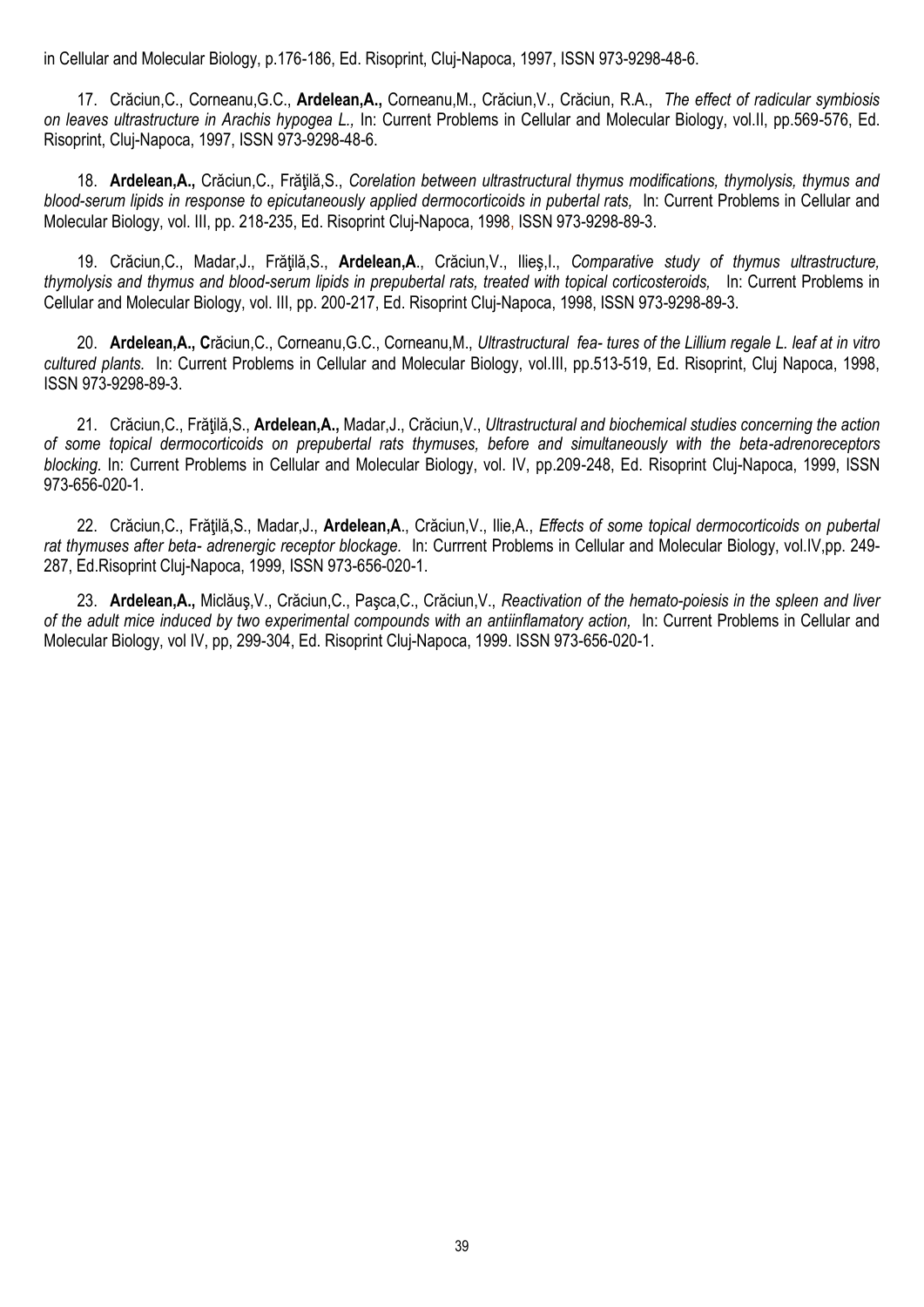in Cellular and Molecular Biology, p.176-186, Ed. Risoprint, Cluj-Napoca, 1997, ISSN 973-9298-48-6.

17. Crăciun,C., Corneanu,G.C., **Ardelean,A.,** Corneanu,M., Crăciun,V., Crăciun, R.A., *The effect of radicular symbiosis on leaves ultrastructure in Arachis hypogea L.,* In: Current Problems in Cellular and Molecular Biology, vol.II, pp.569-576, Ed. Risoprint, Cluj-Napoca, 1997, ISSN 973-9298-48-6.

18. **Ardelean,A.,** Crăciun,C., Frăţilă,S., *Corelation between ultrastructural thymus modifications, thymolysis, thymus and blood-serum lipids in response to epicutaneously applied dermocorticoids in pubertal rats,* In: Current Problems in Cellular and Molecular Biology, vol. III, pp. 218-235, Ed. Risoprint Cluj-Napoca, 1998, ISSN 973-9298-89-3.

19. Crăciun,C., Madar,J., Frăţilă,S., **Ardelean,A**., Crăciun,V., Ilieş,I., *Comparative study of thymus ultrastructure, thymolysis and thymus and blood-serum lipids in prepubertal rats, treated with topical corticosteroids,* In: Current Problems in Cellular and Molecular Biology, vol. III, pp. 200-217, Ed. Risoprint Cluj-Napoca, 1998, ISSN 973-9298-89-3.

20. **Ardelean,A., C**răciun,C., Corneanu,G.C., Corneanu,M., *Ultrastructural fea- tures of the Lillium regale L. leaf at in vitro cultured plants.* In: Current Problems in Cellular and Molecular Biology, vol.III, pp.513-519, Ed. Risoprint, Cluj Napoca, 1998, ISSN 973-9298-89-3.

21. Crăciun,C., Frăţilă,S., **Ardelean,A.,** Madar,J., Crăciun,V., *Ultrastructural and biochemical studies concerning the action of some topical dermocorticoids on prepubertal rats thymuses, before and simultaneously with the beta-adrenoreceptors blocking.* In: Current Problems in Cellular and Molecular Biology, vol. IV, pp.209-248, Ed. Risoprint Cluj-Napoca, 1999, ISSN 973-656-020-1.

22. Crăciun,C., Frăţilă,S., Madar,J., **Ardelean,A**., Crăciun,V., Ilie,A., *Effects of some topical dermocorticoids on pubertal rat thymuses after beta- adrenergic receptor blockage.* In: Currrent Problems in Cellular and Molecular Biology, vol.IV,pp. 249-287, Ed.Risoprint Cluj-Napoca, 1999, ISSN 973-656-020-1.

23. **Ardelean,A.,** Miclăuş,V., Crăciun,C., Paşca,C., Crăciun,V., *Reactivation of the hemato-poiesis in the spleen and liver of the adult mice induced by two experimental compounds with an antiinflamatory action,* In: Current Problems in Cellular and Molecular Biology, vol IV, pp, 299-304, Ed. Risoprint Cluj-Napoca, 1999. ISSN 973-656-020-1.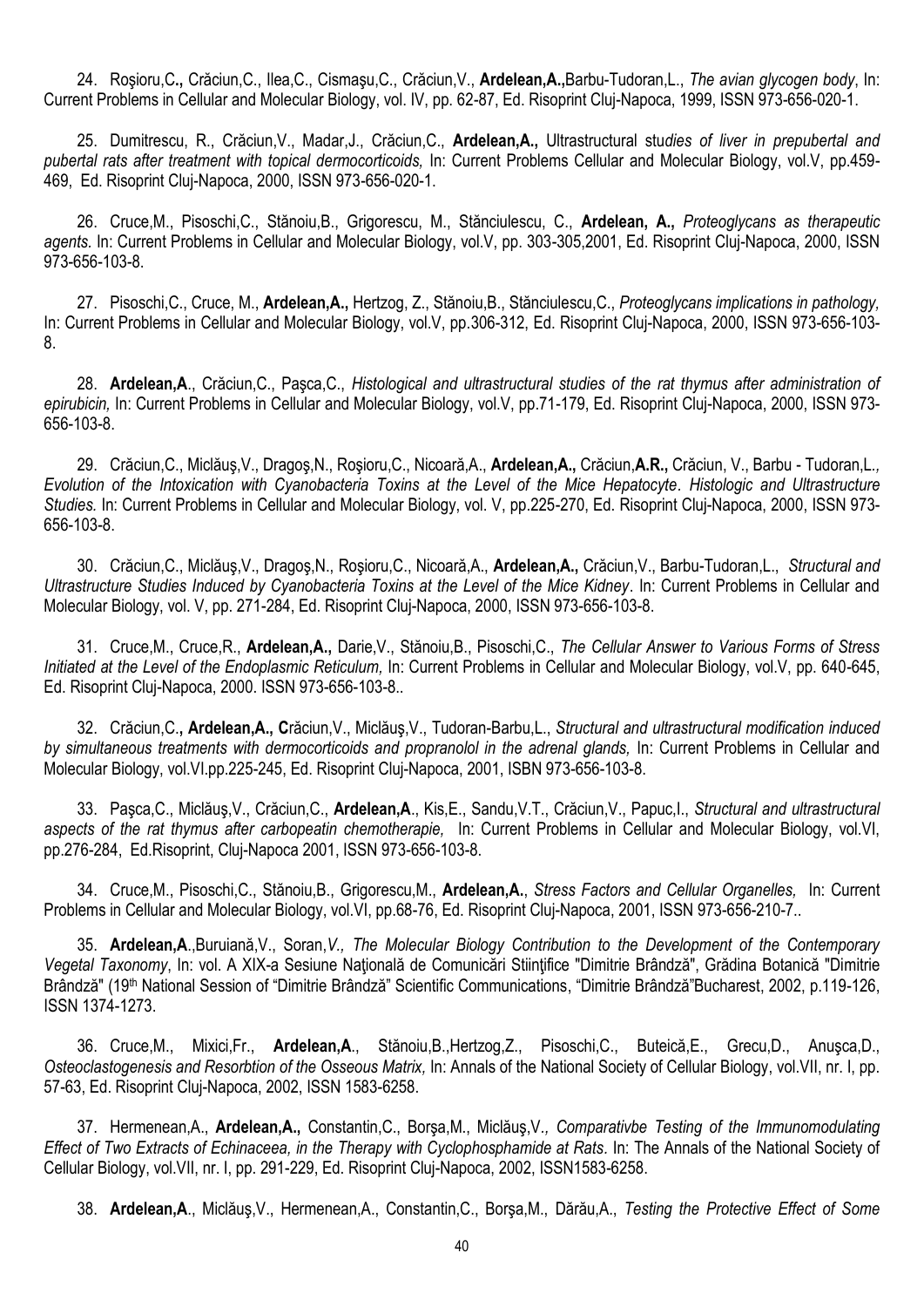24. Roşioru,C**.,** Crăciun,C., Ilea,C., Cismaşu,C., Crăciun,V., **Ardelean,A.,**Barbu-Tudoran,L., *The avian glycogen body*, In: Current Problems in Cellular and Molecular Biology, vol. IV, pp. 62-87, Ed. Risoprint Cluj-Napoca, 1999, ISSN 973-656-020-1.

25. Dumitrescu, R., Crăciun,V., Madar,J., Crăciun,C., **Ardelean,A.,** Ultrastructural stu*dies of liver in prepubertal and pubertal rats after treatment with topical dermocorticoids,* In: Current Problems Cellular and Molecular Biology, vol.V, pp.459-469, Ed. Risoprint Cluj-Napoca, 2000, ISSN 973-656-020-1.

26. Cruce,M., Pisoschi,C., Stănoiu,B., Grigorescu, M., Stănciulescu, C., **Ardelean, A.,** *Proteoglycans as therapeutic agents.* In: Current Problems in Cellular and Molecular Biology, vol.V, pp. 303-305,2001, Ed. Risoprint Cluj-Napoca, 2000, ISSN 973-656-103-8.

27. Pisoschi,C., Cruce, M., **Ardelean,A.,** Hertzog, Z., Stănoiu,B., Stănciulescu,C., *Proteoglycans implications in pathology,* In: Current Problems in Cellular and Molecular Biology, vol.V, pp.306-312, Ed. Risoprint Cluj-Napoca, 2000, ISSN 973-656-103-8.

28. **Ardelean,A**., Crăciun,C., Paşca,C., *Histological and ultrastructural studies of the rat thymus after administration of epirubicin,* In: Current Problems in Cellular and Molecular Biology, vol.V, pp.71-179, Ed. Risoprint Cluj-Napoca, 2000, ISSN 973-656-103-8.

29. Crăciun,C., Miclăuş,V., Dragoş,N., Roşioru,C., Nicoară,A., **Ardelean,A.,** Crăciun,**A.R.,** Crăciun, V., Barbu - Tudoran,L.*, Evolution of the Intoxication with Cyanobacteria Toxins at the Level of the Mice Hepatocyte*. *Histologic and Ultrastructure Studies.* In: Current Problems in Cellular and Molecular Biology, vol. V, pp.225-270, Ed. Risoprint Cluj-Napoca, 2000, ISSN 973-656-103-8.

30. Crăciun,C., Miclăuş,V., Dragoş,N., Roşioru,C., Nicoară,A., **Ardelean,A.,** Crăciun,V., Barbu-Tudoran,L., *Structural and Ultrastructure Studies Induced by Cyanobacteria Toxins at the Level of the Mice Kidney*. In: Current Problems in Cellular and Molecular Biology, vol. V, pp. 271-284, Ed. Risoprint Cluj-Napoca, 2000, ISSN 973-656-103-8.

31. Cruce,M., Cruce,R., **Ardelean,A.,** Darie,V., Stănoiu,B., Pisoschi,C., *The Cellular Answer to Various Forms of Stress Initiated at the Level of the Endoplasmic Reticulum,* In: Current Problems in Cellular and Molecular Biology, vol.V, pp. 640-645, Ed. Risoprint Cluj-Napoca, 2000. ISSN 973-656-103-8..

32. Crăciun,C.**, Ardelean,A., C**răciun,V., Miclăuş,V., Tudoran-Barbu,L., *Structural and ultrastructural modification induced by simultaneous treatments with dermocorticoids and propranolol in the adrenal glands,* In: Current Problems in Cellular and Molecular Biology, vol.VI.pp.225-245, Ed. Risoprint Cluj-Napoca, 2001, ISBN 973-656-103-8.

33. Paşca,C., Miclăuş,V., Crăciun,C., **Ardelean,A**., Kis,E., Sandu,V.T., Crăciun,V., Papuc,I., *Structural and ultrastructural aspects of the rat thymus after carbopeatin chemotherapie,* In: Current Problems in Cellular and Molecular Biology, vol.VI, pp.276-284, Ed.Risoprint, Cluj-Napoca 2001, ISSN 973-656-103-8.

34. Cruce,M., Pisoschi,C., Stănoiu,B., Grigorescu,M., **Ardelean,A.**, *Stress Factors and Cellular Organelles,* In: Current Problems in Cellular and Molecular Biology, vol.VI, pp.68-76, Ed. Risoprint Cluj-Napoca, 2001, ISSN 973-656-210-7..

35. **Ardelean,A**.,Buruiană,V., Soran,*V., The Molecular Biology Contribution to the Development of the Contemporary Vegetal Taxonomy*, In: vol. A XIX-a Sesiune Naţională de Comunicări Stiinţifice "Dimitrie Brândză", Grădina Botanică "Dimitrie Brândză" (19th National Session of "Dimitrie Brândză" Scientific Communications, "Dimitrie Brândză"Bucharest, 2002, p.119-126, ISSN 1374-1273.

36. Cruce,M., Mixici,Fr., **Ardelean,A**., Stănoiu,B.,Hertzog,Z., Pisoschi,C., Buteică,E., Grecu,D., Anuşca,D., *Osteoclastogenesis and Resorbtion of the Osseous Matrix,* In: Annals of the National Society of Cellular Biology, vol.VII, nr. I, pp. 57-63, Ed. Risoprint Cluj-Napoca, 2002, ISSN 1583-6258.

37. Hermenean,A., **Ardelean,A.,** Constantin,C., Borşa,M., Miclăuş,V*., Comparativbe Testing of the Immunomodulating Effect of Two Extracts of Echinaceea, in the Therapy with Cyclophosphamide at Rats.* In: The Annals of the National Society of Cellular Biology, vol.VII, nr. I, pp. 291-229, Ed. Risoprint Cluj-Napoca, 2002, ISSN1583-6258.

38. **Ardelean,A**., Miclăuş,V., Hermenean,A., Constantin,C., Borşa,M., Dărău,A., *Testing the Protective Effect of Some*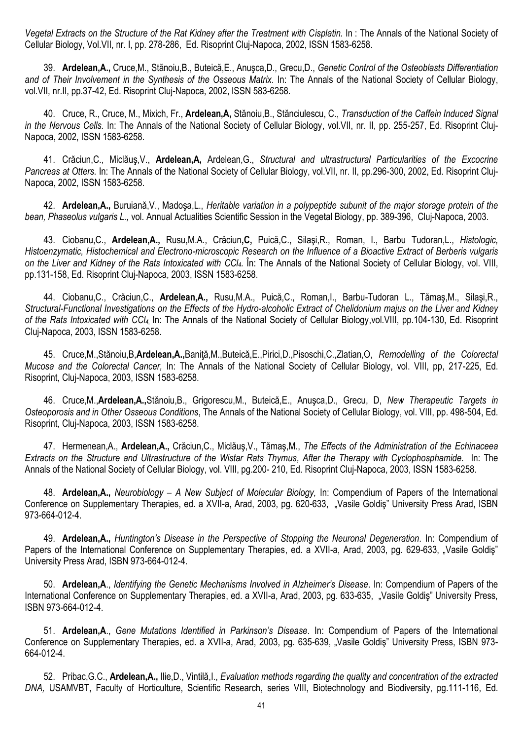*Vegetal Extracts on the Structure of the Rat Kidney after the Treatment with Cisplatin.* In : The Annals of the National Society of Cellular Biology, Vol.VII, nr. I, pp. 278-286, Ed. Risoprint Cluj-Napoca, 2002, ISSN 1583-6258.

39. **Ardelean,A.,** Cruce,M., Stănoiu,B., Buteică,E., Anuşca,D., Grecu,D., *Genetic Control of the Osteoblasts Differentiation and of Their Involvement in the Synthesis of the Osseous Matrix*. In: The Annals of the National Society of Cellular Biology, vol.VII, nr.II, pp.37-42, Ed. Risoprint Cluj-Napoca, 2002, ISSN 583-6258.

40. Cruce, R., Cruce, M., Mixich, Fr., **Ardelean,A,** Stănoiu,B., Stănciulescu, C., *Transduction of the Caffein Induced Signal in the Nervous Cells.* In: The Annals of the National Society of Cellular Biology, vol.VII, nr. II, pp. 255-257, Ed. Risoprint Cluj-Napoca, 2002, ISSN 1583-6258.

41. Crăciun,C., Miclăuş,V., **Ardelean,A,** Ardelean,G., *Structural and ultrastructural Particularities of the Excocrine Pancreas at Otters.* In: The Annals of the National Society of Cellular Biology, vol.VII, nr. II, pp.296-300, 2002, Ed. Risoprint Cluj-Napoca, 2002, ISSN 1583-6258.

42. **Ardelean,A.,** Buruiană,V., Madoşa,L., *Heritable variation in a polypeptide subunit of the major storage protein of the bean, Phaseolus vulgaris L.,* vol. Annual Actualities Scientific Session in the Vegetal Biology, pp. 389-396, Cluj-Napoca, 2003.

43. Ciobanu,C., **Ardelean,A.,** Rusu,M.A., Crăciun**,C,** Puică,C., Silaşi,R., Roman, I., Barbu Tudoran,L., *Histologic, Histoenzymatic, Histochemical and Electrono-microscopic Research on the Influence of a Bioactive Extract of Berberis vulgaris on the Liver and Kidney of the Rats Intoxicated with $CCl_4$.* În: The Annals of the National Society of Cellular Biology, vol. VIII, pp.131-158, Ed. Risoprint Cluj-Napoca, 2003, ISSN 1583-6258.

44. Ciobanu,C., Crăciun,C., **Ardelean,A.,** Rusu,M.A., Puică,C., Roman,I., Barbu-Tudoran L., Tămaş,M., Silaşi,R., *Structural-Functional Investigations on the Effects of the Hydro-alcoholic Extract of Chelidonium majus on the Liver and Kidney of the Rats Intoxicated with $CCl_4$.* In: The Annals of the National Society of Cellular Biology,vol.VIII, pp.104-130, Ed. Risoprint Cluj-Napoca, 2003, ISSN 1583-6258.

45. Cruce,M.,Stănoiu,B,**Ardelean,A.,**Baniţă,M.,Buteică,E.,Pirici,D.,Pisoschi,C.,Zlatian,O, *Remodelling of the Colorectal Mucosa and the Colorectal Cancer,* In: The Annals of the National Society of Cellular Biology, vol. VIII, pp, 217-225, Ed. Risoprint, Cluj-Napoca, 2003, ISSN 1583-6258.

46. Cruce,M.,**Ardelean,A.,**Stănoiu,B., Grigorescu,M., Buteică,E., Anuşca,D., Grecu, D, *New Therapeutic Targets in Osteoporosis and in Other Osseous Conditions*, The Annals of the National Society of Cellular Biology, vol. VIII, pp. 498-504, Ed. Risoprint, Cluj-Napoca, 2003, ISSN 1583-6258.

47. Hermenean,A., **Ardelean,A.,** Crăciun,C., Miclăuş,V., Tămaş,M., *The Effects of the Administration of the Echinaceea Extracts on the Structure and Ultrastructure of the Wistar Rats Thymus, After the Therapy with Cyclophosphamide.* In: The Annals of the National Society of Cellular Biology, vol. VIII, pg.200- 210, Ed. Risoprint Cluj-Napoca, 2003, ISSN 1583-6258.

48. **Ardelean,A.,** *Neurobiology – A New Subject of Molecular Biology,* In: Compendium of Papers of the International Conference on Supplementary Therapies, ed. a XVII-a, Arad, 2003, pg. 620-633, „Vasile Goldiş" University Press Arad, ISBN 973-664-012-4.

49. **Ardelean,A.,** *Huntington's Disease in the Perspective of Stopping the Neuronal Degeneration.* In: Compendium of Papers of the International Conference on Supplementary Therapies, ed. a XVII-a, Arad, 2003, pg. 629-633, „Vasile Goldiş" University Press Arad, ISBN 973-664-012-4.

50. **Ardelean,A**., *Identifying the Genetic Mechanisms Involved in Alzheimer's Disease*. In: Compendium of Papers of the International Conference on Supplementary Therapies, ed. a XVII-a, Arad, 2003, pg. 633-635, „Vasile Goldiş" University Press, ISBN 973-664-012-4.

51. **Ardelean,A**., *Gene Mutations Identified in Parkinson's Disease*. In: Compendium of Papers of the International Conference on Supplementary Therapies, ed. a XVII-a, Arad, 2003, pg. 635-639, „Vasile Goldiş" University Press, ISBN 973-664-012-4.

52. Pribac,G.C., **Ardelean,A.,** Ilie,D., Vintilă,I., *Evaluation methods regarding the quality and concentration of the extracted DNA,* USAMVBT, Faculty of Horticulture, Scientific Research, series VIII, Biotechnology and Biodiversity, pg.111-116, Ed.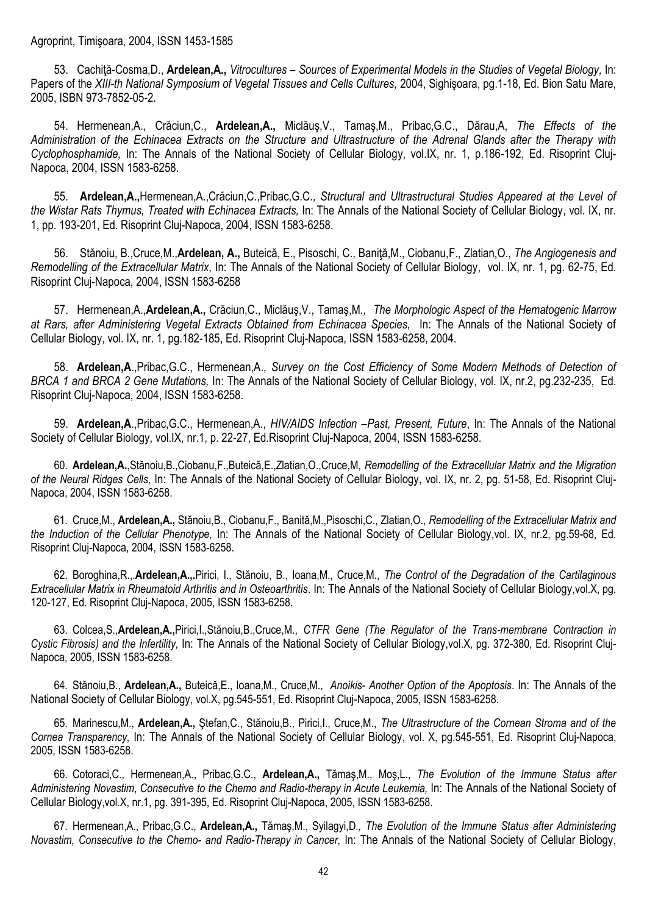Agroprint, Timişoara, 2004, ISSN 1453-1585

53. Cachiţă-Cosma,D., **Ardelean,A.,** *Vitrocultures – Sources of Experimental Models in the Studies of Vegetal Biology,* In: Papers of the *XIII-th National Symposium of Vegetal Tissues and Cells Cultures,* 2004, Sighişoara, pg.1-18, Ed. Bion Satu Mare, 2005, ISBN 973-7852-05-2.

54. Hermenean,A., Crăciun,C., **Ardelean,A.,** Miclăuş,V., Tamaş,M., Pribac,G.C., Dărau,A, *The Effects of the Administration of the Echinacea Extracts on the Structure and Ultrastructure of the Adrenal Glands after the Therapy with Cyclophosphamide,* In: The Annals of the National Society of Cellular Biology, vol.IX, nr. 1, p.186-192, Ed. Risoprint Cluj-Napoca, 2004, ISSN 1583-6258.

55. **Ardelean,A.,**Hermenean,A.,Crăciun,C.,Pribac,G.C*., Structural and Ultrastructural Studies Appeared at the Level of the Wistar Rats Thymus, Treated with Echinacea Extracts,* In: The Annals of the National Society of Cellular Biology, vol. IX, nr. 1, pp. 193-201, Ed. Risoprint Cluj-Napoca, 2004, ISSN 1583-6258.

56. Stănoiu, B.,Cruce,M.,**Ardelean, A.,** Buteică, E., Pisoschi, C., Baniţă,M., Ciobanu,F., Zlatian,O., *The Angiogenesis and Remodelling of the Extracellular Matrix*, In: The Annals of the National Society of Cellular Biology, vol. IX, nr. 1, pg. 62-75, Ed. Risoprint Cluj-Napoca, 2004, ISSN 1583-6258

57. Hermenean,A.,**Ardelean,A.,** Crăciun,C., Miclăuş,V., Tamaş,M*., The Morphologic Aspect of the Hematogenic Marrow at Rars, after Administering Vegetal Extracts Obtained from Echinacea Species,* In: The Annals of the National Society of Cellular Biology, vol. IX, nr. 1, pg.182-185, Ed. Risoprint Cluj-Napoca, ISSN 1583-6258, 2004.

58. **Ardelean,A**.,Pribac,G.C., Hermenean,A., *Survey on the Cost Efficiency of Some Modern Methods of Detection of BRCA 1 and BRCA 2 Gene Mutations,* In: The Annals of the National Society of Cellular Biology, vol. IX, nr.2, pg.232-235, Ed. Risoprint Cluj-Napoca, 2004, ISSN 1583-6258.

59. **Ardelean,A**.,Pribac,G.C., Hermenean,A., *HIV/AIDS Infection –Past, Present, Future*, In: The Annals of the National Society of Cellular Biology, vol.IX, nr.1, p. 22-27, Ed.Risoprint Cluj-Napoca, 2004, ISSN 1583-6258.

60. **Ardelean,A.**,Stănoiu,B.,Ciobanu,F.,Buteică,E.,Zlatian,O.,Cruce,M, *Remodelling of the Extracellular Matrix and the Migration of the Neural Ridges Cells,* In: The Annals of the National Society of Cellular Biology, vol. IX, nr. 2, pg. 51-58, Ed. Risoprint Cluj-Napoca, 2004, ISSN 1583-6258.

61. Cruce,M., **Ardelean,A.,** Stănoiu,B., Ciobanu,F., Banită,M.,Pisoschi,C., Zlatian,O., *Remodelling of the Extracellular Matrix and the Induction of the Cellular Phenotype,* In: The Annals of the National Society of Cellular Biology,vol. IX, nr.2, pg.59-68, Ed. Risoprint Cluj-Napoca, 2004, ISSN 1583-6258.

62. Boroghina,R.,.**Ardelean,A.,**,Pirici, I., Stănoiu, B., Ioana,M., Cruce,M., *The Control of the Degradation of the Cartilaginous Extracellular Matrix in Rheumatoid Arthritis and in Osteoarthritis*. In: The Annals of the National Society of Cellular Biology,vol.X, pg. 120-127, Ed. Risoprint Cluj-Napoca, 2005, ISSN 1583-6258.

63. Colcea,S.,**Ardelean,A.,**Pirici,I.,Stănoiu,B.,Cruce,M., *CTFR Gene (The Regulator of the Trans-membrane Contraction in Cystic Fibrosis) and the Infertility,* In: The Annals of the National Society of Cellular Biology,vol.X, pg. 372-380, Ed. Risoprint Cluj-Napoca, 2005, ISSN 1583-6258.

64. Stănoiu,B., **Ardelean,A.,** Buteică,E., Ioana,M., Cruce,M., *Anoikis- Another Option of the Apoptosis*. In: The Annals of the National Society of Cellular Biology, vol.X, pg.545-551, Ed. Risoprint Cluj-Napoca, 2005, ISSN 1583-6258.

65. Marinescu,M., **Ardelean,A.,** Ştefan,C., Stănoiu,B., Pirici,I., Cruce,M., *The Ultrastructure of the Cornean Stroma and of the Cornea Transparency,* In: The Annals of the National Society of Cellular Biology, vol. X, pg.545-551, Ed. Risoprint Cluj-Napoca, 2005, ISSN 1583-6258.

66. Cotoraci,C., Hermenean,A., Pribac,G.C., **Ardelean,A.,** Tămaş,M., Moş,L., *The Evolution of the Immune Status after Administering Novastim*, *Consecutive to the Chemo and Radio-therapy in Acute Leukemia,* In: The Annals of the National Society of Cellular Biology,vol.X, nr.1, pg. 391-395, Ed. Risoprint Cluj-Napoca, 2005, ISSN 1583-6258.

67. Hermenean,A., Pribac,G.C., **Ardelean,A.,** Tămaş,M., Syilagyi,D*., The Evolution of the Immune Status after Administering Novastim, Consecutive to the Chemo- and Radio-Therapy in Cancer,* In: The Annals of the National Society of Cellular Biology,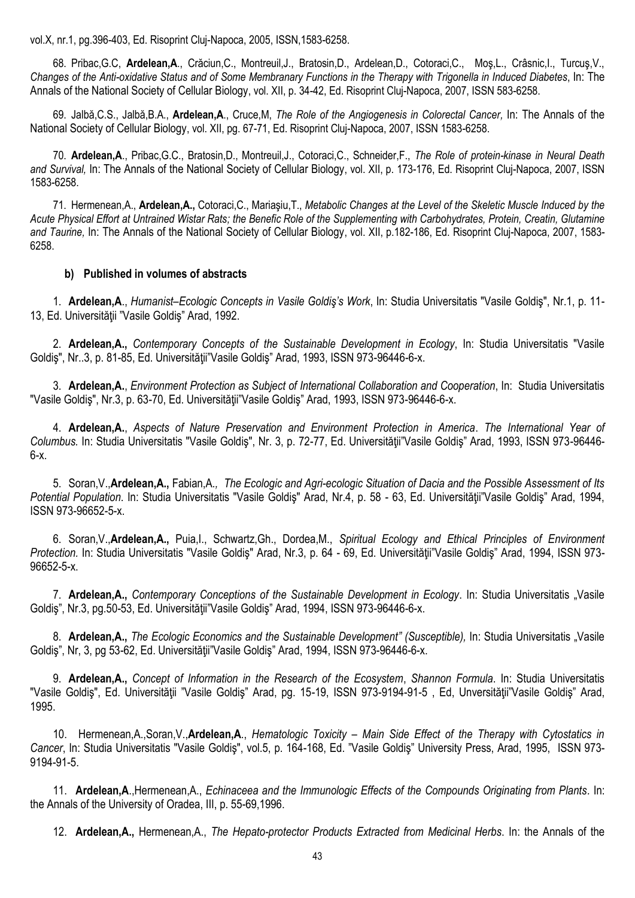vol.X, nr.1, pg.396-403, Ed. Risoprint Cluj-Napoca, 2005, ISSN,1583-6258.

68. Pribac,G.C, **Ardelean,A**., Crăciun,C., Montreuil,J., Bratosin,D., Ardelean,D., Cotoraci,C., Moş,L., Crâsnic,I., Turcuş,V., *Changes of the Anti-oxidative Status and of Some Membranary Functions in the Therapy with Trigonella in Induced Diabetes*, In: The Annals of the National Society of Cellular Biology, vol. XII, p. 34-42, Ed. Risoprint Cluj-Napoca, 2007, ISSN 583-6258.

69. Jalbă,C.S., Jalbă,B.A., **Ardelean,A**., Cruce,M, *The Role of the Angiogenesis in Colorectal Cancer,* In: The Annals of the National Society of Cellular Biology, vol. XII, pg. 67-71, Ed. Risoprint Cluj-Napoca, 2007, ISSN 1583-6258.

70. **Ardelean,A**., Pribac,G.C., Bratosin,D., Montreuil,J., Cotoraci,C., Schneider,F., *The Role of protein-kinase in Neural Death and Survival,* In: The Annals of the National Society of Cellular Biology, vol. XII, p. 173-176, Ed. Risoprint Cluj-Napoca, 2007, ISSN 1583-6258.

71. Hermenean,A., **Ardelean,A.,** Cotoraci,C., Mariaşiu,T., *Metabolic Changes at the Level of the Skeletic Muscle Induced by the Acute Physical Effort at Untrained Wistar Rats; the Benefic Role of the Supplementing with Carbohydrates, Protein, Creatin, Glutamine and Taurine,* In: The Annals of the National Society of Cellular Biology, vol. XII, p.182-186, Ed. Risoprint Cluj-Napoca, 2007, 1583-6258.

**b) Published in volumes of abstracts**

1. **Ardelean,A**., *Humanist–Ecologic Concepts in Vasile Goldiş's Work*, In: Studia Universitatis "Vasile Goldiş", Nr.1, p. 11-13, Ed. Universităţii "Vasile Goldiş" Arad, 1992.

2. **Ardelean,A.,** *Contemporary Concepts of the Sustainable Development in Ecology*, In: Studia Universitatis "Vasile Goldiş", Nr..3, p. 81-85, Ed. Universităţii"Vasile Goldiş" Arad, 1993, ISSN 973-96446-6-x.

3. **Ardelean,A.**, *Environment Protection as Subject of International Collaboration and Cooperation*, In: Studia Universitatis "Vasile Goldiş", Nr.3, p. 63-70, Ed. Universităţii"Vasile Goldiş" Arad, 1993, ISSN 973-96446-6-x.

4. **Ardelean,A.**, *Aspects of Nature Preservation and Environment Protection in America*. *The International Year of Columbus.* In: Studia Universitatis "Vasile Goldiş", Nr. 3, p. 72-77, Ed. Universităţii"Vasile Goldiş" Arad, 1993, ISSN 973-96446-6-x.

5. Soran,V.,**Ardelean,A.,** Fabian,A.*, The Ecologic and Agri-ecologic Situation of Dacia and the Possible Assessment of Its Potential Population*. In: Studia Universitatis "Vasile Goldiş" Arad, Nr.4, p. 58 - 63, Ed. Universităţii"Vasile Goldiş" Arad, 1994, ISSN 973-96652-5-x.

6. Soran,V.,**Ardelean,A.,** Puia,I., Schwartz,Gh., Dordea,M., *Spiritual Ecology and Ethical Principles of Environment Protection.* In: Studia Universitatis "Vasile Goldiş" Arad, Nr.3, p. 64 - 69, Ed. Universităţii"Vasile Goldiş" Arad, 1994, ISSN 973-96652-5-x.

7. **Ardelean,A.,** *Contemporary Conceptions of the Sustainable Development in Ecology*. In: Studia Universitatis „Vasile Goldiş", Nr.3, pg.50-53, Ed. Universităţii"Vasile Goldiş" Arad, 1994, ISSN 973-96446-6-x.

8. **Ardelean,A.,** *The Ecologic Economics and the Sustainable Development" (Susceptible),* In: Studia Universitatis „Vasile Goldiş", Nr, 3, pg 53-62, Ed. Universităţii"Vasile Goldiş" Arad, 1994, ISSN 973-96446-6-x.

9. **Ardelean,A.,** *Concept of Information in the Research of the Ecosystem*, *Shannon Formula*. In: Studia Universitatis "Vasile Goldiş", Ed. Universităţii "Vasile Goldiş" Arad, pg. 15-19, ISSN 973-9194-91-5 , Ed, Unversităţii"Vasile Goldiş" Arad, 1995.

10. Hermenean,A.,Soran,V.,**Ardelean,A**., *Hematologic Toxicity – Main Side Effect of the Therapy with Cytostatics in Cancer*, In: Studia Universitatis "Vasile Goldiş", vol.5, p. 164-168, Ed. "Vasile Goldiş" University Press, Arad, 1995, ISSN 973-9194-91-5.

11. **Ardelean,A**.,Hermenean,A., *Echinaceea and the Immunologic Effects of the Compounds Originating from Plants*. In: the Annals of the University of Oradea, III, p. 55-69,1996.

12. **Ardelean,A.,** Hermenean,A., *The Hepato-protector Products Extracted from Medicinal Herbs*. In: the Annals of the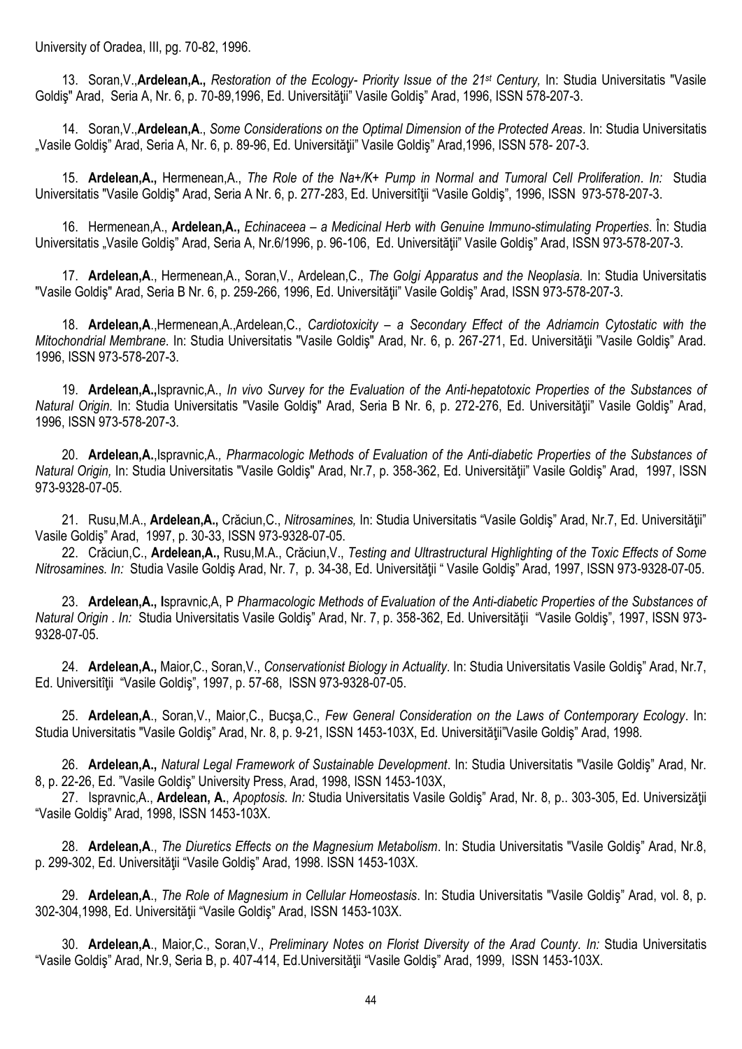University of Oradea, III, pg. 70-82, 1996.

13. Soran,V.,**Ardelean,A.,** *Restoration of the Ecology- Priority Issue of the 21st Century,* In: Studia Universitatis "Vasile Goldiş" Arad, Seria A, Nr. 6, p. 70-89,1996, Ed. Universităţii" Vasile Goldiş" Arad, 1996, ISSN 578-207-3.

14. Soran,V.,**Ardelean,A**., *Some Considerations on the Optimal Dimension of the Protected Areas*. In: Studia Universitatis „Vasile Goldiş" Arad, Seria A, Nr. 6, p. 89-96, Ed. Universităţii" Vasile Goldiş" Arad,1996, ISSN 578- 207-3.

15. **Ardelean,A.,** Hermenean,A., *The Role of the Na+/K+ Pump in Normal and Tumoral Cell Proliferation. In:* Studia Universitatis "Vasile Goldiş" Arad, Seria A Nr. 6, p. 277-283, Ed. Universitîţii "Vasile Goldiş", 1996, ISSN 973-578-207-3.

16. Hermenean,A., **Ardelean,A.,** *Echinaceea – a Medicinal Herb with Genuine Immuno-stimulating Properties*. În: Studia Universitatis „Vasile Goldiş" Arad, Seria A, Nr.6/1996, p. 96-106, Ed. Universităţii" Vasile Goldiş" Arad, ISSN 973-578-207-3.

17. **Ardelean,A**., Hermenean,A., Soran,V., Ardelean,C., *The Golgi Apparatus and the Neoplasia.* In: Studia Universitatis "Vasile Goldiş" Arad, Seria B Nr. 6, p. 259-266, 1996, Ed. Universităţii" Vasile Goldiş" Arad, ISSN 973-578-207-3.

18. **Ardelean,A**.,Hermenean,A.,Ardelean,C., *Cardiotoxicity – a Secondary Effect of the Adriamcin Cytostatic with the Mitochondrial Membrane*. In: Studia Universitatis "Vasile Goldiş" Arad, Nr. 6, p. 267-271, Ed. Universităţii "Vasile Goldiş" Arad. 1996, ISSN 973-578-207-3.

19. **Ardelean,A.,**Ispravnic,A., *In vivo Survey for the Evaluation of the Anti-hepatotoxic Properties of the Substances of Natural Origin.* In: Studia Universitatis "Vasile Goldiş" Arad, Seria B Nr. 6, p. 272-276, Ed. Universităţii" Vasile Goldiş" Arad, 1996, ISSN 973-578-207-3.

20. **Ardelean,A.**,Ispravnic,A.*, Pharmacologic Methods of Evaluation of the Anti-diabetic Properties of the Substances of Natural Origin,* In: Studia Universitatis "Vasile Goldiş" Arad, Nr.7, p. 358-362, Ed. Universităţii" Vasile Goldiş" Arad, 1997, ISSN 973-9328-07-05.

21. Rusu,M.A., **Ardelean,A.,** Crăciun,C., *Nitrosamines,* In: Studia Universitatis "Vasile Goldiş" Arad, Nr.7, Ed. Universităţii" Vasile Goldiş" Arad, 1997, p. 30-33, ISSN 973-9328-07-05.

22. Crăciun,C., **Ardelean,A.,** Rusu,M.A., Crăciun,V., *Testing and Ultrastructural Highlighting of the Toxic Effects of Some Nitrosamines. In:* Studia Vasile Goldiş Arad, Nr. 7, p. 34-38, Ed. Universităţii " Vasile Goldiş" Arad, 1997, ISSN 973-9328-07-05.

23. **Ardelean,A., I**spravnic,A, P *Pharmacologic Methods of Evaluation of the Anti-diabetic Properties of the Substances of Natural Origin . In:* Studia Universitatis Vasile Goldiş" Arad, Nr. 7, p. 358-362, Ed. Universităţii "Vasile Goldiş", 1997, ISSN 973-9328-07-05.

24. **Ardelean,A.,** Maior,C., Soran,V., *Conservationist Biology in Actuality*. In: Studia Universitatis Vasile Goldiş" Arad, Nr.7, Ed. Universitîţii "Vasile Goldiş", 1997, p. 57-68, ISSN 973-9328-07-05.

25. **Ardelean,A**., Soran,V., Maior,C., Bucşa,C., *Few General Consideration on the Laws of Contemporary Ecology*. In: Studia Universitatis "Vasile Goldiş" Arad, Nr. 8, p. 9-21, ISSN 1453-103X, Ed. Universităţii"Vasile Goldiş" Arad, 1998.

26. **Ardelean,A.,** *Natural Legal Framework of Sustainable Development*. In: Studia Universitatis "Vasile Goldiş" Arad, Nr. 8, p. 22-26, Ed. "Vasile Goldiş" University Press, Arad, 1998, ISSN 1453-103X,

27. Ispravnic,A., **Ardelean, A.**, *Apoptosis. In:* Studia Universitatis Vasile Goldiş" Arad, Nr. 8, p.. 303-305, Ed. Universizăţii "Vasile Goldiş" Arad, 1998, ISSN 1453-103X.

28. **Ardelean,A**., *The Diuretics Effects on the Magnesium Metabolism*. In: Studia Universitatis "Vasile Goldiş" Arad, Nr.8, p. 299-302, Ed. Universităţii "Vasile Goldiş" Arad, 1998. ISSN 1453-103X.

29. **Ardelean,A**., *The Role of Magnesium in Cellular Homeostasis*. In: Studia Universitatis "Vasile Goldiş" Arad, vol. 8, p. 302-304,1998, Ed. Universităţii "Vasile Goldiş" Arad, ISSN 1453-103X.

30. **Ardelean,A**., Maior,C., Soran,V., *Preliminary Notes on Florist Diversity of the Arad County. In:* Studia Universitatis "Vasile Goldiş" Arad, Nr.9, Seria B, p. 407-414, Ed.Universităţii "Vasile Goldiş" Arad, 1999, ISSN 1453-103X.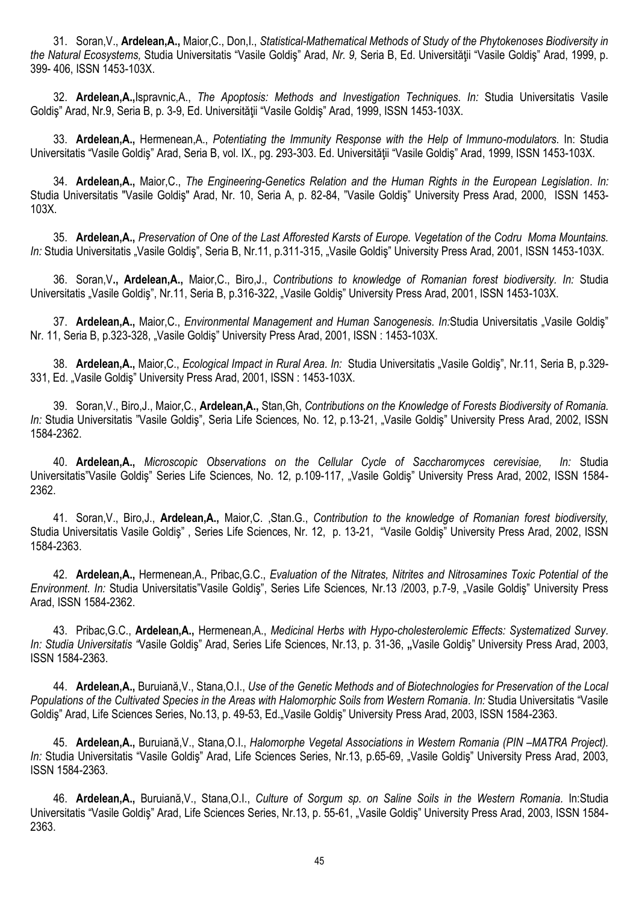31. Soran,V., **Ardelean,A.,** Maior,C., Don,I., *Statistical-Mathematical Methods of Study of the Phytokenoses Biodiversity in the Natural Ecosystems,* Studia Universitatis "Vasile Goldiş" Arad, *Nr. 9,* Seria B, Ed. Universităţii "Vasile Goldiş" Arad, 1999, p. 399- 406, ISSN 1453-103X.

32. **Ardelean,A.,**Ispravnic,A., *The Apoptosis: Methods and Investigation Techniques. In:* Studia Universitatis Vasile Goldiş" Arad, Nr.9, Seria B, p. 3-9, Ed. Universităţii "Vasile Goldiş" Arad, 1999, ISSN 1453-103X.

33. **Ardelean,A.,** Hermenean,A., *Potentiating the Immunity Response with the Help of Immuno-modulators*. In: Studia Universitatis "Vasile Goldiş" Arad, Seria B, vol. IX., pg. 293-303. Ed. Universităţii "Vasile Goldiş" Arad, 1999, ISSN 1453-103X.

34. **Ardelean,A.,** Maior,C., *The Engineering-Genetics Relation and the Human Rights in the European Legislation*. *In:* Studia Universitatis "Vasile Goldiş" Arad, Nr. 10, Seria A, p. 82-84, "Vasile Goldiş" University Press Arad, 2000, ISSN 1453-103X.

35. **Ardelean,A.,** *Preservation of One of the Last Afforested Karsts of Europe. Vegetation of the Codru Moma Mountains. In:* Studia Universitatis „Vasile Goldiş", Seria B, Nr.11, p.311-315, „Vasile Goldiş" University Press Arad, 2001, ISSN 1453-103X.

36. Soran,V**., Ardelean,A.,** Maior,C., Biro,J., *Contributions to knowledge of Romanian forest biodiversity. In:* Studia Universitatis „Vasile Goldiş", Nr.11, Seria B, p.316-322, „Vasile Goldiş" University Press Arad, 2001, ISSN 1453-103X.

37. **Ardelean,A.,** Maior,C., *Environmental Management and Human Sanogenesis. In:*Studia Universitatis „Vasile Goldiş" Nr. 11, Seria B, p.323-328, „Vasile Goldiş" University Press Arad, 2001, ISSN : 1453-103X.

38. **Ardelean,A.,** Maior,C., *Ecological Impact in Rural Area. In:* Studia Universitatis „Vasile Goldiş", Nr.11, Seria B, p.329-331, Ed. „Vasile Goldiş" University Press Arad, 2001, ISSN : 1453-103X.

39. Soran,V., Biro,J., Maior,C., **Ardelean,A.,** Stan,Gh, *Contributions on the Knowledge of Forests Biodiversity of Romania. In:* Studia Universitatis "Vasile Goldiş", Seria Life Sciences*,* No. 12, p.13-21, „Vasile Goldiş" University Press Arad, 2002, ISSN 1584-2362.

40. **Ardelean,A.,** *Microscopic Observations on the Cellular Cycle of Saccharomyces cerevisiae, In:* Studia Universitatis"Vasile Goldiş" Series Life Sciences*,* No. 12*,* p.109-117, „Vasile Goldiş" University Press Arad, 2002, ISSN 1584-2362.

41. Soran,V., Biro,J., **Ardelean,A.,** Maior,C. ,Stan.G., *Contribution to the knowledge of Romanian forest biodiversity,* Studia Universitatis Vasile Goldiş" , Series Life Sciences, Nr. 12, p. 13-21, "Vasile Goldiş" University Press Arad, 2002, ISSN 1584-2363.

42. **Ardelean,A.,** Hermenean,A., Pribac,G.C., *Evaluation of the Nitrates, Nitrites and Nitrosamines Toxic Potential of the Environment. In:* Studia Universitatis"Vasile Goldiş", Series Life Sciences*,* Nr.13 /2003, p.7-9, „Vasile Goldiş" University Press Arad, ISSN 1584-2362.

43. Pribac,G.C., **Ardelean,A.,** Hermenean,A., *Medicinal Herbs with Hypo-cholesterolemic Effects: Systematized Survey. In: Studia Universitatis "*Vasile Goldiş" Arad, Series Life Sciences, Nr.13, p. 31-36, **„**Vasile Goldiş" University Press Arad, 2003, ISSN 1584-2363.

44. **Ardelean,A.,** Buruiană,V., Stana,O.I., *Use of the Genetic Methods and of Biotechnologies for Preservation of the Local Populations of the Cultivated Species in the Areas with Halomorphic Soils from Western Romania. In:* Studia Universitatis "Vasile Goldiş" Arad, Life Sciences Series, No.13, p. 49-53, Ed.„Vasile Goldiş" University Press Arad, 2003, ISSN 1584-2363.

45. **Ardelean,A.,** Buruiană,V., Stana,O.I., *Halomorphe Vegetal Associations in Western Romania (PIN –MATRA Project). In:* Studia Universitatis "Vasile Goldiş" Arad, Life Sciences Series, Nr.13, p.65-69, „Vasile Goldiş" University Press Arad, 2003, ISSN 1584-2363.

46. **Ardelean,A.,** Buruiană,V., Stana,O.I., *Culture of Sorgum sp. on Saline Soils in the Western Romania.* In:Studia Universitatis "Vasile Goldiş" Arad, Life Sciences Series, Nr.13, p. 55-61, „Vasile Goldiş" University Press Arad, 2003, ISSN 1584-2363.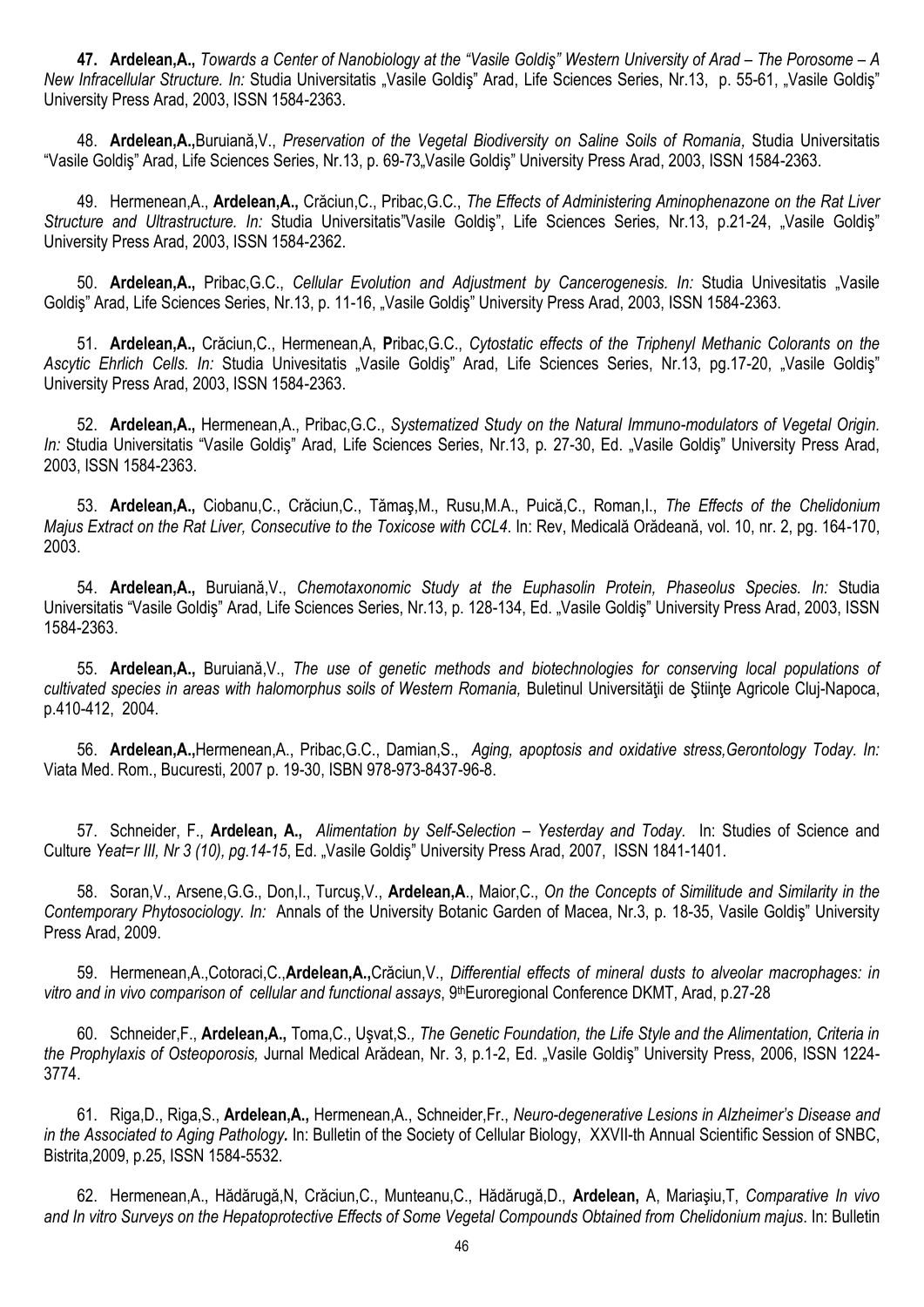**47.** **Ardelean,A.,** *Towards a Center of Nanobiology at the "Vasile Goldiş" Western University of Arad – The Porosome – A New Infracellular Structure. In:* Studia Universitatis „Vasile Goldiş" Arad, Life Sciences Series, Nr.13, p. 55-61, „Vasile Goldiş" University Press Arad, 2003, ISSN 1584-2363.

48. **Ardelean,A.,**Buruiană,V., *Preservation of the Vegetal Biodiversity on Saline Soils of Romania*, Studia Universitatis "Vasile Goldiş" Arad, Life Sciences Series, Nr.13, p. 69-73„Vasile Goldiş" University Press Arad, 2003, ISSN 1584-2363.

49. Hermenean,A., **Ardelean,A.,** Crăciun,C., Pribac,G.C., *The Effects of Administering Aminophenazone on the Rat Liver Structure and Ultrastructure. In:* Studia Universitatis"Vasile Goldiş", Life Sciences Series, Nr.13, p.21-24, „Vasile Goldiş" University Press Arad, 2003, ISSN 1584-2362.

50. **Ardelean,A.,** Pribac,G.C., *Cellular Evolution and Adjustment by Cancerogenesis. In:* Studia Univesitatis „Vasile Goldiş" Arad, Life Sciences Series, Nr.13, p. 11-16, „Vasile Goldiş" University Press Arad, 2003, ISSN 1584-2363.

51. **Ardelean,A.,** Crăciun,C., Hermenean,A, **P**ribac,G.C., *Cytostatic effects of the Triphenyl Methanic Colorants on the Ascytic Ehrlich Cells. In:* Studia Univesitatis „Vasile Goldiş" Arad, Life Sciences Series, Nr.13, pg.17-20, „Vasile Goldiş" University Press Arad, 2003, ISSN 1584-2363.

52. **Ardelean,A.,** Hermenean,A., Pribac,G.C., *Systematized Study on the Natural Immuno-modulators of Vegetal Origin. In:* Studia Universitatis "Vasile Goldiş" Arad, Life Sciences Series, Nr.13, p. 27-30, Ed. „Vasile Goldiş" University Press Arad, 2003, ISSN 1584-2363.

53. **Ardelean,A.,** Ciobanu,C., Crăciun,C., Tămaş,M., Rusu,M.A., Puică,C., Roman,I., *The Effects of the Chelidonium Majus Extract on the Rat Liver, Consecutive to the Toxicose with CCL4*. In: Rev, Medicală Orădeană, vol. 10, nr. 2, pg. 164-170, 2003.

54. **Ardelean,A.,** Buruiană,V., *Chemotaxonomic Study at the Euphasolin Protein, Phaseolus Species. In:* Studia Universitatis "Vasile Goldiş" Arad, Life Sciences Series, Nr.13, p. 128-134, Ed. „Vasile Goldiş" University Press Arad, 2003, ISSN 1584-2363.

55. **Ardelean,A.,** Buruiană,V., *The use of genetic methods and biotechnologies for conserving local populations of cultivated species in areas with halomorphus soils of Western Romania,* Buletinul Universităţii de Ştiinţe Agricole Cluj-Napoca, p.410-412, 2004.

56. **Ardelean,A.,**Hermenean,A., Pribac,G.C., Damian,S., *Aging, apoptosis and oxidative stress,Gerontology Today. In:* Viata Med. Rom., Bucuresti, 2007 p. 19-30, ISBN 978-973-8437-96-8.

57. Schneider, F., **Ardelean, A.,** *Alimentation by Self-Selection – Yesterday and Today.* In: Studies of Science and Culture *Yeat=r III, Nr 3 (10), pg.14-15*, Ed. „Vasile Goldiş" University Press Arad, 2007, ISSN 1841-1401.

58. Soran,V., Arsene,G.G., Don,I., Turcuş,V., **Ardelean,A**., Maior,C., *On the Concepts of Similitude and Similarity in the Contemporary Phytosociology. In:* Annals of the University Botanic Garden of Macea, Nr.3, p. 18-35, Vasile Goldiş" University Press Arad, 2009.

59. Hermenean,A.,Cotoraci,C.,**Ardelean,A.,**Crăciun,V., *Differential effects of mineral dusts to alveolar macrophages: in vitro and in vivo comparison of cellular and functional assays*, 9thEuroregional Conference DKMT, Arad, p.27-28

60. Schneider,F., **Ardelean,A.,** Toma,C., Uşvat,S.*, The Genetic Foundation, the Life Style and the Alimentation, Criteria in the Prophylaxis of Osteoporosis,* Jurnal Medical Arădean, Nr. 3, p.1-2, Ed. „Vasile Goldiş" University Press, 2006, ISSN 1224-3774.

61. Riga,D., Riga,S., **Ardelean,A.,** Hermenean,A., Schneider,Fr., *Neuro-degenerative Lesions in Alzheimer's Disease and in the Associated to Aging Pathology***.** In: Bulletin of the Society of Cellular Biology, XXVII-th Annual Scientific Session of SNBC, Bistrita,2009, p.25, ISSN 1584-5532.

62. Hermenean,A., Hădărugă,N, Crăciun,C., Munteanu,C., Hădărugă,D., **Ardelean,** A, Mariaşiu,T, *Comparative In vivo and In vitro Surveys on the Hepatoprotective Effects of Some Vegetal Compounds Obtained from Chelidonium majus*. In: Bulletin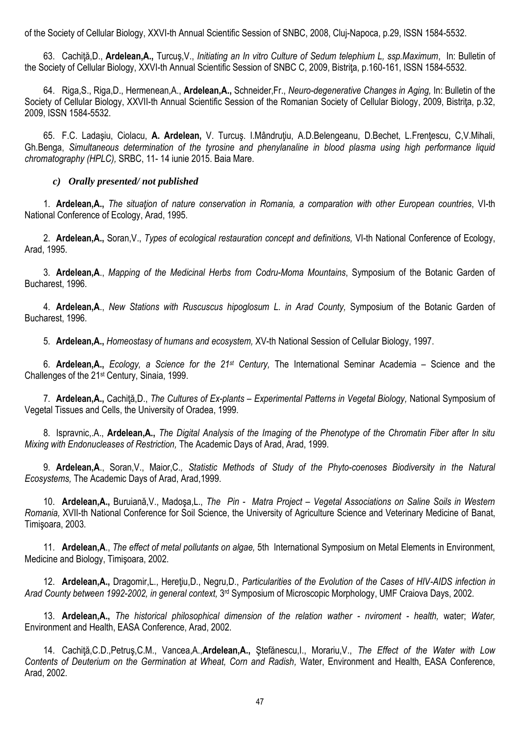of the Society of Cellular Biology, XXVI-th Annual Scientific Session of SNBC, 2008, Cluj-Napoca, p.29, ISSN 1584-5532.

63. Cachiţă,D., **Ardelean,A.,** Turcuş,V., *Initiating an In vitro Culture of Sedum telephium L, ssp.Maximum*, In: Bulletin of the Society of Cellular Biology, XXVI-th Annual Scientific Session of SNBC C, 2009, Bistriţa, p.160-161, ISSN 1584-5532.

64. Riga,S., Riga,D., Hermenean,A., **Ardelean,A.,** Schneider,Fr., *Neuro-degenerative Changes in Aging,* In: Bulletin of the Society of Cellular Biology, XXVII-th Annual Scientific Session of the Romanian Society of Cellular Biology, 2009, Bistriţa, p.32, 2009, ISSN 1584-5532.

65. F.C. Ladaşiu, Ciolacu, **A. Ardelean,** V. Turcuş. I.Mândruţiu, A.D.Belengeanu, D.Bechet, L.Frenţescu, C,V.Mihali, Gh.Benga, *Simultaneous determination of the tyrosine and phenylanaline in blood plasma using high performance liquid chromatography (HPLC),* SRBC, 11- 14 iunie 2015. Baia Mare.

### *c) Orally presented/ not published*

1. **Ardelean,A.,** *The situaţion of nature conservation in Romania, a comparation with other European countries*, VI-th National Conference of Ecology, Arad, 1995.

2. **Ardelean,A.,** Soran,V., *Types of ecological restauration concept and definitions,* VI-th National Conference of Ecology, Arad, 1995.

3. **Ardelean,A**., *Mapping of the Medicinal Herbs from Codru-Moma Mountains*, Symposium of the Botanic Garden of Bucharest, 1996.

4. **Ardelean,A**., *New Stations with Ruscuscus hipoglosum L. in Arad County,* Symposium of the Botanic Garden of Bucharest, 1996.

5. **Ardelean,A.,** *Homeostasy of humans and ecosystem,* XV-th National Session of Cellular Biology, 1997.

6. **Ardelean,A.,** *Ecology, a Science for the 21st Century,* The International Seminar Academia – Science and the Challenges of the 21st Century, Sinaia, 1999.

7. **Ardelean,A.,** Cachiţă,D., *The Cultures of Ex-plants – Experimental Patterns in Vegetal Biology,* National Symposium of Vegetal Tissues and Cells, the University of Oradea, 1999.

8. Ispravnic,.A., **Ardelean,A.,** *The Digital Analysis of the Imaging of the Phenotype of the Chromatin Fiber after In situ Mixing with Endonucleases of Restriction,* The Academic Days of Arad, Arad, 1999.

9. **Ardelean,A**., Soran,V., Maior,C*., Statistic Methods of Study of the Phyto-coenoses Biodiversity in the Natural Ecosystems,* The Academic Days of Arad, Arad,1999.

10. **Ardelean,A.,** Buruiană,V., Madoşa,L., *The Pin - Matra Project – Vegetal Associations on Saline Soils in Western Romania,* XVII-th National Conference for Soil Science, the University of Agriculture Science and Veterinary Medicine of Banat, Timişoara, 2003.

11. **Ardelean,A**., *The effect of metal pollutants on algae,* 5th International Symposium on Metal Elements in Environment, Medicine and Biology, Timişoara, 2002.

12. **Ardelean,A.,** Dragomir,L., Hereţiu,D., Negru,D., *Particularities of the Evolution of the Cases of HIV-AIDS infection in Arad County between 1992-2002, in general context,* 3rd Symposium of Microscopic Morphology, UMF Craiova Days, 2002.

13. **Ardelean,A.,** *The historical philosophical dimension of the relation wather - nviroment - health,* water; *Water,* Environment and Health, EASA Conference, Arad, 2002.

14. Cachiţă,C.D.,Petruş,C.M., Vancea,A.,**Ardelean,A.,** Ştefănescu,I., Morariu,V., *The Effect of the Water with Low Contents of Deuterium on the Germination at Wheat, Corn and Radish,* Water, Environment and Health, EASA Conference, Arad, 2002.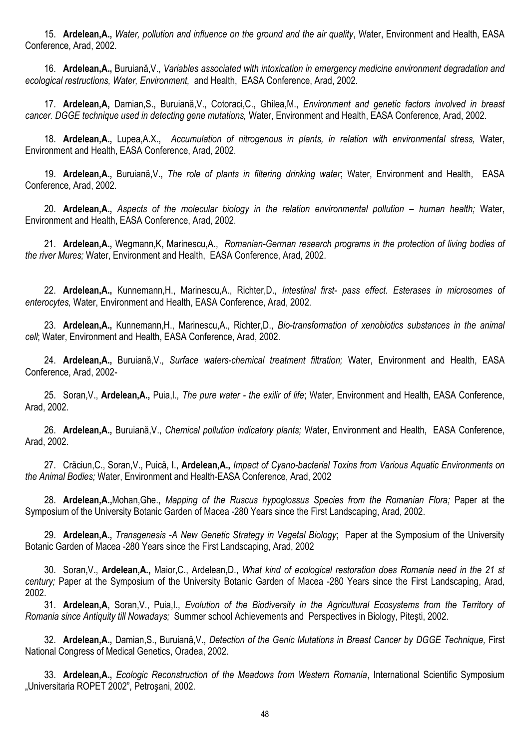15. **Ardelean,A.,** *Water, pollution and influence on the ground and the air quality*, Water, Environment and Health, EASA Conference, Arad, 2002.

16. **Ardelean,A.,** Buruiană,V., *Variables associated with intoxication in emergency medicine environment degradation and ecological restructions, Water, Environment,* and Health, EASA Conference, Arad, 2002.

17. **Ardelean,A,** Damian,S., Buruiană,V., Cotoraci,C., Ghilea,M., *Environment and genetic factors involved in breast cancer. DGGE technique used in detecting gene mutations,* Water, Environment and Health, EASA Conference, Arad, 2002.

18. **Ardelean,A.,** Lupea,A.X., *Accumulation of nitrogenous in plants, in relation with environmental stress,* Water, Environment and Health, EASA Conference, Arad, 2002.

19. **Ardelean,A.,** Buruiană,V., *The role of plants in filtering drinking water*; Water, Environment and Health, EASA Conference, Arad, 2002.

20. **Ardelean,A.,** *Aspects of the molecular biology in the relation environmental pollution – human health;* Water, Environment and Health, EASA Conference, Arad, 2002.

21. **Ardelean,A.,** Wegmann,K, Marinescu,A., *Romanian-German research programs in the protection of living bodies of the river Mures;* Water, Environment and Health, EASA Conference, Arad, 2002.

22. **Ardelean,A.,** Kunnemann,H., Marinescu,A., Richter,D., *Intestinal first- pass effect. Esterases in microsomes of enterocytes,* Water, Environment and Health, EASA Conference, Arad, 2002.

23. **Ardelean,A.,** Kunnemann,H., Marinescu,A., Richter,D., *Bio-transformation of xenobiotics substances in the animal cell*; Water, Environment and Health, EASA Conference, Arad, 2002.

24. **Ardelean,A.,** Buruiană,V., *Surface waters-chemical treatment filtration;* Water, Environment and Health, EASA Conference, Arad, 2002-

25. Soran,V., **Ardelean,A.,** Puia,I.*, The pure water - the exilir of life*; Water, Environment and Health, EASA Conference, Arad, 2002.

26. **Ardelean,A.,** Buruiană,V., *Chemical pollution indicatory plants;* Water, Environment and Health, EASA Conference, Arad, 2002.

27. Crăciun,C., Soran,V., Puică, I., **Ardelean,A.,** *Impact of Cyano-bacterial Toxins from Various Aquatic Environments on the Animal Bodies;* Water, Environment and Health-EASA Conference, Arad, 2002

28. **Ardelean,A.,**Mohan,Ghe., *Mapping of the Ruscus hypoglossus Species from the Romanian Flora;* Paper at the Symposium of the University Botanic Garden of Macea -280 Years since the First Landscaping, Arad, 2002.

29. **Ardelean,A.,** *Transgenesis -A New Genetic Strategy in Vegetal Biology*; Paper at the Symposium of the University Botanic Garden of Macea -280 Years since the First Landscaping, Arad, 2002

30. Soran,V., **Ardelean,A.,** Maior,C., Ardelean,D., *What kind of ecological restoration does Romania need in the 21 st century;* Paper at the Symposium of the University Botanic Garden of Macea -280 Years since the First Landscaping, Arad, 2002.

31. **Ardelean,A**, Soran,V., Puia,I., *Evolution of the Biodiversity in the Agricultural Ecosystems from the Territory of Romania since Antiquity till Nowadays;* Summer school Achievements and Perspectives in Biology, Piteşti, 2002.

32. **Ardelean,A.,** Damian,S., Buruiană,V., *Detection of the Genic Mutations in Breast Cancer by DGGE Technique,* First National Congress of Medical Genetics, Oradea, 2002.

33. **Ardelean,A.,** *Ecologic Reconstruction of the Meadows from Western Romania*, International Scientific Symposium „Universitaria ROPET 2002", Petroşani, 2002.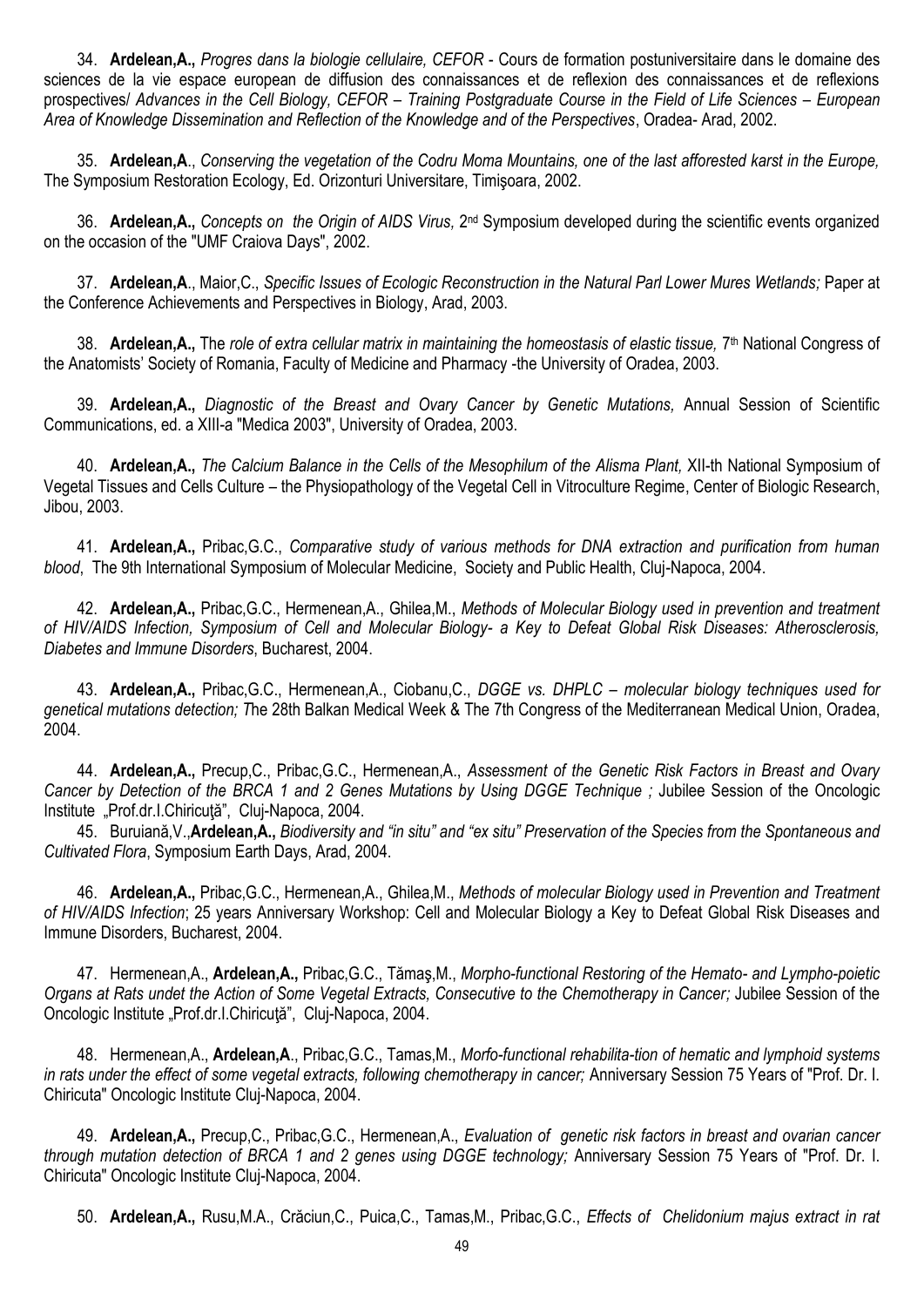34. **Ardelean,A.,** *Progres dans la biologie cellulaire, CEFOR* - Cours de formation postuniversitaire dans le domaine des sciences de la vie espace europeen de diffusion des connaissances et de reflexion des connaissances et de reflexions prospectives/ *Advances in the Cell Biology, CEFOR – Training Postgraduate Course in the Field of Life Sciences – European Area of Knowledge Dissemination and Reflection of the Knowledge and of the Perspectives*, Oradea- Arad, 2002.

35. **Ardelean,A**., *Conserving the vegetation of the Codru Moma Mountains, one of the last afforested karst in the Europe,* The Symposium Restoration Ecology, Ed. Orizonturi Universitare, Timişoara, 2002.

36. **Ardelean,A.,** *Concepts on the Origin of AIDS Virus,* 2nd Symposium developed during the scientific events organized on the occasion of the "UMF Craiova Days", 2002.

37. **Ardelean,A**., Maior,C., *Specific Issues of Ecologic Reconstruction in the Natural Parl Lower Mures Wetlands;* Paper at the Conference Achievements and Perspectives in Biology, Arad, 2003.

38. **Ardelean,A.,** The *role of extra cellular matrix in maintaining the homeostasis of elastic tissue,* 7th National Congress of the Anatomists' Society of Romania, Faculty of Medicine and Pharmacy -the University of Oradea, 2003.

39. **Ardelean,A.,** *Diagnostic of the Breast and Ovary Cancer by Genetic Mutations,* Annual Session of Scientific Communications, ed. a XIII-a "Medica 2003", University of Oradea, 2003.

40. **Ardelean,A.,** *The Calcium Balance in the Cells of the Mesophilum of the Alisma Plant,* XII-th National Symposium of Vegetal Tissues and Cells Culture – the Physiopathology of the Vegetal Cell in Vitroculture Regime, Center of Biologic Research, Jibou, 2003.

41. **Ardelean,A.,** Pribac,G.C., *Comparative study of various methods for DNA extraction and purification from human blood*, The 9th International Symposium of Molecular Medicine, Society and Public Health, Cluj-Napoca, 2004.

42. **Ardelean,A.,** Pribac,G.C., Hermenean,A., Ghilea,M., *Methods of Molecular Biology used in prevention and treatment of HIV/AIDS Infection, Symposium of Cell and Molecular Biology- a Key to Defeat Global Risk Diseases: Atherosclerosis, Diabetes and Immune Disorders*, Bucharest, 2004.

43. **Ardelean,A.,** Pribac,G.C., Hermenean,A., Ciobanu,C., *DGGE vs. DHPLC – molecular biology techniques used for genetical mutations detection; T*he 28th Balkan Medical Week & The 7th Congress of the Mediterranean Medical Union, Oradea, 2004.

44. **Ardelean,A.,** Precup,C., Pribac,G.C., Hermenean,A., *Assessment of the Genetic Risk Factors in Breast and Ovary Cancer by Detection of the BRCA 1 and 2 Genes Mutations by Using DGGE Technique ;* Jubilee Session of the Oncologic Institute „Prof.dr.I.Chiricuţă", Cluj-Napoca, 2004.

45. Buruiană,V.,**Ardelean,A.,** *Biodiversity and "in situ" and "ex situ" Preservation of the Species from the Spontaneous and Cultivated Flora*, Symposium Earth Days, Arad, 2004.

46. **Ardelean,A.,** Pribac,G.C., Hermenean,A., Ghilea,M., *Methods of molecular Biology used in Prevention and Treatment of HIV/AIDS Infection*; 25 years Anniversary Workshop: Cell and Molecular Biology a Key to Defeat Global Risk Diseases and Immune Disorders, Bucharest, 2004.

47. Hermenean,A., **Ardelean,A.,** Pribac,G.C., Tămaş,M., *Morpho-functional Restoring of the Hemato- and Lympho-poietic Organs at Rats undet the Action of Some Vegetal Extracts, Consecutive to the Chemotherapy in Cancer;* Jubilee Session of the Oncologic Institute „Prof.dr.I.Chiricuţă", Cluj-Napoca, 2004.

48. Hermenean,A., **Ardelean,A**., Pribac,G.C., Tamas,M., *Morfo-functional rehabilita-tion of hematic and lymphoid systems in rats under the effect of some vegetal extracts, following chemotherapy in cancer;* Anniversary Session 75 Years of "Prof. Dr. I. Chiricuta" Oncologic Institute Cluj-Napoca, 2004.

49. **Ardelean,A.,** Precup,C., Pribac,G.C., Hermenean,A., *Evaluation of genetic risk factors in breast and ovarian cancer through mutation detection of BRCA 1 and 2 genes using DGGE technology;* Anniversary Session 75 Years of "Prof. Dr. I. Chiricuta" Oncologic Institute Cluj-Napoca, 2004.

50. **Ardelean,A.,** Rusu,M.A., Crăciun,C., Puica,C., Tamas,M., Pribac,G.C., *Effects of Chelidonium majus extract in rat*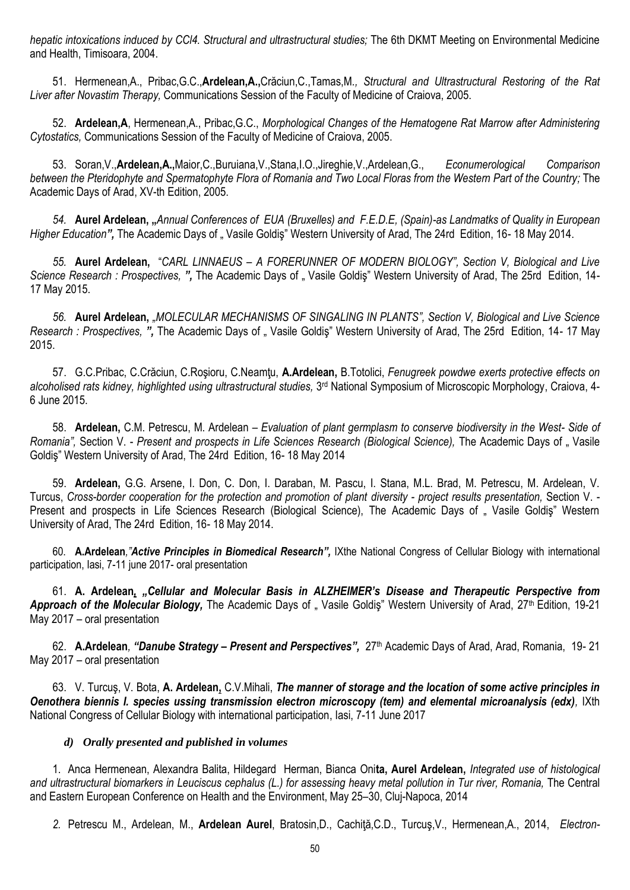*hepatic intoxications induced by CCl4. Structural and ultrastructural studies;* The 6th DKMT Meeting on Environmental Medicine and Health, Timisoara, 2004.

51. Hermenean,A., Pribac,G.C.,**Ardelean,A.,**Crăciun,C.,Tamas,M.*, Structural and Ultrastructural Restoring of the Rat Liver after Novastim Therapy,* Communications Session of the Faculty of Medicine of Craiova, 2005.

52. **Ardelean,A**, Hermenean,A., Pribac,G.C., *Morphological Changes of the Hematogene Rat Marrow after Administering Cytostatics,* Communications Session of the Faculty of Medicine of Craiova, 2005.

53. Soran,V.,**Ardelean,A.,**Maior,C.,Buruiana,V.,Stana,I.O.,Jireghie,V.,Ardelean,G., *Econumerological Comparison between the Pteridophyte and Spermatophyte Flora of Romania and Two Local Floras from the Western Part of the Country;* The Academic Days of Arad, XV-th Edition, 2005.

*54.* **Aurel Ardelean, „***Annual Conferences of EUA (Bruxelles) and F.E.D.E, (Spain)-as Landmatks of Quality in European Higher Education***",** The Academic Days of „ Vasile Goldiş" Western University of Arad, The 24rd Edition, 16- 18 May 2014.

*55.* **Aurel Ardelean,** "*CARL LINNAEUS – A FORERUNNER OF MODERN BIOLOGY", Section V, Biological and Live Science Research : Prospectives, ",* The Academic Days of „ Vasile Goldiş" Western University of Arad, The 25rd Edition, 14- 17 May 2015.

*56.* **Aurel Ardelean,** *„MOLECULAR MECHANISMS OF SINGALING IN PLANTS", Section V, Biological and Live Science Research : Prospectives, ",* The Academic Days of „ Vasile Goldiş" Western University of Arad, The 25rd Edition, 14- 17 May 2015.

57. G.C.Pribac, C.Crăciun, C.Roşioru, C.Neamţu, **A.Ardelean,** B.Totolici, *Fenugreek powdwe exerts protective effects on alcoholised rats kidney, highlighted using ultrastructural studies,* 3rd National Symposium of Microscopic Morphology, Craiova, 4-6 June 2015.

58. **Ardelean,** C.M. Petrescu, M. Ardelean – *Evaluation of plant germplasm to conserve biodiversity in the West- Side of Romania",* Section V. - *Present and prospects in Life Sciences Research (Biological Science),* The Academic Days of „ Vasile Goldiş" Western University of Arad, The 24rd Edition, 16- 18 May 2014

59. **Ardelean,** G.G. Arsene, I. Don, C. Don, I. Daraban, M. Pascu, I. Stana, M.L. Brad, M. Petrescu, M. Ardelean, V. Turcus, *Cross-border cooperation for the protection and promotion of plant diversity - project results presentation,* Section V. - Present and prospects in Life Sciences Research (Biological Science), The Academic Days of „ Vasile Goldiş" Western University of Arad, The 24rd Edition, 16- 18 May 2014.

60. **A.Ardelean***,"***Active Principles in Biomedical Research",** IXthe National Congress of Cellular Biology with international participation, Iasi, 7-11 june 2017- oral presentation

61. **A. Ardelean, *„Cellular and Molecular Basis in ALZHEIMER's Disease and Therapeutic Perspective from Approach of the Molecular Biology,*** The Academic Days of „ Vasile Goldiş" Western University of Arad, 27th Edition, 19-21 May 2017 – oral presentation

62. **A.Ardelean**, ***"Danube Strategy – Present and Perspectives",*** 27th Academic Days of Arad, Arad, Romania, 19- 21 May 2017 – oral presentation

63. V. Turcuş, V. Bota, **A. Ardelean,** C.V.Mihali, ***The manner of storage and the location of some active principles in Oenothera biennis l. species ussing transmission electron microscopy (tem) and elemental microanalysis (edx)****,* IXth National Congress of Cellular Biology with international participation, Iasi, 7-11 June 2017

***d) Orally presented and published in volumes***

1. Anca Hermenean, Alexandra Balita, Hildegard Herman, Bianca Oni**ta, Aurel Ardelean,** *Integrated use of histological and ultrastructural biomarkers in Leuciscus cephalus (L.) for assessing heavy metal pollution in Tur river, Romania,* The Central and Eastern European Conference on Health and the Environment, May 25–30, Cluj-Napoca, 2014

*2.* Petrescu M., Ardelean, M., **Ardelean Aurel**, Bratosin,D., Cachiţă,C.D., Turcuş,V., Hermenean,A., 2014, *Electron-*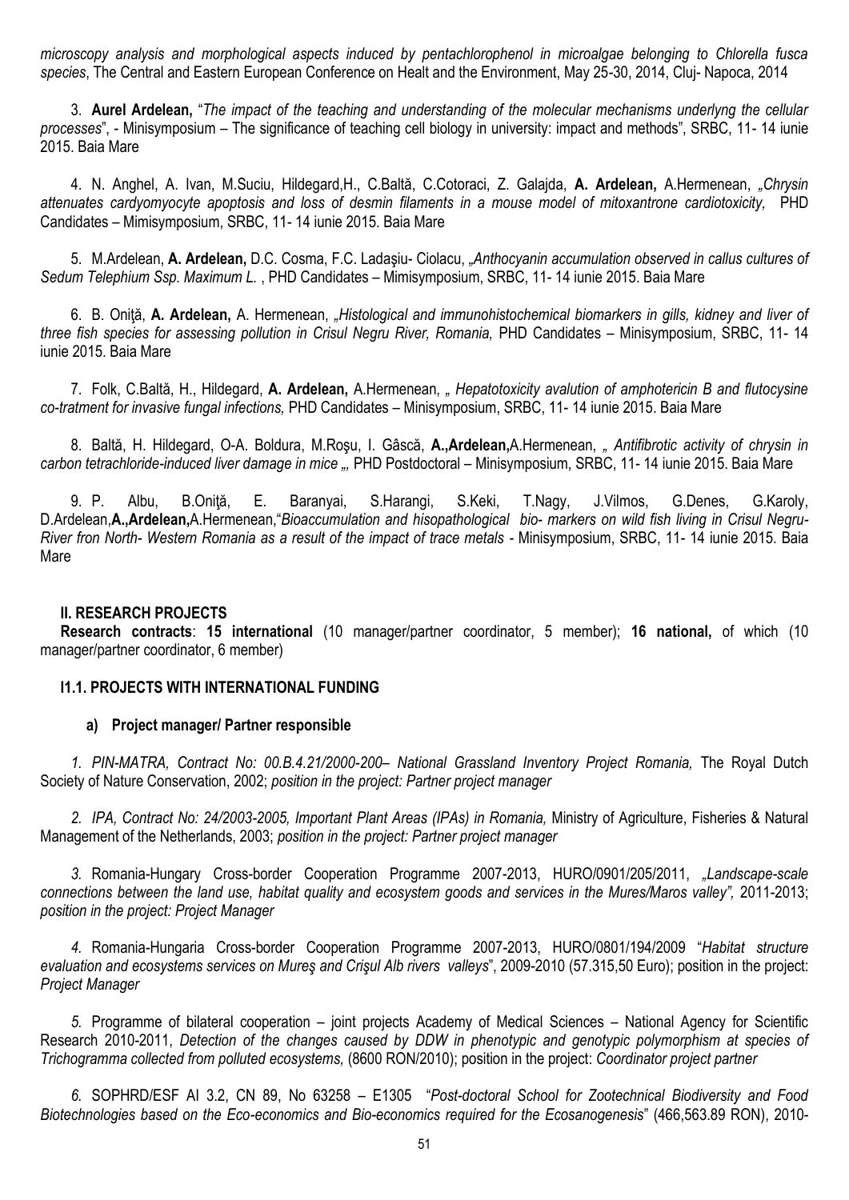*microscopy analysis and morphological aspects induced by pentachlorophenol in microalgae belonging to Chlorella fusca species*, The Central and Eastern European Conference on Healt and the Environment, May 25-30, 2014, Cluj- Napoca, 2014

3. **Aurel Ardelean,** "*The impact of the teaching and understanding of the molecular mechanisms underlyng the cellular processes*", - Minisymposium – The significance of teaching cell biology in university: impact and methods", SRBC, 11- 14 iunie 2015. Baia Mare

4. N. Anghel, A. Ivan, M.Suciu, Hildegard,H., C.Baltă, C.Cotoraci, Z. Galajda, **A. Ardelean,** A.Hermenean, *„Chrysin attenuates cardyomyocyte apoptosis and loss of desmin filaments in a mouse model of mitoxantrone cardiotoxicity,* PHD Candidates – Mimisymposium, SRBC, 11- 14 iunie 2015. Baia Mare

5. M.Ardelean, **A. Ardelean,** D.C. Cosma, F.C. Ladaşiu- Ciolacu, *„Anthocyanin accumulation observed in callus cultures of Sedum Telephium Ssp. Maximum L.* , PHD Candidates – Mimisymposium, SRBC, 11- 14 iunie 2015. Baia Mare

6. B. Oniţă, **A. Ardelean,** A. Hermenean, *„Histological and immunohistochemical biomarkers in gills, kidney and liver of three fish species for assessing pollution in Crisul Negru River, Romania,* PHD Candidates – Minisymposium, SRBC, 11- 14 iunie 2015. Baia Mare

7. Folk, C.Baltă, H., Hildegard, **A. Ardelean,** A.Hermenean, *„ Hepatotoxicity avalution of amphotericin B and flutocysine co-tratment for invasive fungal infections,* PHD Candidates – Minisymposium, SRBC, 11- 14 iunie 2015. Baia Mare

8. Baltă, H. Hildegard, O-A. Boldura, M.Roşu, I. Gâscă, **A.,Ardelean,**A.Hermenean, *„ Antifibrotic activity of chrysin in carbon tetrachloride-induced liver damage in mice „* PHD Postdoctoral – Minisymposium, SRBC, 11- 14 iunie 2015. Baia Mare

9. P. Albu, B.Oniţă, E. Baranyai, S.Harangi, S.Keki, T.Nagy, J.Vilmos, G.Denes, G.Karoly, D.Ardelean,**A.,Ardelean,**A.Hermenean,"*Bioaccumulation and hisopathological bio- markers on wild fish living in Crisul Negru- River fron North- Western Romania as a result of the impact of trace metals* - Minisymposium, SRBC, 11- 14 iunie 2015. Baia Mare

## II. RESEARCH PROJECTS

**Research contracts**: **15 international** (10 manager/partner coordinator, 5 member); **16 national,** of which (10 manager/partner coordinator, 6 member)

### I1.1. PROJECTS WITH INTERNATIONAL FUNDING

#### a) Project manager/ Partner responsible

*1. PIN-MATRA, Contract No: 00.B.4.21/2000-200– National Grassland Inventory Project Romania,* The Royal Dutch Society of Nature Conservation, 2002; *position in the project: Partner project manager*

*2. IPA, Contract No: 24/2003-2005, Important Plant Areas (IPAs) in Romania,* Ministry of Agriculture, Fisheries & Natural Management of the Netherlands, 2003; *position in the project: Partner project manager*

*3.* Romania-Hungary Cross-border Cooperation Programme 2007-2013, HURO/0901/205/2011, *„Landscape-scale connections between the land use, habitat quality and ecosystem goods and services in the Mures/Maros valley",* 2011-2013; *position in the project: Project Manager*

*4.* Romania-Hungaria Cross-border Cooperation Programme 2007-2013, HURO/0801/194/2009 "*Habitat structure evaluation and ecosystems services on Mureş and Crişul Alb rivers valleys*", 2009-2010 (57.315,50 Euro); position in the project: *Project Manager*

*5.* Programme of bilateral cooperation – joint projects Academy of Medical Sciences – National Agency for Scientific Research 2010-2011, *Detection of the changes caused by DDW in phenotypic and genotypic polymorphism at species of Trichogramma collected from polluted ecosystems,* (8600 RON/2010); position in the project: *Coordinator project partner*

*6.* SOPHRD/ESF AI 3.2, CN 89, No 63258 – E1305 "*Post-doctoral School for Zootechnical Biodiversity and Food Biotechnologies based on the Eco-economics and Bio-economics required for the Ecosanogenesis*" (466,563.89 RON), 2010-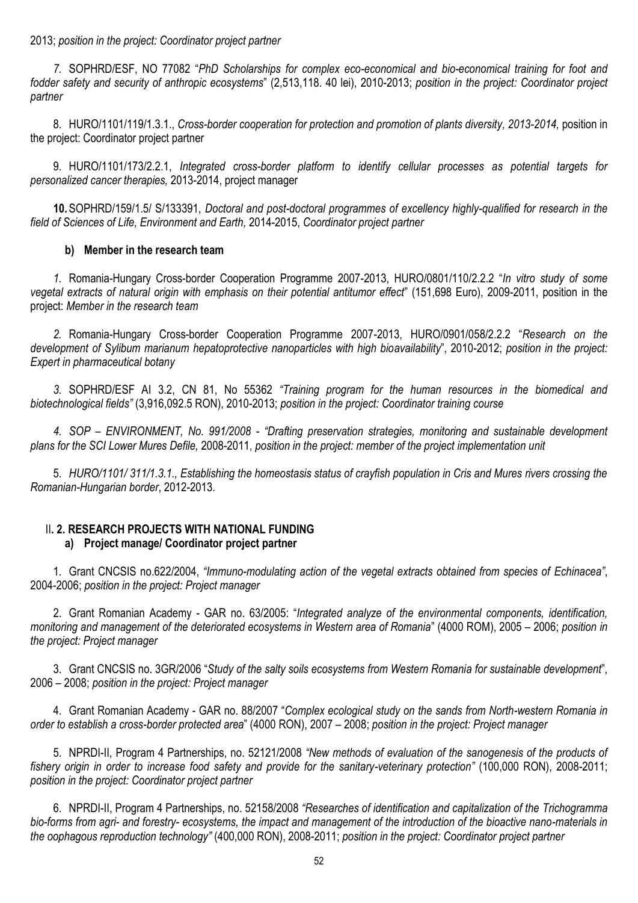2013; *position in the project: Coordinator project partner*

*7.* SOPHRD/ESF, NO 77082 "*PhD Scholarships for complex eco-economical and bio-economical training for foot and fodder safety and security of anthropic ecosystems*" (2,513,118. 40 lei), 2010-2013; *position in the project: Coordinator project partner*

8. HURO/1101/119/1.3.1., *Cross-border cooperation for protection and promotion of plants diversity, 2013-2014,* position in the project: Coordinator project partner

9. HURO/1101/173/2.2.1, *Integrated cross-border platform to identify cellular processes as potential targets for personalized cancer therapies,* 2013-2014, project manager

**10.** SOPHRD/159/1.5/ S/133391, *Doctoral and post-doctoral programmes of excellency highly-qualified for research in the field of Sciences of Life, Environment and Earth,* 2014-2015, *Coordinator project partner*

**b) Member in the research team**

*1.* Romania-Hungary Cross-border Cooperation Programme 2007-2013, HURO/0801/110/2.2.2 "*In vitro study of some vegetal extracts of natural origin with emphasis on their potential antitumor effect*" (151,698 Euro), 2009-2011, position in the project: *Member in the research team*

*2.* Romania-Hungary Cross-border Cooperation Programme 2007-2013, HURO/0901/058/2.2.2 "*Research on the development of Sylibum marianum hepatoprotective nanoparticles with high bioavailability*", 2010-2012; *position in the project: Expert in pharmaceutical botany*

*3.* SOPHRD/ESF AI 3.2, CN 81, No 55362 *"Training program for the human resources in the biomedical and biotechnological fields"* (3,916,092.5 RON), 2010-2013; *position in the project: Coordinator training course*

*4. SOP – ENVIRONMENT, No. 991/2008 - "Drafting preservation strategies, monitoring and sustainable development plans for the SCI Lower Mures Defile,* 2008-2011, *position in the project: member of the project implementation unit*

5. *HURO/1101/ 311/1.3.1., Establishing the homeostasis status of crayfish population in Cris and Mures rivers crossing the Romanian-Hungarian border*, 2012-2013.

## II. 2. RESEARCH PROJECTS WITH NATIONAL FUNDING

**a) Project manage/ Coordinator project partner**

1. Grant CNCSIS no.622/2004, *"Immuno-modulating action of the vegetal extracts obtained from species of Echinacea"*, 2004-2006; *position in the project: Project manager*

2. Grant Romanian Academy - GAR no. 63/2005: "*Integrated analyze of the environmental components, identification, monitoring and management of the deteriorated ecosystems in Western area of Romania*" (4000 ROM), 2005 – 2006; *position in the project: Project manager*

3. Grant CNCSIS no. 3GR/2006 "*Study of the salty soils ecosystems from Western Romania for sustainable development*", 2006 – 2008; *position in the project: Project manager*

4. Grant Romanian Academy - GAR no. 88/2007 "*Complex ecological study on the sands from North-western Romania in order to establish a cross-border protected area*" (4000 RON), 2007 – 2008; *position in the project: Project manager*

5. NPRDI-II, Program 4 Partnerships, no. 52121/2008 *"New methods of evaluation of the sanogenesis of the products of fishery origin in order to increase food safety and provide for the sanitary-veterinary protection"* (100,000 RON), 2008-2011; *position in the project: Coordinator project partner*

6. NPRDI-II, Program 4 Partnerships, no. 52158/2008 *"Researches of identification and capitalization of the Trichogramma bio-forms from agri- and forestry- ecosystems, the impact and management of the introduction of the bioactive nano-materials in the oophagous reproduction technology"* (400,000 RON), 2008-2011; *position in the project: Coordinator project partner*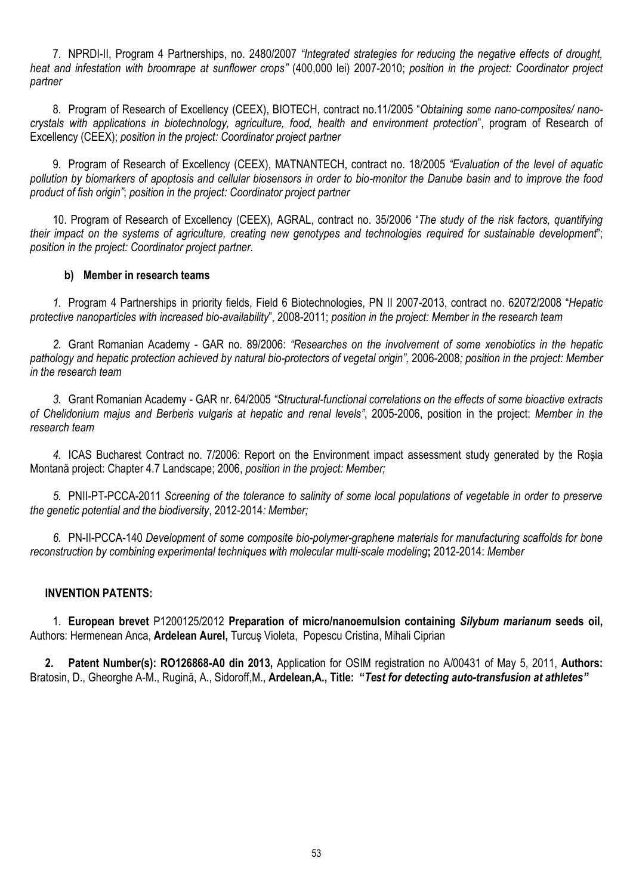7. NPRDI-II, Program 4 Partnerships, no. 2480/2007 *"Integrated strategies for reducing the negative effects of drought, heat and infestation with broomrape at sunflower crops"* (400,000 lei) 2007-2010; *position in the project: Coordinator project partner*

8. Program of Research of Excellency (CEEX), BIOTECH, contract no.11/2005 "*Obtaining some nano-composites/ nano-crystals with applications in biotechnology, agriculture, food, health and environment protection*", program of Research of Excellency (CEEX); *position in the project: Coordinator project partner*

9. Program of Research of Excellency (CEEX), MATNANTECH, contract no. 18/2005 *"Evaluation of the level of aquatic pollution by biomarkers of apoptosis and cellular biosensors in order to bio-monitor the Danube basin and to improve the food product of fish origin"*; *position in the project: Coordinator project partner*

10. Program of Research of Excellency (CEEX), AGRAL, contract no. 35/2006 "*The study of the risk factors, quantifying their impact on the systems of agriculture, creating new genotypes and technologies required for sustainable development*"; *position in the project: Coordinator project partner.*

### b) Member in research teams

*1.* Program 4 Partnerships in priority fields, Field 6 Biotechnologies, PN II 2007-2013, contract no. 62072/2008 "*Hepatic protective nanoparticles with increased bio-availability*", 2008-2011; *position in the project: Member in the research team*

*2.* Grant Romanian Academy - GAR no. 89/2006: *"Researches on the involvement of some xenobiotics in the hepatic pathology and hepatic protection achieved by natural bio-protectors of vegetal origin",* 2006-2008*; position in the project: Member in the research team*

*3.* Grant Romanian Academy - GAR nr. 64/2005 *"Structural-functional correlations on the effects of some bioactive extracts of Chelidonium majus and Berberis vulgaris at hepatic and renal levels"*, 2005-2006, position in the project: *Member in the research team*

*4.* ICAS Bucharest Contract no. 7/2006: Report on the Environment impact assessment study generated by the Roşia Montană project: Chapter 4.7 Landscape; 2006, *position in the project: Member;*

*5.* PNII-PT-PCCA-2011 *Screening of the tolerance to salinity of some local populations of vegetable in order to preserve the genetic potential and the biodiversity*, 2012-2014*: Member;*

*6.* PN-II-PCCA-140 *Development of some composite bio-polymer-graphene materials for manufacturing scaffolds for bone reconstruction by combining experimental techniques with molecular multi-scale modeling***;** 2012-2014: *Member*

## INVENTION PATENTS:

1. **European brevet** P1200125/2012 **Preparation of micro/nanoemulsion containing *Silybum marianum* seeds oil,** Authors: Hermenean Anca, **Ardelean Aurel,** Turcuş Violeta, Popescu Cristina, Mihali Ciprian

**2. Patent Number(s): RO126868-A0 din 2013,** Application for OSIM registration no A/00431 of May 5, 2011, **Authors:** Bratosin, D., Gheorghe A-M., Rugină, A., Sidoroff,M., **Ardelean,A., Title: "*Test for detecting auto-transfusion at athletes"***